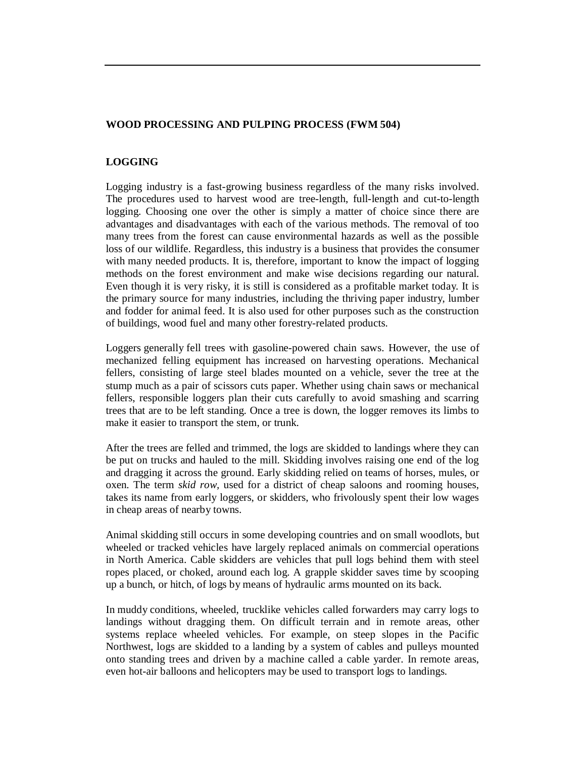## WOOD PROCESSING AND PULPING PROCESS (FWM 504)

### LOGGING

Logging industry is a fast-growing business regardless of the many risks involved. The procedures used to harvest wood are tree-length, full-length and cut-to-length logging. Choosing one over the other is simply a matter of choice since there are advantages and disadvantages with each of the various methods. The removal of too many trees from the forest can cause environmental hazards as well as the possible loss of our wildlife. Regardless, this industry is a business that provides the consumer with many needed products. It is, therefore, important to know the impact of logging methods on the forest environment and make wise decisions regarding our natural. Even though it is very risky, it is still is considered as a profitable market today. It is the primary source for many industries, including the thriving paper industry, lumber and fodder for animal feed. It is also used for other purposes such as the construction of buildings, wood fuel and many other forestry-related products.

Loggers generally fell trees with gasoline-powered chain saws. However, the use of mechanized felling equipment has increased on harvesting operations. Mechanical fellers, consisting of large steel blades mounted on a vehicle, sever the tree at the stump much as a pair of scissors cuts paper. Whether using chain saws or mechanical fellers, responsible loggers plan their cuts carefully to avoid smashing and scarring trees that are to be left standing. Once a tree is down, the logger removes its limbs to make it easier to transport the stem, or trunk.

After the trees are felled and trimmed, the logs are skidded to landings where they can be put on trucks and hauled to the mill. Skidding involves raising one end of the log and dragging it across the ground. Early skidding relied on teams of horses, mules, or oxen. The term *skid row*, used for a district of cheap saloons and rooming houses, takes its name from early loggers, or skidders, who frivolously spent their low wages in cheap areas of nearby towns.

Animal skidding still occurs in some developing countries and on small woodlots, but wheeled or tracked vehicles have largely replaced animals on commercial operations in North America. Cable skidders are vehicles that pull logs behind them with steel ropes placed, or choked, around each log. A grapple skidder saves time by scooping up a bunch, or hitch, of logs by means of hydraulic arms mounted on its back.

In muddy conditions, wheeled, trucklike vehicles called forwarders may carry logs to landings without dragging them. On difficult terrain and in remote areas, other systems replace wheeled vehicles. For example, on steep slopes in the Pacific Northwest, logs are skidded to a landing by a system of cables and pulleys mounted onto standing trees and driven by a machine called a cable yarder. In remote areas, even hot-air balloons and helicopters may be used to transport logs to landings.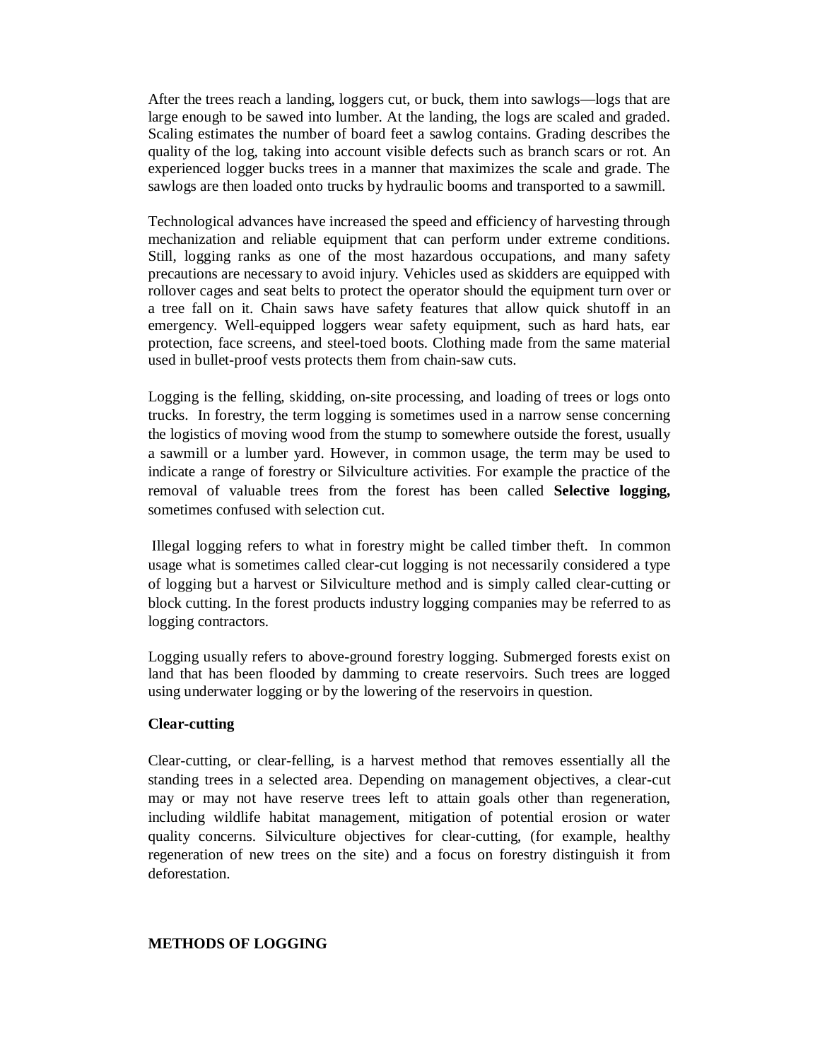After the trees reach a landing, loggers cut, or buck, them into sawlogs—logs that are large enough to be sawed into lumber. At the landing, the logs are scaled and graded. Scaling estimates the number of board feet a sawlog contains. Grading describes the quality of the log, taking into account visible defects such as branch scars or rot. An experienced logger bucks trees in a manner that maximizes the scale and grade. The sawlogs are then loaded onto trucks by hydraulic booms and transported to a sawmill.

Technological advances have increased the speed and efficiency of harvesting through mechanization and reliable equipment that can perform under extreme conditions. Still, logging ranks as one of the most hazardous occupations, and many safety precautions are necessary to avoid injury. Vehicles used as skidders are equipped with rollover cages and seat belts to protect the operator should the equipment turn over or a tree fall on it. Chain saws have safety features that allow quick shutoff in an emergency. Well-equipped loggers wear safety equipment, such as hard hats, ear protection, face screens, and steel-toed boots. Clothing made from the same material used in bullet-proof vests protects them from chain-saw cuts.

Logging is the felling, skidding, on-site processing, and loading of trees or logs onto trucks. In forestry, the term logging is sometimes used in a narrow sense concerning the logistics of moving wood from the stump to somewhere outside the forest, usually a sawmill or a lumber yard. However, in common usage, the term may be used to indicate a range of forestry or Silviculture activities. For example the practice of the removal of valuable trees from the forest has been called **Selective logging,** sometimes confused with selection cut.

Illegal logging refers to what in forestry might be called timber theft. In common usage what is sometimes called clear-cut logging is not necessarily considered a type of logging but a harvest or Silviculture method and is simply called clear-cutting or block cutting. In the forest products industry logging companies may be referred to as logging contractors.

Logging usually refers to above-ground forestry logging. Submerged forests exist on land that has been flooded by damming to create reservoirs. Such trees are logged using underwater logging or by the lowering of the reservoirs in question.

**Clear-cutting**

Clear-cutting, or clear-felling, is a harvest method that removes essentially all the standing trees in a selected area. Depending on management objectives, a clear-cut may or may not have reserve trees left to attain goals other than regeneration, including wildlife habitat management, mitigation of potential erosion or water quality concerns. Silviculture objectives for clear-cutting, (for example, healthy regeneration of new trees on the site) and a focus on forestry distinguish it from deforestation.

## METHODS OF LOGGING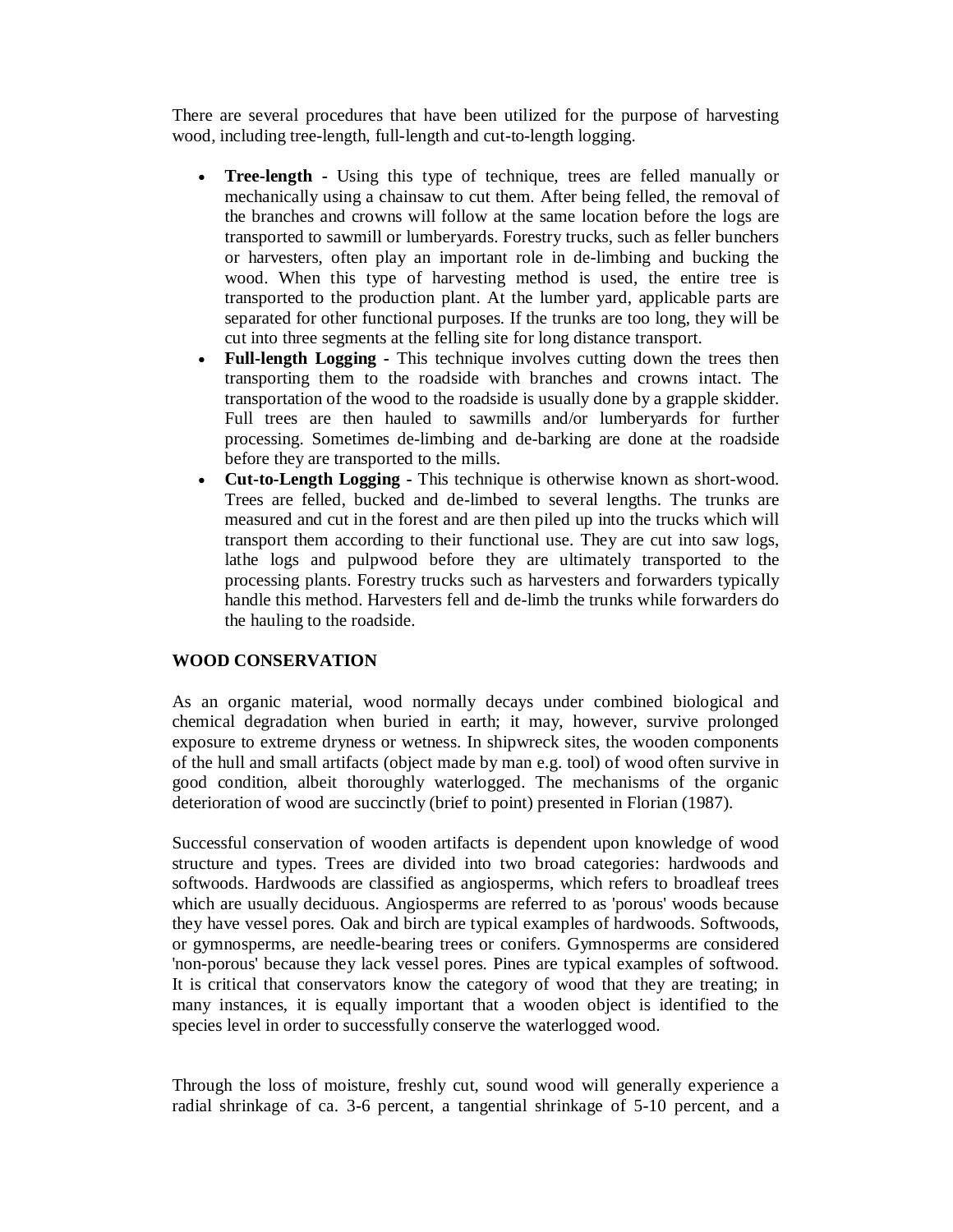There are several procedures that have been utilized for the purpose of harvesting wood, including tree-length, full-length and cut-to-length logging.

- **Tree-length -** Using this type of technique, trees are felled manually or mechanically using a chainsaw to cut them. After being felled, the removal of the branches and crowns will follow at the same location before the logs are transported to sawmill or lumberyards. Forestry trucks, such as feller bunchers or harvesters, often play an important role in de-limbing and bucking the wood. When this type of harvesting method is used, the entire tree is transported to the production plant. At the lumber yard, applicable parts are separated for other functional purposes. If the trunks are too long, they will be cut into three segments at the felling site for long distance transport.
- **Full-length Logging -** This technique involves cutting down the trees then transporting them to the roadside with branches and crowns intact. The transportation of the wood to the roadside is usually done by a grapple skidder. Full trees are then hauled to sawmills and/or lumberyards for further processing. Sometimes de-limbing and de-barking are done at the roadside before they are transported to the mills.
- **Cut-to-Length Logging -** This technique is otherwise known as short-wood. Trees are felled, bucked and de-limbed to several lengths. The trunks are measured and cut in the forest and are then piled up into the trucks which will transport them according to their functional use. They are cut into saw logs, lathe logs and pulpwood before they are ultimately transported to the processing plants. Forestry trucks such as harvesters and forwarders typically handle this method. Harvesters fell and de-limb the trunks while forwarders do the hauling to the roadside.

**WOOD CONSERVATION**

As an organic material, wood normally decays under combined biological and chemical degradation when buried in earth; it may, however, survive prolonged exposure to extreme dryness or wetness. In shipwreck sites, the wooden components of the hull and small artifacts (object made by man e.g. tool) of wood often survive in good condition, albeit thoroughly waterlogged. The mechanisms of the organic deterioration of wood are succinctly (brief to point) presented in Florian (1987).

Successful conservation of wooden artifacts is dependent upon knowledge of wood structure and types. Trees are divided into two broad categories: hardwoods and softwoods. Hardwoods are classified as angiosperms, which refers to broadleaf trees which are usually deciduous. Angiosperms are referred to as 'porous' woods because they have vessel pores. Oak and birch are typical examples of hardwoods. Softwoods, or gymnosperms, are needle-bearing trees or conifers. Gymnosperms are considered 'non-porous' because they lack vessel pores. Pines are typical examples of softwood. It is critical that conservators know the category of wood that they are treating; in many instances, it is equally important that a wooden object is identified to the species level in order to successfully conserve the waterlogged wood.

Through the loss of moisture, freshly cut, sound wood will generally experience a radial shrinkage of ca. 3-6 percent, a tangential shrinkage of 5-10 percent, and a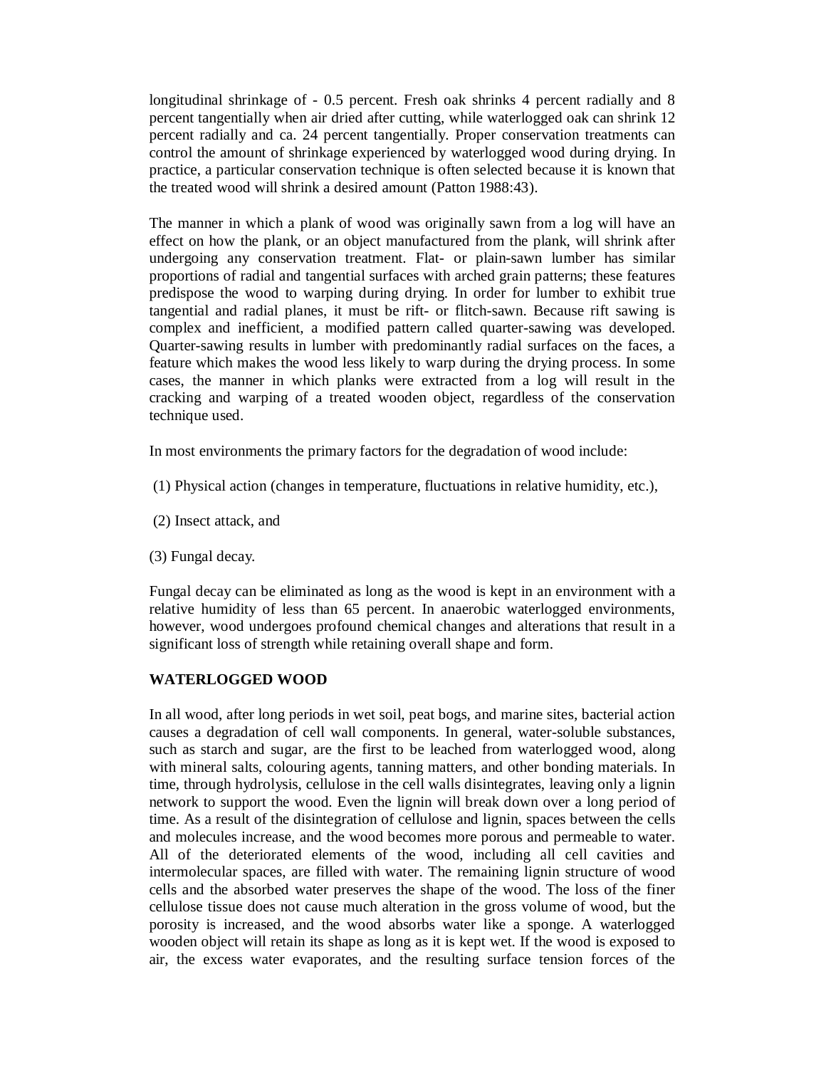longitudinal shrinkage of - 0.5 percent. Fresh oak shrinks 4 percent radially and 8 percent tangentially when air dried after cutting, while waterlogged oak can shrink 12 percent radially and ca. 24 percent tangentially. Proper conservation treatments can control the amount of shrinkage experienced by waterlogged wood during drying. In practice, a particular conservation technique is often selected because it is known that the treated wood will shrink a desired amount (Patton 1988:43).

The manner in which a plank of wood was originally sawn from a log will have an effect on how the plank, or an object manufactured from the plank, will shrink after undergoing any conservation treatment. Flat- or plain-sawn lumber has similar proportions of radial and tangential surfaces with arched grain patterns; these features predispose the wood to warping during drying. In order for lumber to exhibit true tangential and radial planes, it must be rift- or flitch-sawn. Because rift sawing is complex and inefficient, a modified pattern called quarter-sawing was developed. Quarter-sawing results in lumber with predominantly radial surfaces on the faces, a feature which makes the wood less likely to warp during the drying process. In some cases, the manner in which planks were extracted from a log will result in the cracking and warping of a treated wooden object, regardless of the conservation technique used.

In most environments the primary factors for the degradation of wood include:

(1) Physical action (changes in temperature, fluctuations in relative humidity, etc.),

(2) Insect attack, and

(3) Fungal decay.

Fungal decay can be eliminated as long as the wood is kept in an environment with a relative humidity of less than 65 percent. In anaerobic waterlogged environments, however, wood undergoes profound chemical changes and alterations that result in a significant loss of strength while retaining overall shape and form.

## WATERLOGGED WOOD

In all wood, after long periods in wet soil, peat bogs, and marine sites, bacterial action causes a degradation of cell wall components. In general, water-soluble substances, such as starch and sugar, are the first to be leached from waterlogged wood, along with mineral salts, colouring agents, tanning matters, and other bonding materials. In time, through hydrolysis, cellulose in the cell walls disintegrates, leaving only a lignin network to support the wood. Even the lignin will break down over a long period of time. As a result of the disintegration of cellulose and lignin, spaces between the cells and molecules increase, and the wood becomes more porous and permeable to water. All of the deteriorated elements of the wood, including all cell cavities and intermolecular spaces, are filled with water. The remaining lignin structure of wood cells and the absorbed water preserves the shape of the wood. The loss of the finer cellulose tissue does not cause much alteration in the gross volume of wood, but the porosity is increased, and the wood absorbs water like a sponge. A waterlogged wooden object will retain its shape as long as it is kept wet. If the wood is exposed to air, the excess water evaporates, and the resulting surface tension forces of the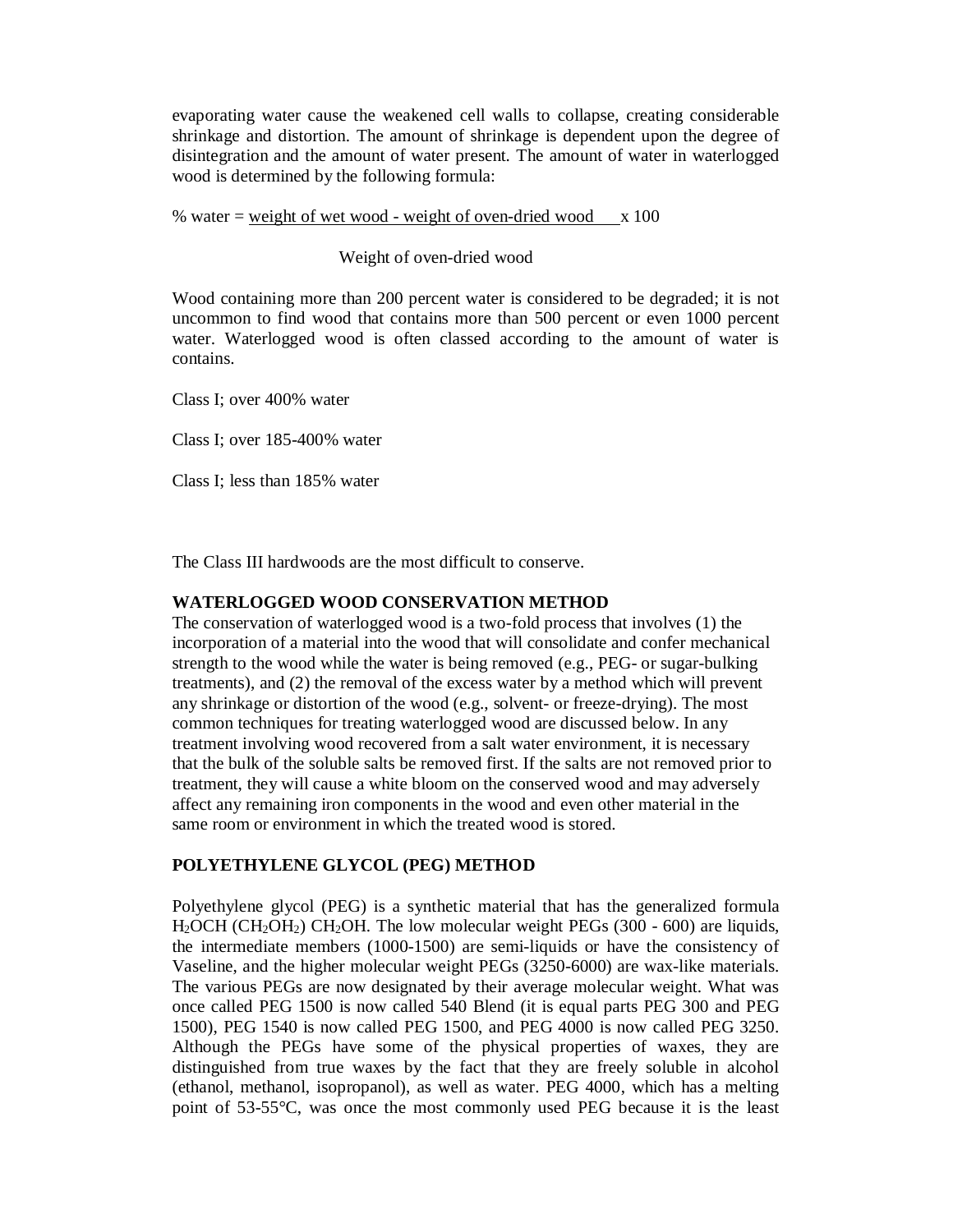evaporating water cause the weakened cell walls to collapse, creating considerable shrinkage and distortion. The amount of shrinkage is dependent upon the degree of disintegration and the amount of water present. The amount of water in waterlogged wood is determined by the following formula:

$$\% \text{ water} = \frac{\text{weight of wet wood} - \text{weight of oven-dried wood}}{\text{Weight of oven-dried wood}} \times 100$$

Wood containing more than 200 percent water is considered to be degraded; it is not uncommon to find wood that contains more than 500 percent or even 1000 percent water. Waterlogged wood is often classed according to the amount of water is contains.

Class I; over 400% water

Class I; over 185-400% water

Class I; less than 185% water

The Class III hardwoods are the most difficult to conserve.

**WATERLOGGED WOOD CONSERVATION METHOD**

The conservation of waterlogged wood is a two-fold process that involves (1) the incorporation of a material into the wood that will consolidate and confer mechanical strength to the wood while the water is being removed (e.g., PEG- or sugar-bulking treatments), and (2) the removal of the excess water by a method which will prevent any shrinkage or distortion of the wood (e.g., solvent- or freeze-drying). The most common techniques for treating waterlogged wood are discussed below. In any treatment involving wood recovered from a salt water environment, it is necessary that the bulk of the soluble salts be removed first. If the salts are not removed prior to treatment, they will cause a white bloom on the conserved wood and may adversely affect any remaining iron components in the wood and even other material in the same room or environment in which the treated wood is stored.

**POLYETHYLENE GLYCOL (PEG) METHOD**

Polyethylene glycol (PEG) is a synthetic material that has the generalized formula $H_2OCH\ (CH_2OH_2)\ CH_2OH$. The low molecular weight PEGs (300 - 600) are liquids, the intermediate members (1000-1500) are semi-liquids or have the consistency of Vaseline, and the higher molecular weight PEGs (3250-6000) are wax-like materials. The various PEGs are now designated by their average molecular weight. What was once called PEG 1500 is now called 540 Blend (it is equal parts PEG 300 and PEG 1500), PEG 1540 is now called PEG 1500, and PEG 4000 is now called PEG 3250. Although the PEGs have some of the physical properties of waxes, they are distinguished from true waxes by the fact that they are freely soluble in alcohol (ethanol, methanol, isopropanol), as well as water. PEG 4000, which has a melting point of 53-55°C, was once the most commonly used PEG because it is the least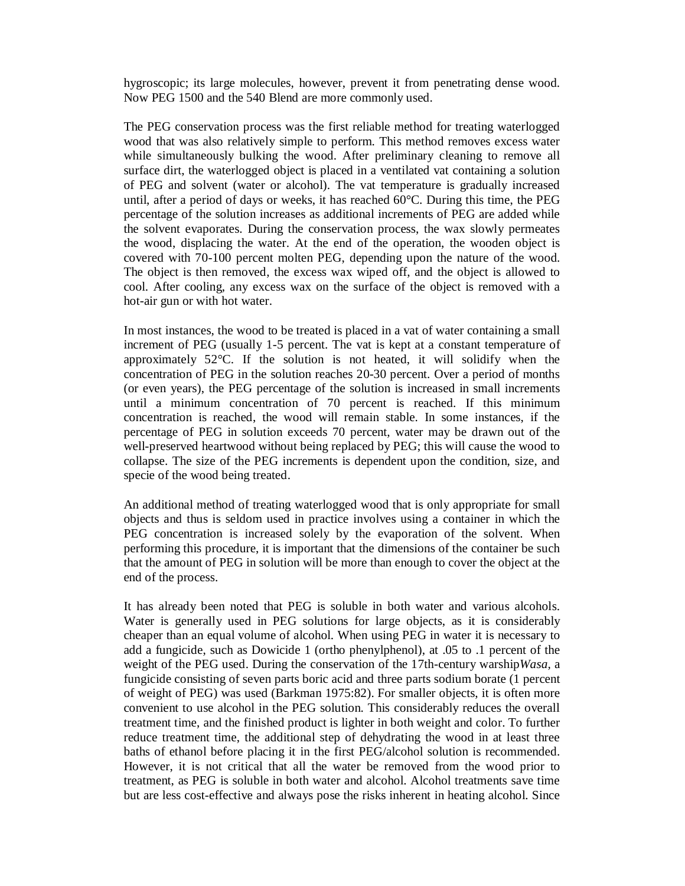hygroscopic; its large molecules, however, prevent it from penetrating dense wood. Now PEG 1500 and the 540 Blend are more commonly used.

The PEG conservation process was the first reliable method for treating waterlogged wood that was also relatively simple to perform. This method removes excess water while simultaneously bulking the wood. After preliminary cleaning to remove all surface dirt, the waterlogged object is placed in a ventilated vat containing a solution of PEG and solvent (water or alcohol). The vat temperature is gradually increased until, after a period of days or weeks, it has reached 60°C. During this time, the PEG percentage of the solution increases as additional increments of PEG are added while the solvent evaporates. During the conservation process, the wax slowly permeates the wood, displacing the water. At the end of the operation, the wooden object is covered with 70-100 percent molten PEG, depending upon the nature of the wood. The object is then removed, the excess wax wiped off, and the object is allowed to cool. After cooling, any excess wax on the surface of the object is removed with a hot-air gun or with hot water.

In most instances, the wood to be treated is placed in a vat of water containing a small increment of PEG (usually 1-5 percent. The vat is kept at a constant temperature of approximately 52°C. If the solution is not heated, it will solidify when the concentration of PEG in the solution reaches 20-30 percent. Over a period of months (or even years), the PEG percentage of the solution is increased in small increments until a minimum concentration of 70 percent is reached. If this minimum concentration is reached, the wood will remain stable. In some instances, if the percentage of PEG in solution exceeds 70 percent, water may be drawn out of the well-preserved heartwood without being replaced by PEG; this will cause the wood to collapse. The size of the PEG increments is dependent upon the condition, size, and specie of the wood being treated.

An additional method of treating waterlogged wood that is only appropriate for small objects and thus is seldom used in practice involves using a container in which the PEG concentration is increased solely by the evaporation of the solvent. When performing this procedure, it is important that the dimensions of the container be such that the amount of PEG in solution will be more than enough to cover the object at the end of the process.

It has already been noted that PEG is soluble in both water and various alcohols. Water is generally used in PEG solutions for large objects, as it is considerably cheaper than an equal volume of alcohol. When using PEG in water it is necessary to add a fungicide, such as Dowicide 1 (ortho phenylphenol), at .05 to .1 percent of the weight of the PEG used. During the conservation of the 17th-century warship*Wasa*, a fungicide consisting of seven parts boric acid and three parts sodium borate (1 percent of weight of PEG) was used (Barkman 1975:82). For smaller objects, it is often more convenient to use alcohol in the PEG solution. This considerably reduces the overall treatment time, and the finished product is lighter in both weight and color. To further reduce treatment time, the additional step of dehydrating the wood in at least three baths of ethanol before placing it in the first PEG/alcohol solution is recommended. However, it is not critical that all the water be removed from the wood prior to treatment, as PEG is soluble in both water and alcohol. Alcohol treatments save time but are less cost-effective and always pose the risks inherent in heating alcohol. Since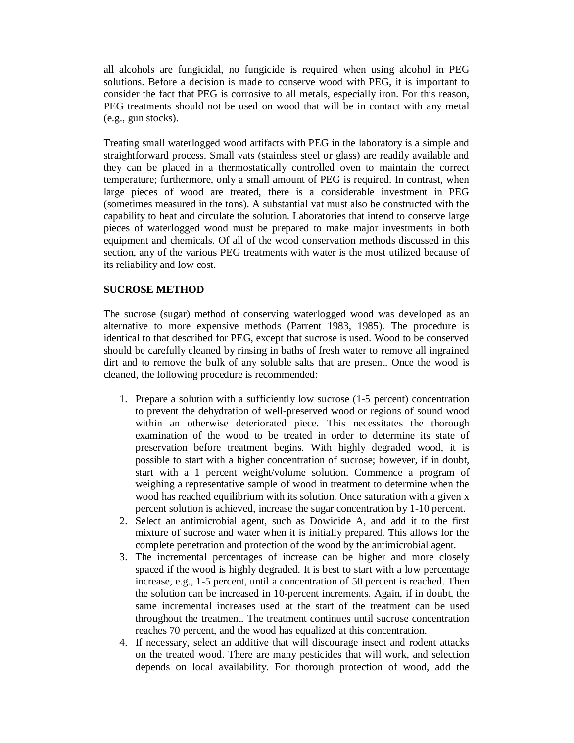all alcohols are fungicidal, no fungicide is required when using alcohol in PEG solutions. Before a decision is made to conserve wood with PEG, it is important to consider the fact that PEG is corrosive to all metals, especially iron. For this reason, PEG treatments should not be used on wood that will be in contact with any metal (e.g., gun stocks).

Treating small waterlogged wood artifacts with PEG in the laboratory is a simple and straightforward process. Small vats (stainless steel or glass) are readily available and they can be placed in a thermostatically controlled oven to maintain the correct temperature; furthermore, only a small amount of PEG is required. In contrast, when large pieces of wood are treated, there is a considerable investment in PEG (sometimes measured in the tons). A substantial vat must also be constructed with the capability to heat and circulate the solution. Laboratories that intend to conserve large pieces of waterlogged wood must be prepared to make major investments in both equipment and chemicals. Of all of the wood conservation methods discussed in this section, any of the various PEG treatments with water is the most utilized because of its reliability and low cost.

## SUCROSE METHOD

The sucrose (sugar) method of conserving waterlogged wood was developed as an alternative to more expensive methods (Parrent 1983, 1985). The procedure is identical to that described for PEG, except that sucrose is used. Wood to be conserved should be carefully cleaned by rinsing in baths of fresh water to remove all ingrained dirt and to remove the bulk of any soluble salts that are present. Once the wood is cleaned, the following procedure is recommended:

1. Prepare a solution with a sufficiently low sucrose (1-5 percent) concentration to prevent the dehydration of well-preserved wood or regions of sound wood within an otherwise deteriorated piece. This necessitates the thorough examination of the wood to be treated in order to determine its state of preservation before treatment begins. With highly degraded wood, it is possible to start with a higher concentration of sucrose; however, if in doubt, start with a 1 percent weight/volume solution. Commence a program of weighing a representative sample of wood in treatment to determine when the wood has reached equilibrium with its solution. Once saturation with a given x percent solution is achieved, increase the sugar concentration by 1-10 percent.
2. Select an antimicrobial agent, such as Dowicide A, and add it to the first mixture of sucrose and water when it is initially prepared. This allows for the complete penetration and protection of the wood by the antimicrobial agent.
3. The incremental percentages of increase can be higher and more closely spaced if the wood is highly degraded. It is best to start with a low percentage increase, e.g., 1-5 percent, until a concentration of 50 percent is reached. Then the solution can be increased in 10-percent increments. Again, if in doubt, the same incremental increases used at the start of the treatment can be used throughout the treatment. The treatment continues until sucrose concentration reaches 70 percent, and the wood has equalized at this concentration.
4. If necessary, select an additive that will discourage insect and rodent attacks on the treated wood. There are many pesticides that will work, and selection depends on local availability. For thorough protection of wood, add the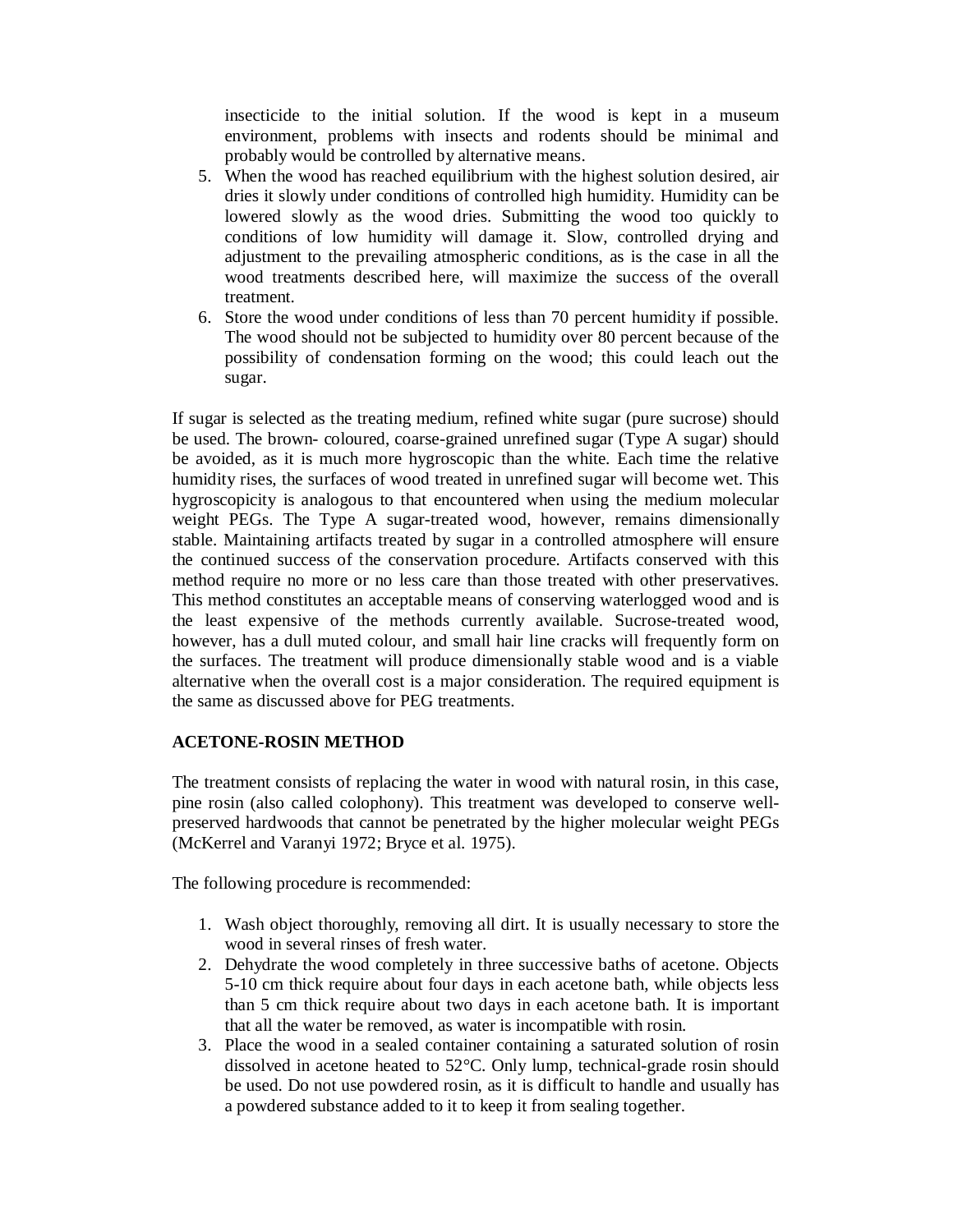insecticide to the initial solution. If the wood is kept in a museum environment, problems with insects and rodents should be minimal and probably would be controlled by alternative means.

5. When the wood has reached equilibrium with the highest solution desired, air dries it slowly under conditions of controlled high humidity. Humidity can be lowered slowly as the wood dries. Submitting the wood too quickly to conditions of low humidity will damage it. Slow, controlled drying and adjustment to the prevailing atmospheric conditions, as is the case in all the wood treatments described here, will maximize the success of the overall treatment.
6. Store the wood under conditions of less than 70 percent humidity if possible. The wood should not be subjected to humidity over 80 percent because of the possibility of condensation forming on the wood; this could leach out the sugar.

If sugar is selected as the treating medium, refined white sugar (pure sucrose) should be used. The brown- coloured, coarse-grained unrefined sugar (Type A sugar) should be avoided, as it is much more hygroscopic than the white. Each time the relative humidity rises, the surfaces of wood treated in unrefined sugar will become wet. This hygroscopicity is analogous to that encountered when using the medium molecular weight PEGs. The Type A sugar-treated wood, however, remains dimensionally stable. Maintaining artifacts treated by sugar in a controlled atmosphere will ensure the continued success of the conservation procedure. Artifacts conserved with this method require no more or no less care than those treated with other preservatives. This method constitutes an acceptable means of conserving waterlogged wood and is the least expensive of the methods currently available. Sucrose-treated wood, however, has a dull muted colour, and small hair line cracks will frequently form on the surfaces. The treatment will produce dimensionally stable wood and is a viable alternative when the overall cost is a major consideration. The required equipment is the same as discussed above for PEG treatments.

**ACETONE-ROSIN METHOD**

The treatment consists of replacing the water in wood with natural rosin, in this case, pine rosin (also called colophony). This treatment was developed to conserve well-preserved hardwoods that cannot be penetrated by the higher molecular weight PEGs (McKerrel and Varanyi 1972; Bryce et al. 1975).

The following procedure is recommended:

1. Wash object thoroughly, removing all dirt. It is usually necessary to store the wood in several rinses of fresh water.
2. Dehydrate the wood completely in three successive baths of acetone. Objects 5-10 cm thick require about four days in each acetone bath, while objects less than 5 cm thick require about two days in each acetone bath. It is important that all the water be removed, as water is incompatible with rosin.
3. Place the wood in a sealed container containing a saturated solution of rosin dissolved in acetone heated to 52°C. Only lump, technical-grade rosin should be used. Do not use powdered rosin, as it is difficult to handle and usually has a powdered substance added to it to keep it from sealing together.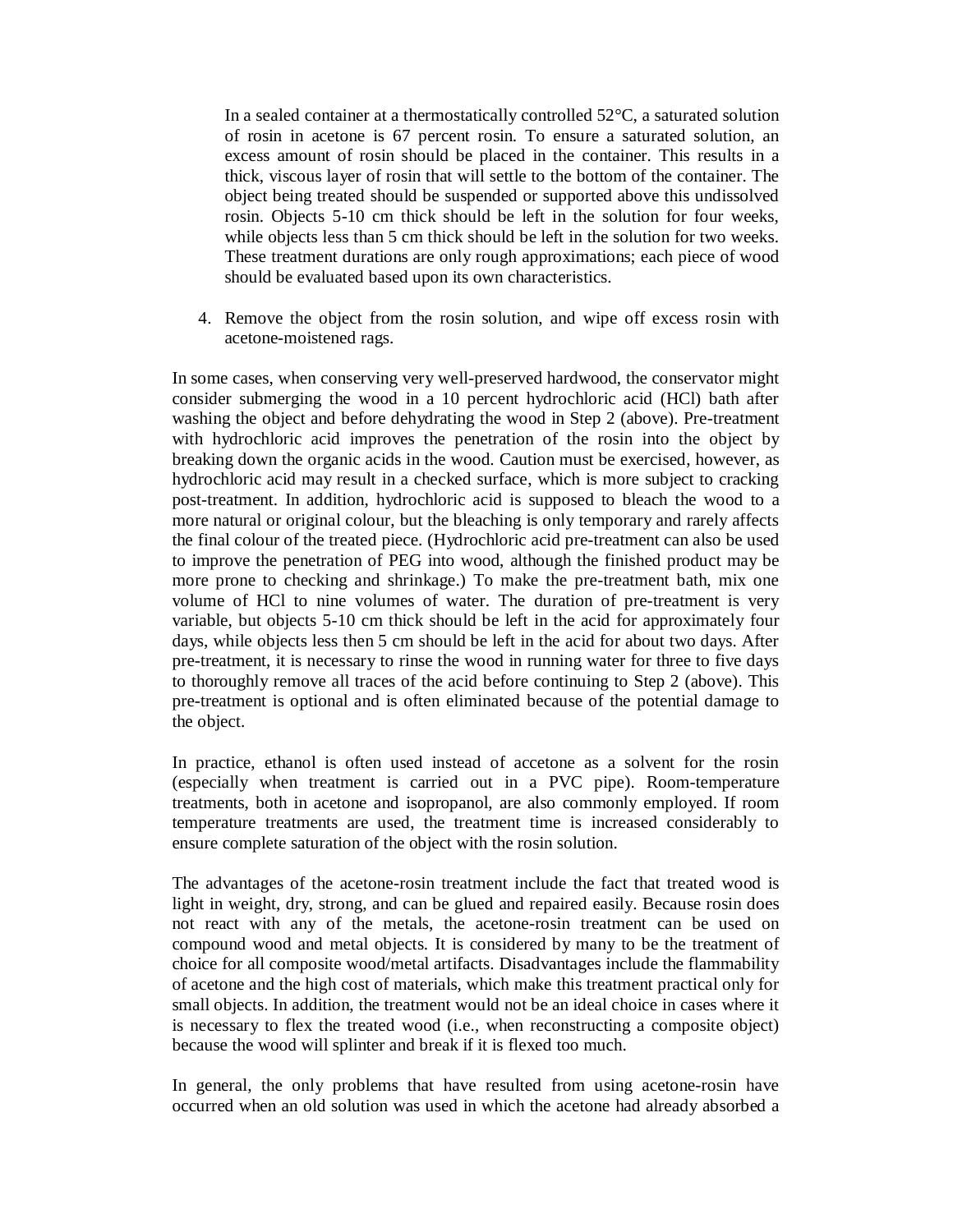In a sealed container at a thermostatically controlled 52°C, a saturated solution of rosin in acetone is 67 percent rosin. To ensure a saturated solution, an excess amount of rosin should be placed in the container. This results in a thick, viscous layer of rosin that will settle to the bottom of the container. The object being treated should be suspended or supported above this undissolved rosin. Objects 5-10 cm thick should be left in the solution for four weeks, while objects less than 5 cm thick should be left in the solution for two weeks. These treatment durations are only rough approximations; each piece of wood should be evaluated based upon its own characteristics.

4. Remove the object from the rosin solution, and wipe off excess rosin with acetone-moistened rags.

In some cases, when conserving very well-preserved hardwood, the conservator might consider submerging the wood in a 10 percent hydrochloric acid (HCl) bath after washing the object and before dehydrating the wood in Step 2 (above). Pre-treatment with hydrochloric acid improves the penetration of the rosin into the object by breaking down the organic acids in the wood. Caution must be exercised, however, as hydrochloric acid may result in a checked surface, which is more subject to cracking post-treatment. In addition, hydrochloric acid is supposed to bleach the wood to a more natural or original colour, but the bleaching is only temporary and rarely affects the final colour of the treated piece. (Hydrochloric acid pre-treatment can also be used to improve the penetration of PEG into wood, although the finished product may be more prone to checking and shrinkage.) To make the pre-treatment bath, mix one volume of HCl to nine volumes of water. The duration of pre-treatment is very variable, but objects 5-10 cm thick should be left in the acid for approximately four days, while objects less then 5 cm should be left in the acid for about two days. After pre-treatment, it is necessary to rinse the wood in running water for three to five days to thoroughly remove all traces of the acid before continuing to Step 2 (above). This pre-treatment is optional and is often eliminated because of the potential damage to the object.

In practice, ethanol is often used instead of accetone as a solvent for the rosin (especially when treatment is carried out in a PVC pipe). Room-temperature treatments, both in acetone and isopropanol, are also commonly employed. If room temperature treatments are used, the treatment time is increased considerably to ensure complete saturation of the object with the rosin solution.

The advantages of the acetone-rosin treatment include the fact that treated wood is light in weight, dry, strong, and can be glued and repaired easily. Because rosin does not react with any of the metals, the acetone-rosin treatment can be used on compound wood and metal objects. It is considered by many to be the treatment of choice for all composite wood/metal artifacts. Disadvantages include the flammability of acetone and the high cost of materials, which make this treatment practical only for small objects. In addition, the treatment would not be an ideal choice in cases where it is necessary to flex the treated wood (i.e., when reconstructing a composite object) because the wood will splinter and break if it is flexed too much.

In general, the only problems that have resulted from using acetone-rosin have occurred when an old solution was used in which the acetone had already absorbed a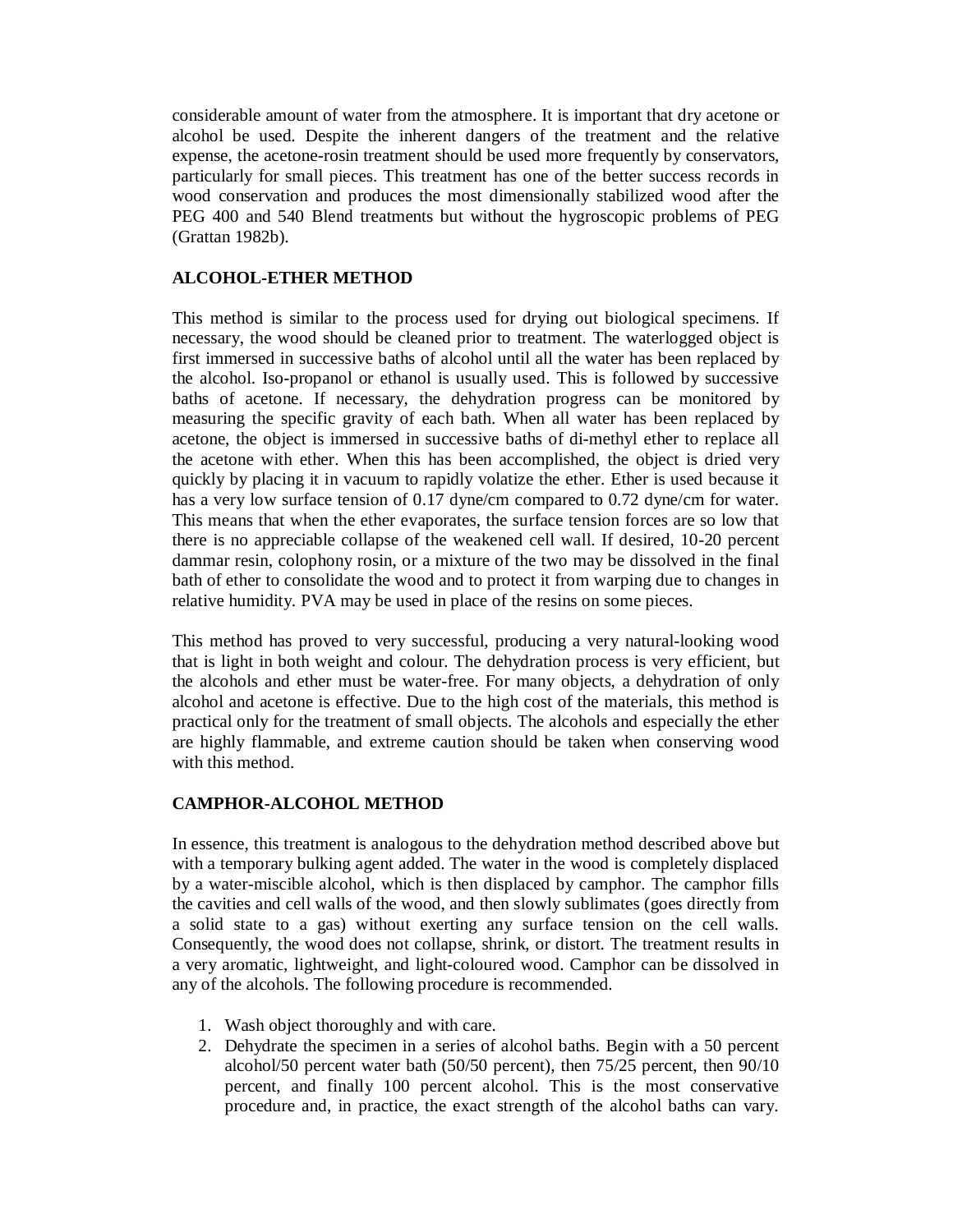considerable amount of water from the atmosphere. It is important that dry acetone or alcohol be used. Despite the inherent dangers of the treatment and the relative expense, the acetone-rosin treatment should be used more frequently by conservators, particularly for small pieces. This treatment has one of the better success records in wood conservation and produces the most dimensionally stabilized wood after the PEG 400 and 540 Blend treatments but without the hygroscopic problems of PEG (Grattan 1982b).

## ALCOHOL-ETHER METHOD

This method is similar to the process used for drying out biological specimens. If necessary, the wood should be cleaned prior to treatment. The waterlogged object is first immersed in successive baths of alcohol until all the water has been replaced by the alcohol. Iso-propanol or ethanol is usually used. This is followed by successive baths of acetone. If necessary, the dehydration progress can be monitored by measuring the specific gravity of each bath. When all water has been replaced by acetone, the object is immersed in successive baths of di-methyl ether to replace all the acetone with ether. When this has been accomplished, the object is dried very quickly by placing it in vacuum to rapidly volatize the ether. Ether is used because it has a very low surface tension of 0.17 dyne/cm compared to 0.72 dyne/cm for water. This means that when the ether evaporates, the surface tension forces are so low that there is no appreciable collapse of the weakened cell wall. If desired, 10-20 percent dammar resin, colophony rosin, or a mixture of the two may be dissolved in the final bath of ether to consolidate the wood and to protect it from warping due to changes in relative humidity. PVA may be used in place of the resins on some pieces.

This method has proved to very successful, producing a very natural-looking wood that is light in both weight and colour. The dehydration process is very efficient, but the alcohols and ether must be water-free. For many objects, a dehydration of only alcohol and acetone is effective. Due to the high cost of the materials, this method is practical only for the treatment of small objects. The alcohols and especially the ether are highly flammable, and extreme caution should be taken when conserving wood with this method.

## CAMPHOR-ALCOHOL METHOD

In essence, this treatment is analogous to the dehydration method described above but with a temporary bulking agent added. The water in the wood is completely displaced by a water-miscible alcohol, which is then displaced by camphor. The camphor fills the cavities and cell walls of the wood, and then slowly sublimates (goes directly from a solid state to a gas) without exerting any surface tension on the cell walls. Consequently, the wood does not collapse, shrink, or distort. The treatment results in a very aromatic, lightweight, and light-coloured wood. Camphor can be dissolved in any of the alcohols. The following procedure is recommended.

1. Wash object thoroughly and with care.
2. Dehydrate the specimen in a series of alcohol baths. Begin with a 50 percent alcohol/50 percent water bath (50/50 percent), then 75/25 percent, then 90/10 percent, and finally 100 percent alcohol. This is the most conservative procedure and, in practice, the exact strength of the alcohol baths can vary.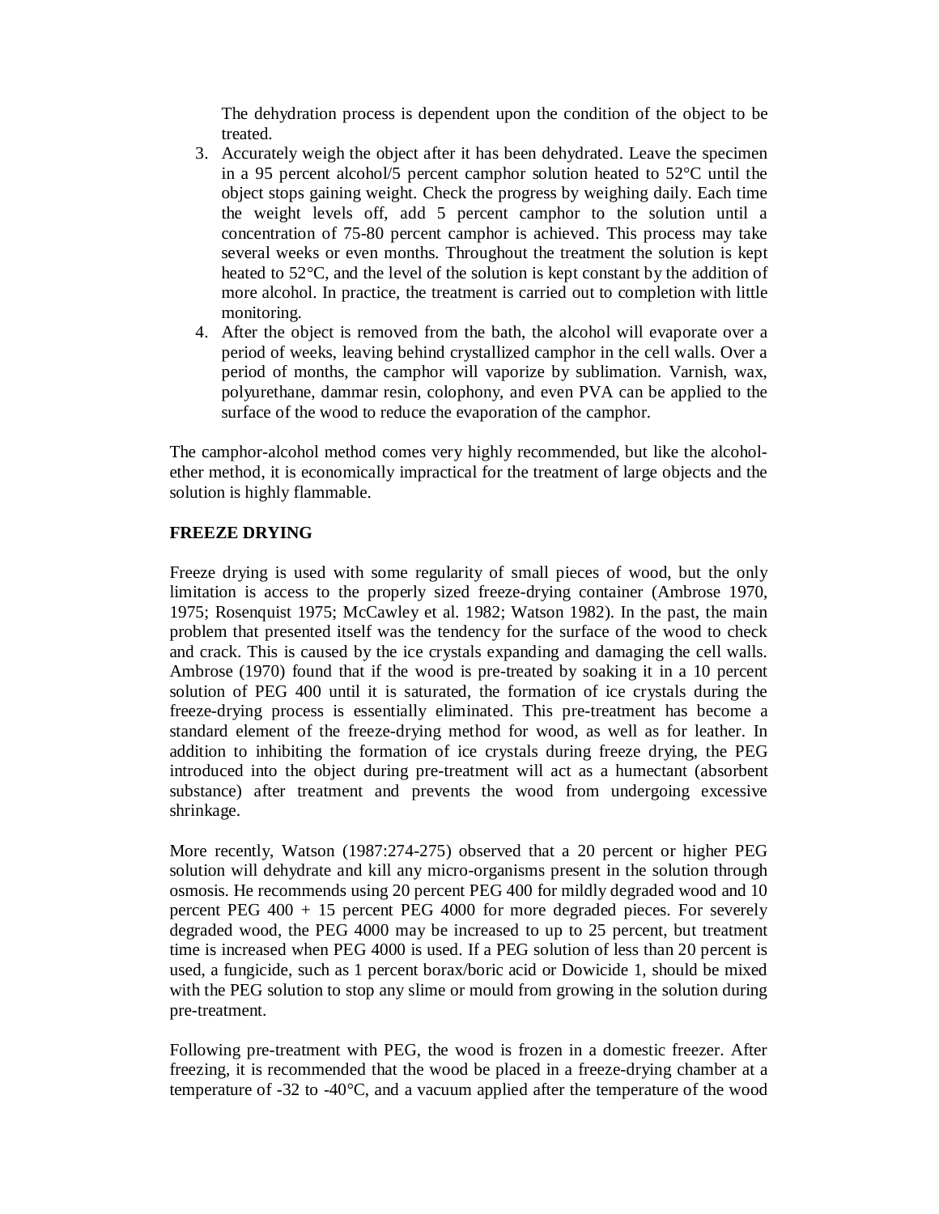The dehydration process is dependent upon the condition of the object to be treated.

3. Accurately weigh the object after it has been dehydrated. Leave the specimen in a 95 percent alcohol/5 percent camphor solution heated to 52°C until the object stops gaining weight. Check the progress by weighing daily. Each time the weight levels off, add 5 percent camphor to the solution until a concentration of 75-80 percent camphor is achieved. This process may take several weeks or even months. Throughout the treatment the solution is kept heated to 52°C, and the level of the solution is kept constant by the addition of more alcohol. In practice, the treatment is carried out to completion with little monitoring.
4. After the object is removed from the bath, the alcohol will evaporate over a period of weeks, leaving behind crystallized camphor in the cell walls. Over a period of months, the camphor will vaporize by sublimation. Varnish, wax, polyurethane, dammar resin, colophony, and even PVA can be applied to the surface of the wood to reduce the evaporation of the camphor.

The camphor-alcohol method comes very highly recommended, but like the alcohol-ether method, it is economically impractical for the treatment of large objects and the solution is highly flammable.

**FREEZE DRYING**

Freeze drying is used with some regularity of small pieces of wood, but the only limitation is access to the properly sized freeze-drying container (Ambrose 1970, 1975; Rosenquist 1975; McCawley et al. 1982; Watson 1982). In the past, the main problem that presented itself was the tendency for the surface of the wood to check and crack. This is caused by the ice crystals expanding and damaging the cell walls. Ambrose (1970) found that if the wood is pre-treated by soaking it in a 10 percent solution of PEG 400 until it is saturated, the formation of ice crystals during the freeze-drying process is essentially eliminated. This pre-treatment has become a standard element of the freeze-drying method for wood, as well as for leather. In addition to inhibiting the formation of ice crystals during freeze drying, the PEG introduced into the object during pre-treatment will act as a humectant (absorbent substance) after treatment and prevents the wood from undergoing excessive shrinkage.

More recently, Watson (1987:274-275) observed that a 20 percent or higher PEG solution will dehydrate and kill any micro-organisms present in the solution through osmosis. He recommends using 20 percent PEG 400 for mildly degraded wood and 10 percent PEG 400 + 15 percent PEG 4000 for more degraded pieces. For severely degraded wood, the PEG 4000 may be increased to up to 25 percent, but treatment time is increased when PEG 4000 is used. If a PEG solution of less than 20 percent is used, a fungicide, such as 1 percent borax/boric acid or Dowicide 1, should be mixed with the PEG solution to stop any slime or mould from growing in the solution during pre-treatment.

Following pre-treatment with PEG, the wood is frozen in a domestic freezer. After freezing, it is recommended that the wood be placed in a freeze-drying chamber at a temperature of -32 to -40°C, and a vacuum applied after the temperature of the wood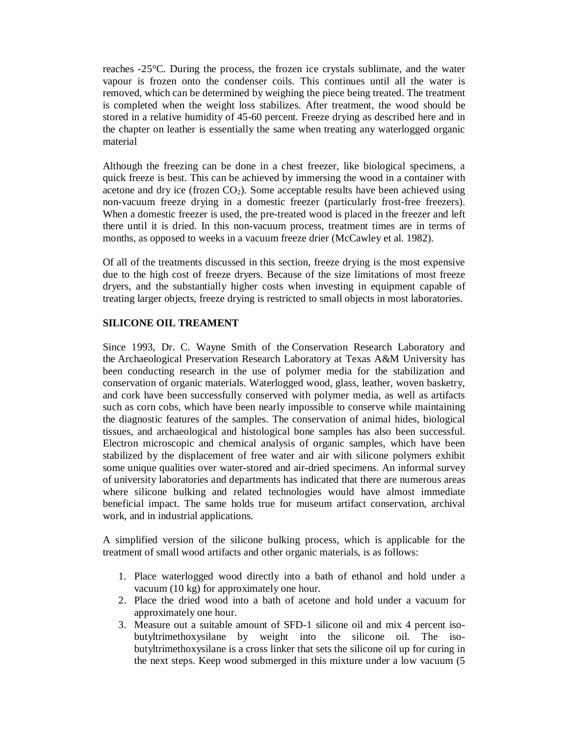reaches -25°C. During the process, the frozen ice crystals sublimate, and the water vapour is frozen onto the condenser coils. This continues until all the water is removed, which can be determined by weighing the piece being treated. The treatment is completed when the weight loss stabilizes. After treatment, the wood should be stored in a relative humidity of 45-60 percent. Freeze drying as described here and in the chapter on leather is essentially the same when treating any waterlogged organic material

Although the freezing can be done in a chest freezer, like biological specimens, a quick freeze is best. This can be achieved by immersing the wood in a container with acetone and dry ice (frozen $CO_2$). Some acceptable results have been achieved using non-vacuum freeze drying in a domestic freezer (particularly frost-free freezers). When a domestic freezer is used, the pre-treated wood is placed in the freezer and left there until it is dried. In this non-vacuum process, treatment times are in terms of months, as opposed to weeks in a vacuum freeze drier (McCawley et al. 1982).

Of all of the treatments discussed in this section, freeze drying is the most expensive due to the high cost of freeze dryers. Because of the size limitations of most freeze dryers, and the substantially higher costs when investing in equipment capable of treating larger objects, freeze drying is restricted to small objects in most laboratories.

## SILICONE OIL TREAMENT

Since 1993, Dr. C. Wayne Smith of the Conservation Research Laboratory and the Archaeological Preservation Research Laboratory at Texas A&M University has been conducting research in the use of polymer media for the stabilization and conservation of organic materials. Waterlogged wood, glass, leather, woven basketry, and cork have been successfully conserved with polymer media, as well as artifacts such as corn cobs, which have been nearly impossible to conserve while maintaining the diagnostic features of the samples. The conservation of animal hides, biological tissues, and archaeological and histological bone samples has also been successful. Electron microscopic and chemical analysis of organic samples, which have been stabilized by the displacement of free water and air with silicone polymers exhibit some unique qualities over water-stored and air-dried specimens. An informal survey of university laboratories and departments has indicated that there are numerous areas where silicone bulking and related technologies would have almost immediate beneficial impact. The same holds true for museum artifact conservation, archival work, and in industrial applications.

A simplified version of the silicone bulking process, which is applicable for the treatment of small wood artifacts and other organic materials, is as follows:

1. Place waterlogged wood directly into a bath of ethanol and hold under a vacuum (10 kg) for approximately one hour.
2. Place the dried wood into a bath of acetone and hold under a vacuum for approximately one hour.
3. Measure out a suitable amount of SFD-1 silicone oil and mix 4 percent iso-butyltrimethoxysilane by weight into the silicone oil. The iso-butyltrimethoxysilane is a cross linker that sets the silicone oil up for curing in the next steps. Keep wood submerged in this mixture under a low vacuum (5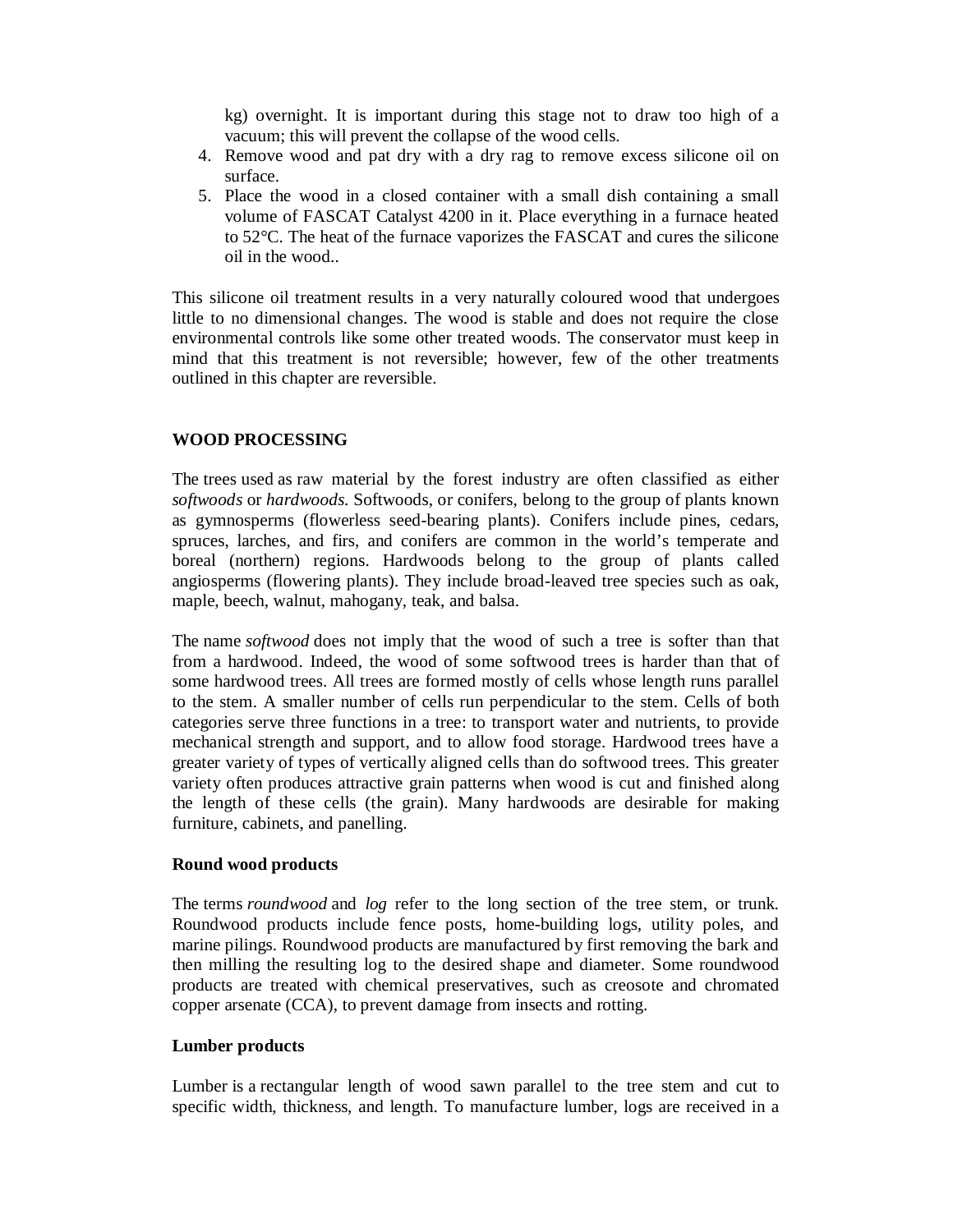kg) overnight. It is important during this stage not to draw too high of a vacuum; this will prevent the collapse of the wood cells.

4. Remove wood and pat dry with a dry rag to remove excess silicone oil on surface.
5. Place the wood in a closed container with a small dish containing a small volume of FASCAT Catalyst 4200 in it. Place everything in a furnace heated to 52°C. The heat of the furnace vaporizes the FASCAT and cures the silicone oil in the wood..

This silicone oil treatment results in a very naturally coloured wood that undergoes little to no dimensional changes. The wood is stable and does not require the close environmental controls like some other treated woods. The conservator must keep in mind that this treatment is not reversible; however, few of the other treatments outlined in this chapter are reversible.

## WOOD PROCESSING

The trees used as raw material by the forest industry are often classified as either *softwoods* or *hardwoods*. Softwoods, or conifers, belong to the group of plants known as gymnosperms (flowerless seed-bearing plants). Conifers include pines, cedars, spruces, larches, and firs, and conifers are common in the world's temperate and boreal (northern) regions. Hardwoods belong to the group of plants called angiosperms (flowering plants). They include broad-leaved tree species such as oak, maple, beech, walnut, mahogany, teak, and balsa.

The name *softwood* does not imply that the wood of such a tree is softer than that from a hardwood. Indeed, the wood of some softwood trees is harder than that of some hardwood trees. All trees are formed mostly of cells whose length runs parallel to the stem. A smaller number of cells run perpendicular to the stem. Cells of both categories serve three functions in a tree: to transport water and nutrients, to provide mechanical strength and support, and to allow food storage. Hardwood trees have a greater variety of types of vertically aligned cells than do softwood trees. This greater variety often produces attractive grain patterns when wood is cut and finished along the length of these cells (the grain). Many hardwoods are desirable for making furniture, cabinets, and panelling.

### Round wood products

The terms *roundwood* and *log* refer to the long section of the tree stem, or trunk. Roundwood products include fence posts, home-building logs, utility poles, and marine pilings. Roundwood products are manufactured by first removing the bark and then milling the resulting log to the desired shape and diameter. Some roundwood products are treated with chemical preservatives, such as creosote and chromated copper arsenate (CCA), to prevent damage from insects and rotting.

### Lumber products

Lumber is a rectangular length of wood sawn parallel to the tree stem and cut to specific width, thickness, and length. To manufacture lumber, logs are received in a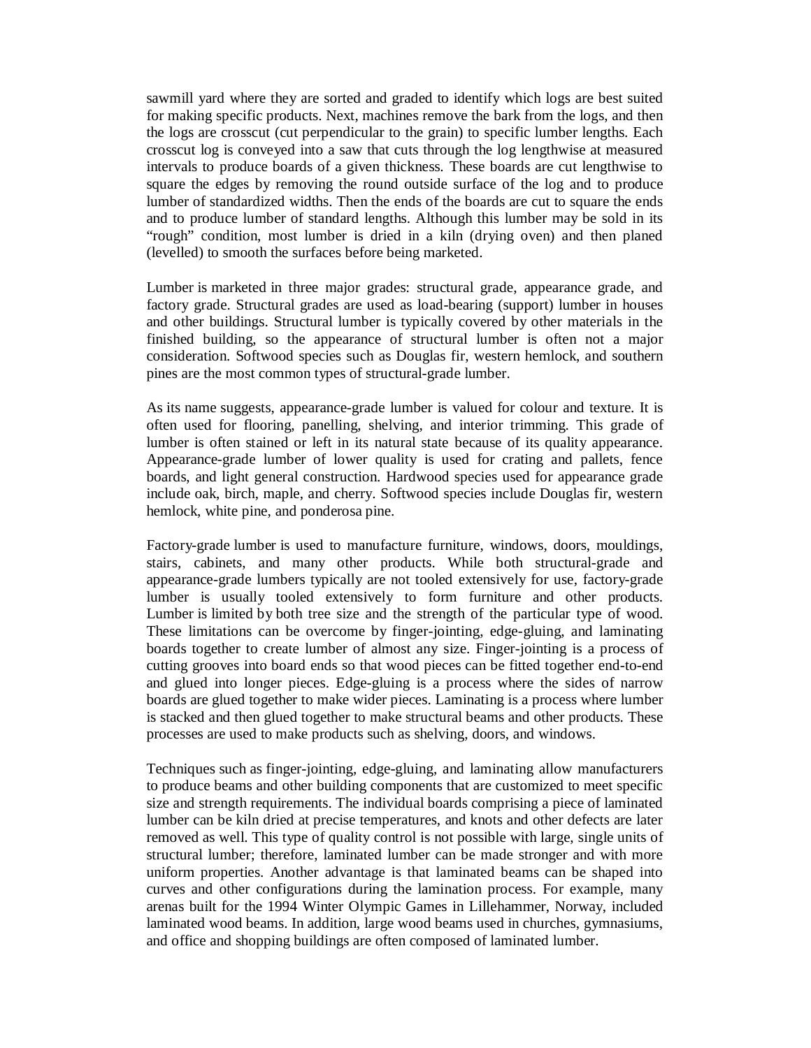sawmill yard where they are sorted and graded to identify which logs are best suited for making specific products. Next, machines remove the bark from the logs, and then the logs are crosscut (cut perpendicular to the grain) to specific lumber lengths. Each crosscut log is conveyed into a saw that cuts through the log lengthwise at measured intervals to produce boards of a given thickness. These boards are cut lengthwise to square the edges by removing the round outside surface of the log and to produce lumber of standardized widths. Then the ends of the boards are cut to square the ends and to produce lumber of standard lengths. Although this lumber may be sold in its "rough" condition, most lumber is dried in a kiln (drying oven) and then planed (levelled) to smooth the surfaces before being marketed.

Lumber is marketed in three major grades: structural grade, appearance grade, and factory grade. Structural grades are used as load-bearing (support) lumber in houses and other buildings. Structural lumber is typically covered by other materials in the finished building, so the appearance of structural lumber is often not a major consideration. Softwood species such as Douglas fir, western hemlock, and southern pines are the most common types of structural-grade lumber.

As its name suggests, appearance-grade lumber is valued for colour and texture. It is often used for flooring, panelling, shelving, and interior trimming. This grade of lumber is often stained or left in its natural state because of its quality appearance. Appearance-grade lumber of lower quality is used for crating and pallets, fence boards, and light general construction. Hardwood species used for appearance grade include oak, birch, maple, and cherry. Softwood species include Douglas fir, western hemlock, white pine, and ponderosa pine.

Factory-grade lumber is used to manufacture furniture, windows, doors, mouldings, stairs, cabinets, and many other products. While both structural-grade and appearance-grade lumbers typically are not tooled extensively for use, factory-grade lumber is usually tooled extensively to form furniture and other products. Lumber is limited by both tree size and the strength of the particular type of wood. These limitations can be overcome by finger-jointing, edge-gluing, and laminating boards together to create lumber of almost any size. Finger-jointing is a process of cutting grooves into board ends so that wood pieces can be fitted together end-to-end and glued into longer pieces. Edge-gluing is a process where the sides of narrow boards are glued together to make wider pieces. Laminating is a process where lumber is stacked and then glued together to make structural beams and other products. These processes are used to make products such as shelving, doors, and windows.

Techniques such as finger-jointing, edge-gluing, and laminating allow manufacturers to produce beams and other building components that are customized to meet specific size and strength requirements. The individual boards comprising a piece of laminated lumber can be kiln dried at precise temperatures, and knots and other defects are later removed as well. This type of quality control is not possible with large, single units of structural lumber; therefore, laminated lumber can be made stronger and with more uniform properties. Another advantage is that laminated beams can be shaped into curves and other configurations during the lamination process. For example, many arenas built for the 1994 Winter Olympic Games in Lillehammer, Norway, included laminated wood beams. In addition, large wood beams used in churches, gymnasiums, and office and shopping buildings are often composed of laminated lumber.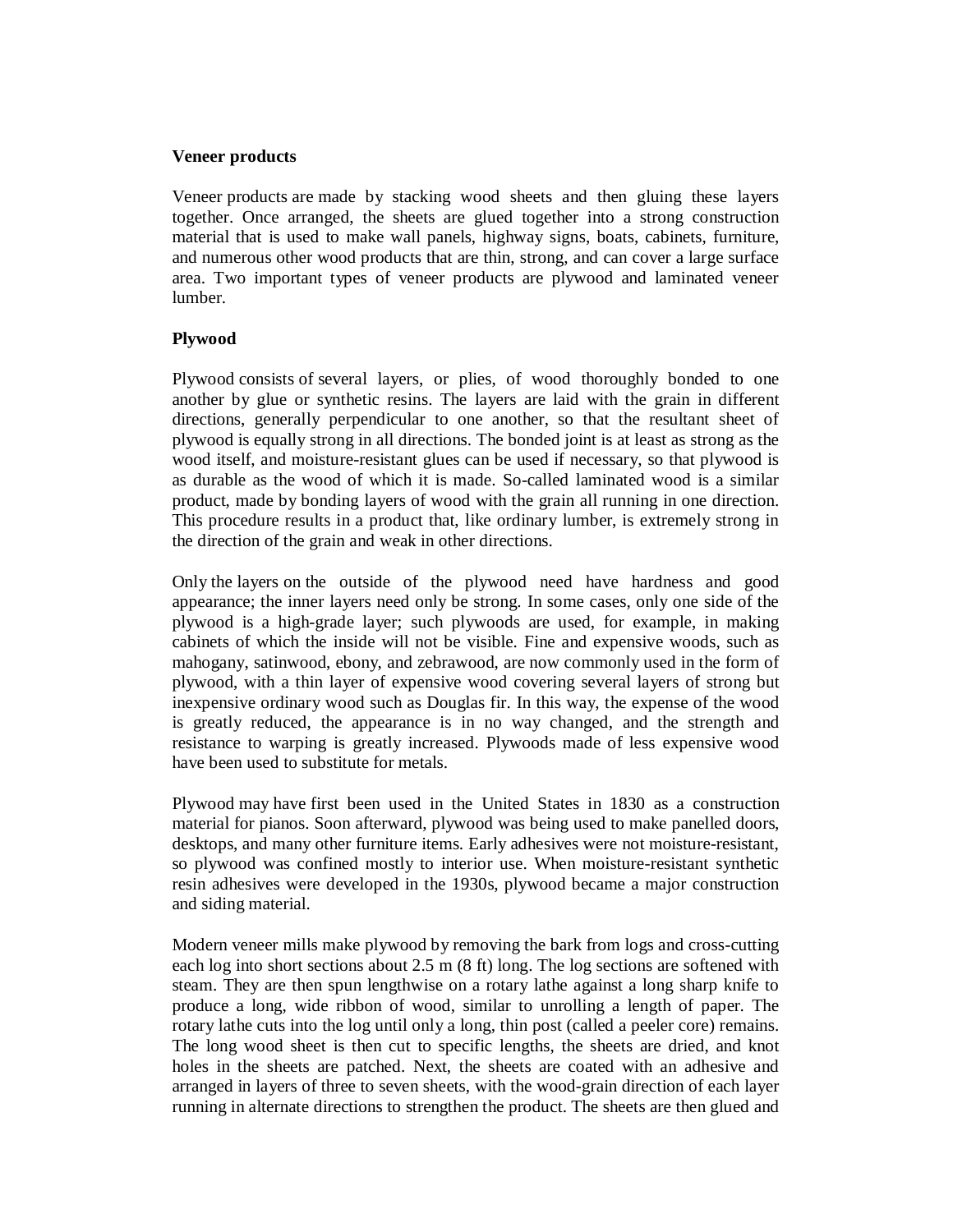**Veneer products**

Veneer products are made by stacking wood sheets and then gluing these layers together. Once arranged, the sheets are glued together into a strong construction material that is used to make wall panels, highway signs, boats, cabinets, furniture, and numerous other wood products that are thin, strong, and can cover a large surface area. Two important types of veneer products are plywood and laminated veneer lumber.

**Plywood**

Plywood consists of several layers, or plies, of wood thoroughly bonded to one another by glue or synthetic resins. The layers are laid with the grain in different directions, generally perpendicular to one another, so that the resultant sheet of plywood is equally strong in all directions. The bonded joint is at least as strong as the wood itself, and moisture-resistant glues can be used if necessary, so that plywood is as durable as the wood of which it is made. So-called laminated wood is a similar product, made by bonding layers of wood with the grain all running in one direction. This procedure results in a product that, like ordinary lumber, is extremely strong in the direction of the grain and weak in other directions.

Only the layers on the outside of the plywood need have hardness and good appearance; the inner layers need only be strong. In some cases, only one side of the plywood is a high-grade layer; such plywoods are used, for example, in making cabinets of which the inside will not be visible. Fine and expensive woods, such as mahogany, satinwood, ebony, and zebrawood, are now commonly used in the form of plywood, with a thin layer of expensive wood covering several layers of strong but inexpensive ordinary wood such as Douglas fir. In this way, the expense of the wood is greatly reduced, the appearance is in no way changed, and the strength and resistance to warping is greatly increased. Plywoods made of less expensive wood have been used to substitute for metals.

Plywood may have first been used in the United States in 1830 as a construction material for pianos. Soon afterward, plywood was being used to make panelled doors, desktops, and many other furniture items. Early adhesives were not moisture-resistant, so plywood was confined mostly to interior use. When moisture-resistant synthetic resin adhesives were developed in the 1930s, plywood became a major construction and siding material.

Modern veneer mills make plywood by removing the bark from logs and cross-cutting each log into short sections about 2.5 m (8 ft) long. The log sections are softened with steam. They are then spun lengthwise on a rotary lathe against a long sharp knife to produce a long, wide ribbon of wood, similar to unrolling a length of paper. The rotary lathe cuts into the log until only a long, thin post (called a peeler core) remains. The long wood sheet is then cut to specific lengths, the sheets are dried, and knot holes in the sheets are patched. Next, the sheets are coated with an adhesive and arranged in layers of three to seven sheets, with the wood-grain direction of each layer running in alternate directions to strengthen the product. The sheets are then glued and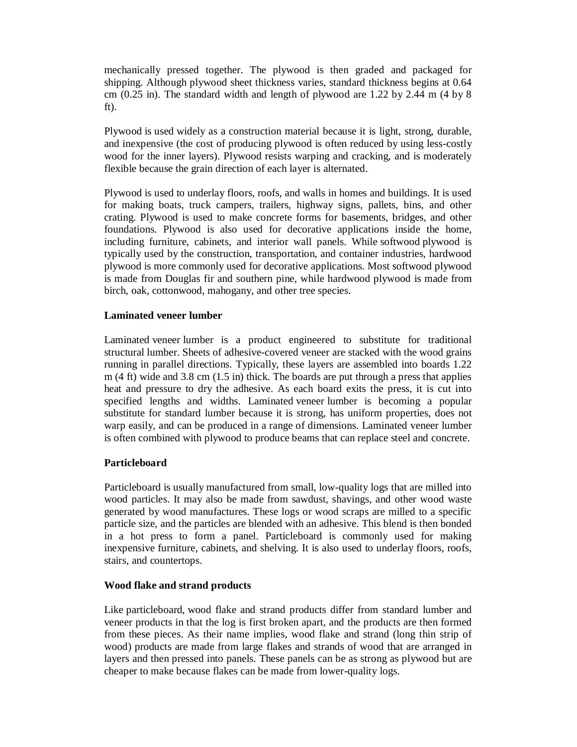mechanically pressed together. The plywood is then graded and packaged for shipping. Although plywood sheet thickness varies, standard thickness begins at 0.64 cm (0.25 in). The standard width and length of plywood are 1.22 by 2.44 m (4 by 8 ft).

Plywood is used widely as a construction material because it is light, strong, durable, and inexpensive (the cost of producing plywood is often reduced by using less-costly wood for the inner layers). Plywood resists warping and cracking, and is moderately flexible because the grain direction of each layer is alternated.

Plywood is used to underlay floors, roofs, and walls in homes and buildings. It is used for making boats, truck campers, trailers, highway signs, pallets, bins, and other crating. Plywood is used to make concrete forms for basements, bridges, and other foundations. Plywood is also used for decorative applications inside the home, including furniture, cabinets, and interior wall panels. While softwood plywood is typically used by the construction, transportation, and container industries, hardwood plywood is more commonly used for decorative applications. Most softwood plywood is made from Douglas fir and southern pine, while hardwood plywood is made from birch, oak, cottonwood, mahogany, and other tree species.

**Laminated veneer lumber**

Laminated veneer lumber is a product engineered to substitute for traditional structural lumber. Sheets of adhesive-covered veneer are stacked with the wood grains running in parallel directions. Typically, these layers are assembled into boards 1.22 m (4 ft) wide and 3.8 cm (1.5 in) thick. The boards are put through a press that applies heat and pressure to dry the adhesive. As each board exits the press, it is cut into specified lengths and widths. Laminated veneer lumber is becoming a popular substitute for standard lumber because it is strong, has uniform properties, does not warp easily, and can be produced in a range of dimensions. Laminated veneer lumber is often combined with plywood to produce beams that can replace steel and concrete.

**Particleboard**

Particleboard is usually manufactured from small, low-quality logs that are milled into wood particles. It may also be made from sawdust, shavings, and other wood waste generated by wood manufactures. These logs or wood scraps are milled to a specific particle size, and the particles are blended with an adhesive. This blend is then bonded in a hot press to form a panel. Particleboard is commonly used for making inexpensive furniture, cabinets, and shelving. It is also used to underlay floors, roofs, stairs, and countertops.

**Wood flake and strand products**

Like particleboard, wood flake and strand products differ from standard lumber and veneer products in that the log is first broken apart, and the products are then formed from these pieces. As their name implies, wood flake and strand (long thin strip of wood) products are made from large flakes and strands of wood that are arranged in layers and then pressed into panels. These panels can be as strong as plywood but are cheaper to make because flakes can be made from lower-quality logs.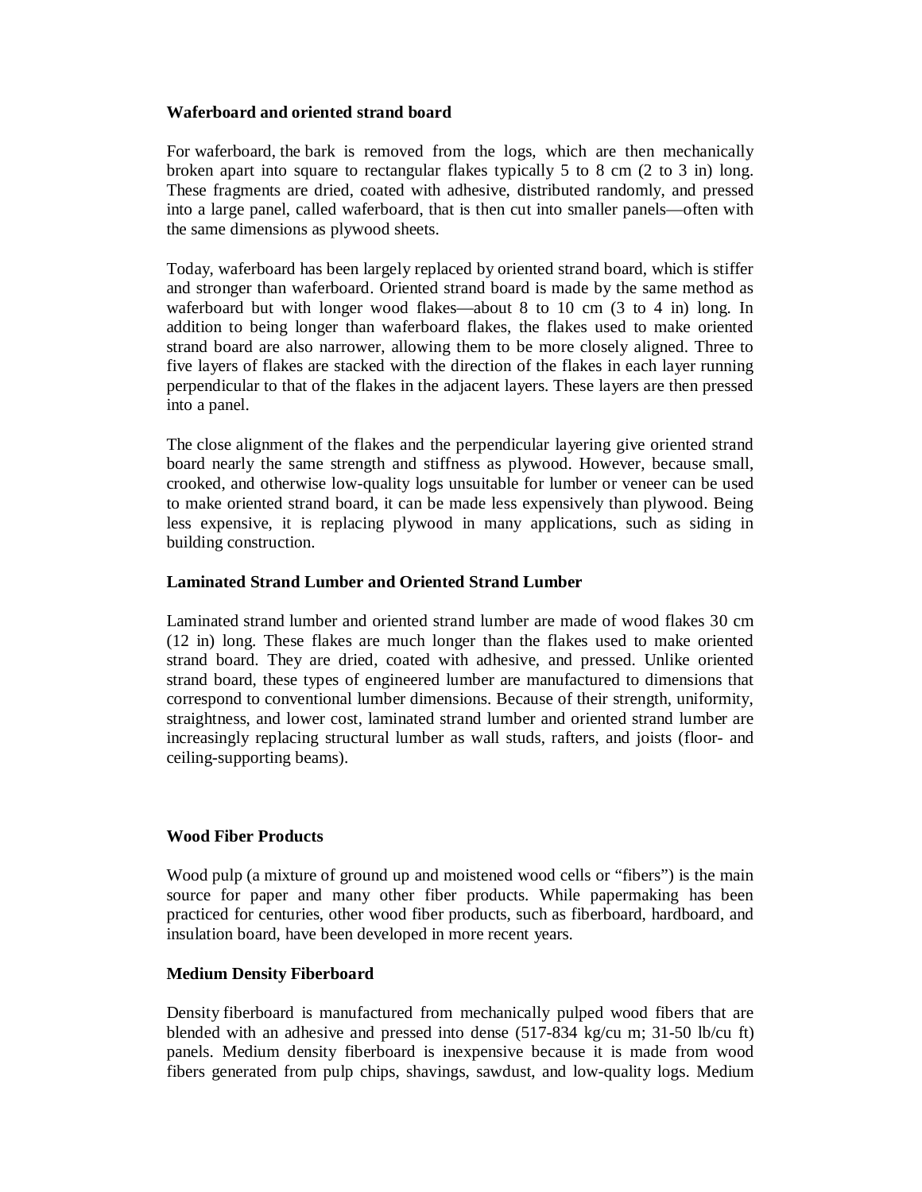**Waferboard and oriented strand board**

For waferboard, the bark is removed from the logs, which are then mechanically broken apart into square to rectangular flakes typically 5 to 8 cm (2 to 3 in) long. These fragments are dried, coated with adhesive, distributed randomly, and pressed into a large panel, called waferboard, that is then cut into smaller panels—often with the same dimensions as plywood sheets.

Today, waferboard has been largely replaced by oriented strand board, which is stiffer and stronger than waferboard. Oriented strand board is made by the same method as waferboard but with longer wood flakes—about 8 to 10 cm (3 to 4 in) long. In addition to being longer than waferboard flakes, the flakes used to make oriented strand board are also narrower, allowing them to be more closely aligned. Three to five layers of flakes are stacked with the direction of the flakes in each layer running perpendicular to that of the flakes in the adjacent layers. These layers are then pressed into a panel.

The close alignment of the flakes and the perpendicular layering give oriented strand board nearly the same strength and stiffness as plywood. However, because small, crooked, and otherwise low-quality logs unsuitable for lumber or veneer can be used to make oriented strand board, it can be made less expensively than plywood. Being less expensive, it is replacing plywood in many applications, such as siding in building construction.

**Laminated Strand Lumber and Oriented Strand Lumber**

Laminated strand lumber and oriented strand lumber are made of wood flakes 30 cm (12 in) long. These flakes are much longer than the flakes used to make oriented strand board. They are dried, coated with adhesive, and pressed. Unlike oriented strand board, these types of engineered lumber are manufactured to dimensions that correspond to conventional lumber dimensions. Because of their strength, uniformity, straightness, and lower cost, laminated strand lumber and oriented strand lumber are increasingly replacing structural lumber as wall studs, rafters, and joists (floor- and ceiling-supporting beams).

**Wood Fiber Products**

Wood pulp (a mixture of ground up and moistened wood cells or "fibers") is the main source for paper and many other fiber products. While papermaking has been practiced for centuries, other wood fiber products, such as fiberboard, hardboard, and insulation board, have been developed in more recent years.

**Medium Density Fiberboard**

Density fiberboard is manufactured from mechanically pulped wood fibers that are blended with an adhesive and pressed into dense (517-834 kg/cu m; 31-50 lb/cu ft) panels. Medium density fiberboard is inexpensive because it is made from wood fibers generated from pulp chips, shavings, sawdust, and low-quality logs. Medium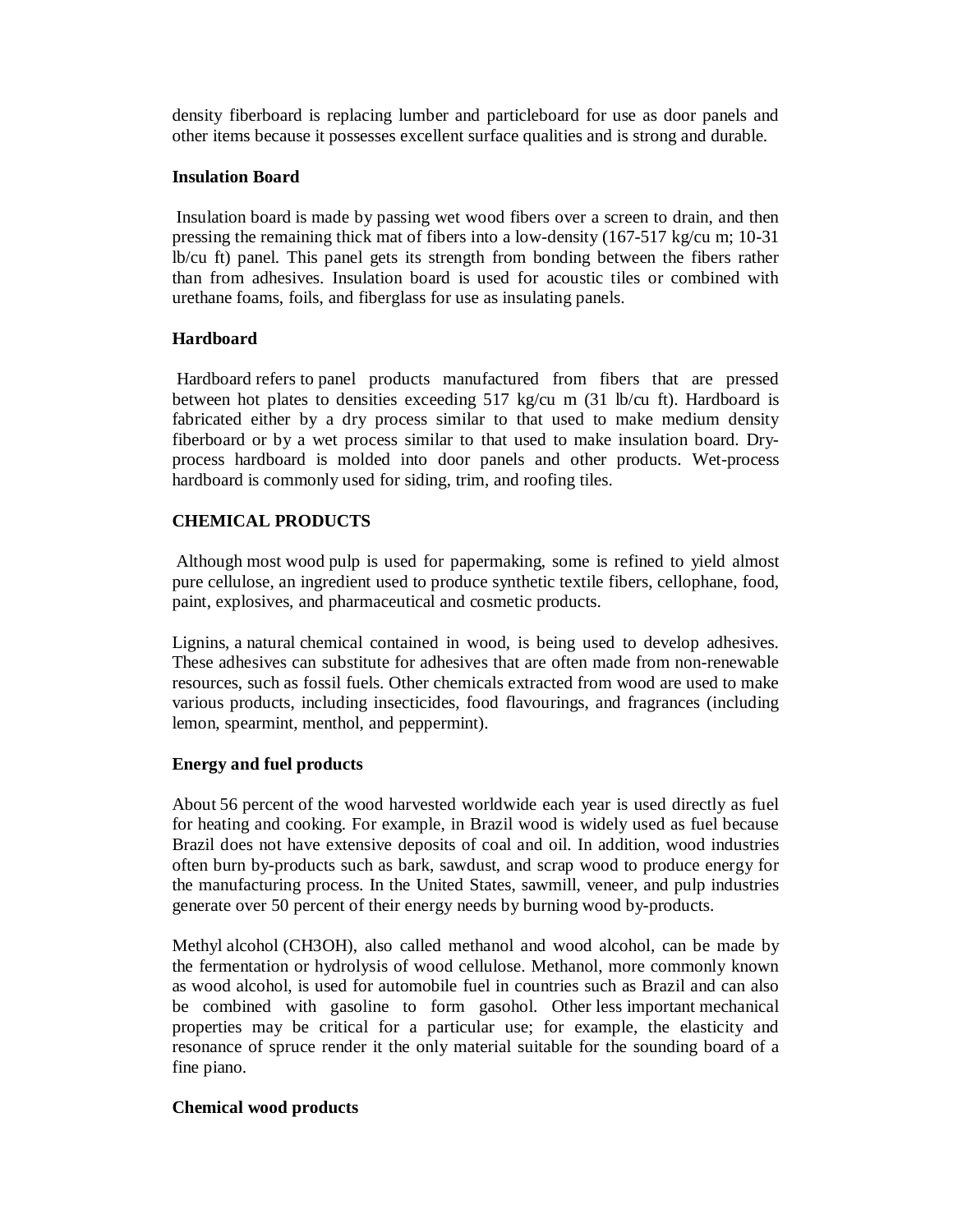density fiberboard is replacing lumber and particleboard for use as door panels and other items because it possesses excellent surface qualities and is strong and durable.

**Insulation Board**

Insulation board is made by passing wet wood fibers over a screen to drain, and then pressing the remaining thick mat of fibers into a low-density (167-517 kg/cu m; 10-31 lb/cu ft) panel. This panel gets its strength from bonding between the fibers rather than from adhesives. Insulation board is used for acoustic tiles or combined with urethane foams, foils, and fiberglass for use as insulating panels.

**Hardboard**

Hardboard refers to panel products manufactured from fibers that are pressed between hot plates to densities exceeding 517 kg/cu m (31 lb/cu ft). Hardboard is fabricated either by a dry process similar to that used to make medium density fiberboard or by a wet process similar to that used to make insulation board. Dry-process hardboard is molded into door panels and other products. Wet-process hardboard is commonly used for siding, trim, and roofing tiles.

**CHEMICAL PRODUCTS**

Although most wood pulp is used for papermaking, some is refined to yield almost pure cellulose, an ingredient used to produce synthetic textile fibers, cellophane, food, paint, explosives, and pharmaceutical and cosmetic products.

Lignins, a natural chemical contained in wood, is being used to develop adhesives. These adhesives can substitute for adhesives that are often made from non-renewable resources, such as fossil fuels. Other chemicals extracted from wood are used to make various products, including insecticides, food flavourings, and fragrances (including lemon, spearmint, menthol, and peppermint).

**Energy and fuel products**

About 56 percent of the wood harvested worldwide each year is used directly as fuel for heating and cooking. For example, in Brazil wood is widely used as fuel because Brazil does not have extensive deposits of coal and oil. In addition, wood industries often burn by-products such as bark, sawdust, and scrap wood to produce energy for the manufacturing process. In the United States, sawmill, veneer, and pulp industries generate over 50 percent of their energy needs by burning wood by-products.

Methyl alcohol ($CH_3OH$), also called methanol and wood alcohol, can be made by the fermentation or hydrolysis of wood cellulose. Methanol, more commonly known as wood alcohol, is used for automobile fuel in countries such as Brazil and can also be combined with gasoline to form gasohol. Other less important mechanical properties may be critical for a particular use; for example, the elasticity and resonance of spruce render it the only material suitable for the sounding board of a fine piano.

**Chemical wood products**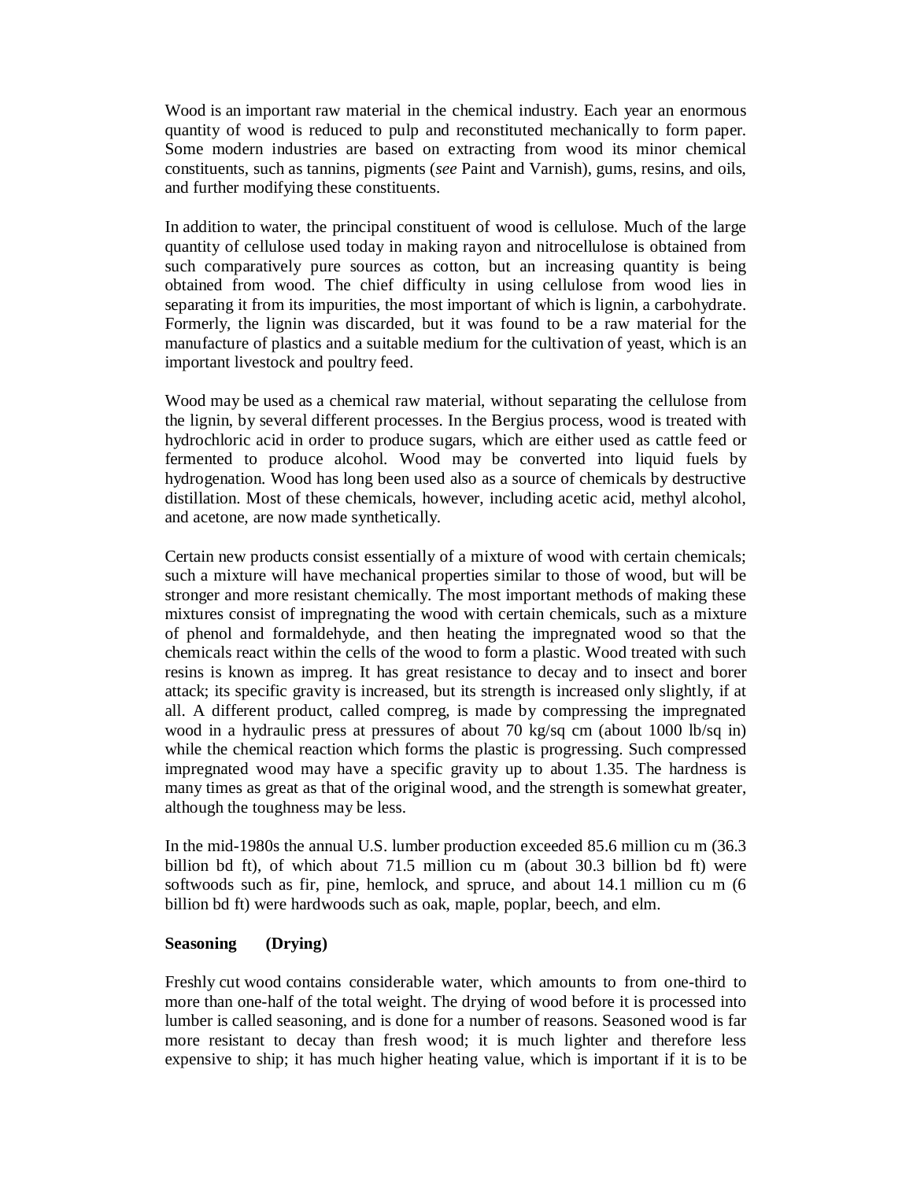Wood is an important raw material in the chemical industry. Each year an enormous quantity of wood is reduced to pulp and reconstituted mechanically to form paper. Some modern industries are based on extracting from wood its minor chemical constituents, such as tannins, pigments (*see* Paint and Varnish), gums, resins, and oils, and further modifying these constituents.

In addition to water, the principal constituent of wood is cellulose. Much of the large quantity of cellulose used today in making rayon and nitrocellulose is obtained from such comparatively pure sources as cotton, but an increasing quantity is being obtained from wood. The chief difficulty in using cellulose from wood lies in separating it from its impurities, the most important of which is lignin, a carbohydrate. Formerly, the lignin was discarded, but it was found to be a raw material for the manufacture of plastics and a suitable medium for the cultivation of yeast, which is an important livestock and poultry feed.

Wood may be used as a chemical raw material, without separating the cellulose from the lignin, by several different processes. In the Bergius process, wood is treated with hydrochloric acid in order to produce sugars, which are either used as cattle feed or fermented to produce alcohol. Wood may be converted into liquid fuels by hydrogenation. Wood has long been used also as a source of chemicals by destructive distillation. Most of these chemicals, however, including acetic acid, methyl alcohol, and acetone, are now made synthetically.

Certain new products consist essentially of a mixture of wood with certain chemicals; such a mixture will have mechanical properties similar to those of wood, but will be stronger and more resistant chemically. The most important methods of making these mixtures consist of impregnating the wood with certain chemicals, such as a mixture of phenol and formaldehyde, and then heating the impregnated wood so that the chemicals react within the cells of the wood to form a plastic. Wood treated with such resins is known as impreg. It has great resistance to decay and to insect and borer attack; its specific gravity is increased, but its strength is increased only slightly, if at all. A different product, called compreg, is made by compressing the impregnated wood in a hydraulic press at pressures of about 70 kg/sq cm (about 1000 lb/sq in) while the chemical reaction which forms the plastic is progressing. Such compressed impregnated wood may have a specific gravity up to about 1.35. The hardness is many times as great as that of the original wood, and the strength is somewhat greater, although the toughness may be less.

In the mid-1980s the annual U.S. lumber production exceeded 85.6 million cu m (36.3 billion bd ft), of which about 71.5 million cu m (about 30.3 billion bd ft) were softwoods such as fir, pine, hemlock, and spruce, and about 14.1 million cu m (6 billion bd ft) were hardwoods such as oak, maple, poplar, beech, and elm.

**Seasoning (Drying)**

Freshly cut wood contains considerable water, which amounts to from one-third to more than one-half of the total weight. The drying of wood before it is processed into lumber is called seasoning, and is done for a number of reasons. Seasoned wood is far more resistant to decay than fresh wood; it is much lighter and therefore less expensive to ship; it has much higher heating value, which is important if it is to be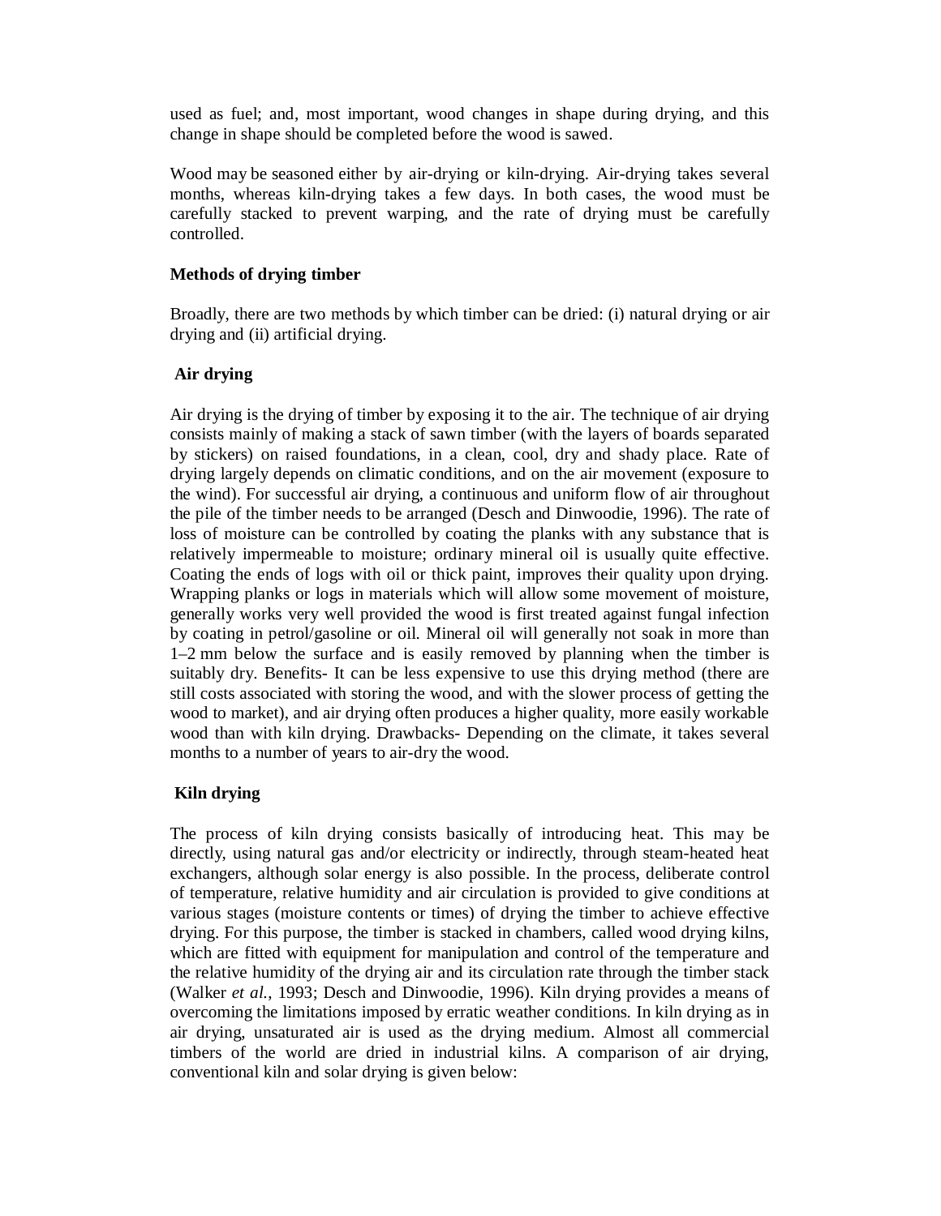used as fuel; and, most important, wood changes in shape during drying, and this change in shape should be completed before the wood is sawed.

Wood may be seasoned either by air-drying or kiln-drying. Air-drying takes several months, whereas kiln-drying takes a few days. In both cases, the wood must be carefully stacked to prevent warping, and the rate of drying must be carefully controlled.

**Methods of drying timber**

Broadly, there are two methods by which timber can be dried: (i) natural drying or air drying and (ii) artificial drying.

**Air drying**

Air drying is the drying of timber by exposing it to the air. The technique of air drying consists mainly of making a stack of sawn timber (with the layers of boards separated by stickers) on raised foundations, in a clean, cool, dry and shady place. Rate of drying largely depends on climatic conditions, and on the air movement (exposure to the wind). For successful air drying, a continuous and uniform flow of air throughout the pile of the timber needs to be arranged (Desch and Dinwoodie, 1996). The rate of loss of moisture can be controlled by coating the planks with any substance that is relatively impermeable to moisture; ordinary mineral oil is usually quite effective. Coating the ends of logs with oil or thick paint, improves their quality upon drying. Wrapping planks or logs in materials which will allow some movement of moisture, generally works very well provided the wood is first treated against fungal infection by coating in petrol/gasoline or oil. Mineral oil will generally not soak in more than 1–2 mm below the surface and is easily removed by planning when the timber is suitably dry. Benefits- It can be less expensive to use this drying method (there are still costs associated with storing the wood, and with the slower process of getting the wood to market), and air drying often produces a higher quality, more easily workable wood than with kiln drying. Drawbacks- Depending on the climate, it takes several months to a number of years to air-dry the wood.

**Kiln drying**

The process of kiln drying consists basically of introducing heat. This may be directly, using natural gas and/or electricity or indirectly, through steam-heated heat exchangers, although solar energy is also possible. In the process, deliberate control of temperature, relative humidity and air circulation is provided to give conditions at various stages (moisture contents or times) of drying the timber to achieve effective drying. For this purpose, the timber is stacked in chambers, called wood drying kilns, which are fitted with equipment for manipulation and control of the temperature and the relative humidity of the drying air and its circulation rate through the timber stack (Walker *et al.*, 1993; Desch and Dinwoodie, 1996). Kiln drying provides a means of overcoming the limitations imposed by erratic weather conditions. In kiln drying as in air drying, unsaturated air is used as the drying medium. Almost all commercial timbers of the world are dried in industrial kilns. A comparison of air drying, conventional kiln and solar drying is given below: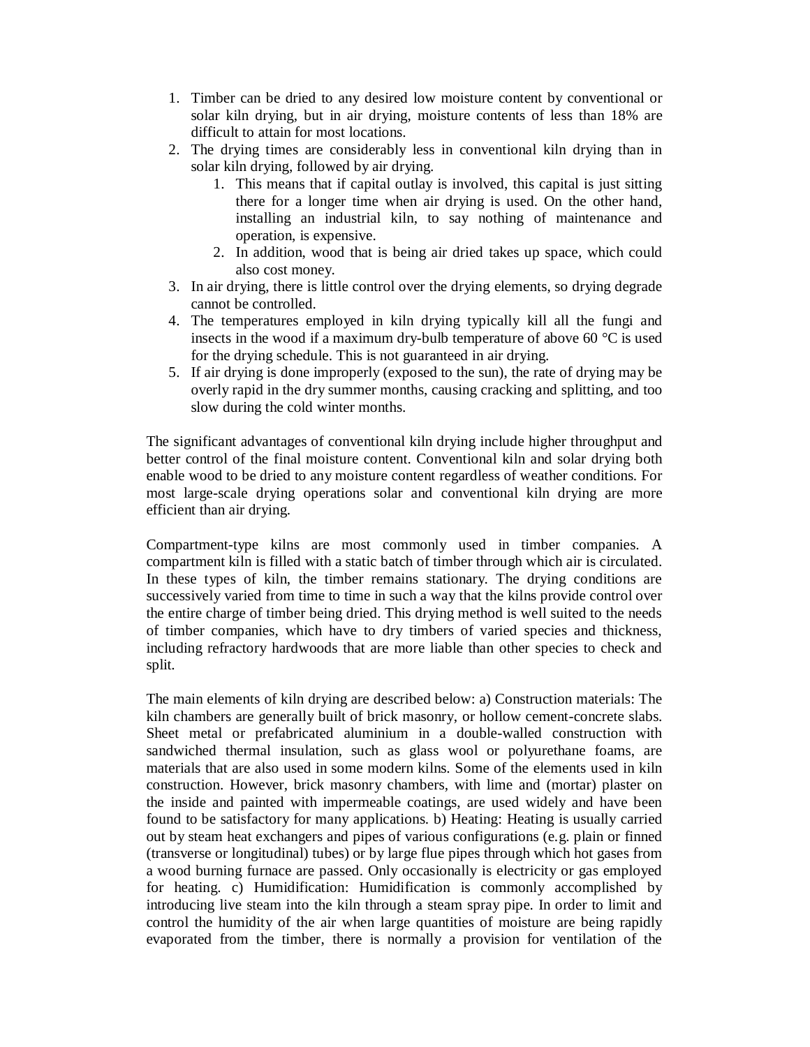1. Timber can be dried to any desired low moisture content by conventional or solar kiln drying, but in air drying, moisture contents of less than 18% are difficult to attain for most locations.
2. The drying times are considerably less in conventional kiln drying than in solar kiln drying, followed by air drying.
    1. This means that if capital outlay is involved, this capital is just sitting there for a longer time when air drying is used. On the other hand, installing an industrial kiln, to say nothing of maintenance and operation, is expensive.
    2. In addition, wood that is being air dried takes up space, which could also cost money.
3. In air drying, there is little control over the drying elements, so drying degrade cannot be controlled.
4. The temperatures employed in kiln drying typically kill all the fungi and insects in the wood if a maximum dry-bulb temperature of above 60 °C is used for the drying schedule. This is not guaranteed in air drying.
5. If air drying is done improperly (exposed to the sun), the rate of drying may be overly rapid in the dry summer months, causing cracking and splitting, and too slow during the cold winter months.

The significant advantages of conventional kiln drying include higher throughput and better control of the final moisture content. Conventional kiln and solar drying both enable wood to be dried to any moisture content regardless of weather conditions. For most large-scale drying operations solar and conventional kiln drying are more efficient than air drying.

Compartment-type kilns are most commonly used in timber companies. A compartment kiln is filled with a static batch of timber through which air is circulated. In these types of kiln, the timber remains stationary. The drying conditions are successively varied from time to time in such a way that the kilns provide control over the entire charge of timber being dried. This drying method is well suited to the needs of timber companies, which have to dry timbers of varied species and thickness, including refractory hardwoods that are more liable than other species to check and split.

The main elements of kiln drying are described below: a) Construction materials: The kiln chambers are generally built of brick masonry, or hollow cement-concrete slabs. Sheet metal or prefabricated aluminium in a double-walled construction with sandwiched thermal insulation, such as glass wool or polyurethane foams, are materials that are also used in some modern kilns. Some of the elements used in kiln construction. However, brick masonry chambers, with lime and (mortar) plaster on the inside and painted with impermeable coatings, are used widely and have been found to be satisfactory for many applications. b) Heating: Heating is usually carried out by steam heat exchangers and pipes of various configurations (e.g. plain or finned (transverse or longitudinal) tubes) or by large flue pipes through which hot gases from a wood burning furnace are passed. Only occasionally is electricity or gas employed for heating. c) Humidification: Humidification is commonly accomplished by introducing live steam into the kiln through a steam spray pipe. In order to limit and control the humidity of the air when large quantities of moisture are being rapidly evaporated from the timber, there is normally a provision for ventilation of the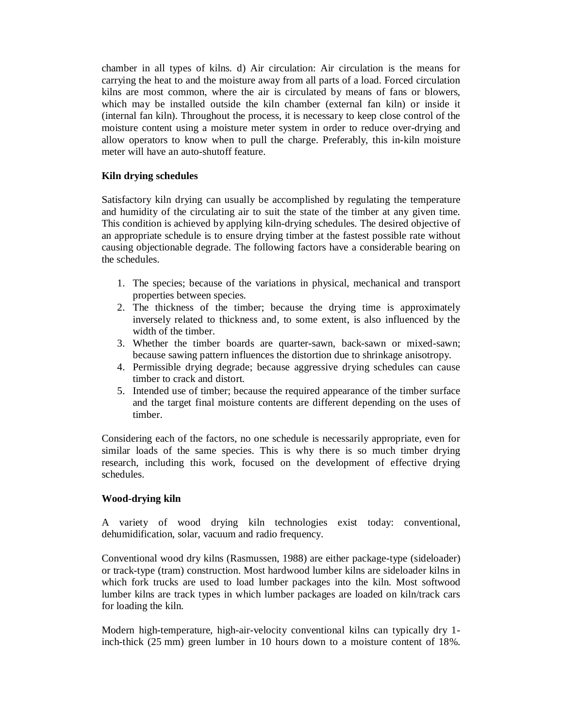chamber in all types of kilns. d) Air circulation: Air circulation is the means for carrying the heat to and the moisture away from all parts of a load. Forced circulation kilns are most common, where the air is circulated by means of fans or blowers, which may be installed outside the kiln chamber (external fan kiln) or inside it (internal fan kiln). Throughout the process, it is necessary to keep close control of the moisture content using a moisture meter system in order to reduce over-drying and allow operators to know when to pull the charge. Preferably, this in-kiln moisture meter will have an auto-shutoff feature.

**Kiln drying schedules**

Satisfactory kiln drying can usually be accomplished by regulating the temperature and humidity of the circulating air to suit the state of the timber at any given time. This condition is achieved by applying kiln-drying schedules. The desired objective of an appropriate schedule is to ensure drying timber at the fastest possible rate without causing objectionable degrade. The following factors have a considerable bearing on the schedules.

1. The species; because of the variations in physical, mechanical and transport properties between species.
2. The thickness of the timber; because the drying time is approximately inversely related to thickness and, to some extent, is also influenced by the width of the timber.
3. Whether the timber boards are quarter-sawn, back-sawn or mixed-sawn; because sawing pattern influences the distortion due to shrinkage anisotropy.
4. Permissible drying degrade; because aggressive drying schedules can cause timber to crack and distort.
5. Intended use of timber; because the required appearance of the timber surface and the target final moisture contents are different depending on the uses of timber.

Considering each of the factors, no one schedule is necessarily appropriate, even for similar loads of the same species. This is why there is so much timber drying research, including this work, focused on the development of effective drying schedules.

**Wood-drying kiln**

A variety of wood drying kiln technologies exist today: conventional, dehumidification, solar, vacuum and radio frequency.

Conventional wood dry kilns (Rasmussen, 1988) are either package-type (sideloader) or track-type (tram) construction. Most hardwood lumber kilns are sideloader kilns in which fork trucks are used to load lumber packages into the kiln. Most softwood lumber kilns are track types in which lumber packages are loaded on kiln/track cars for loading the kiln.

Modern high-temperature, high-air-velocity conventional kilns can typically dry 1-inch-thick (25 mm) green lumber in 10 hours down to a moisture content of 18%.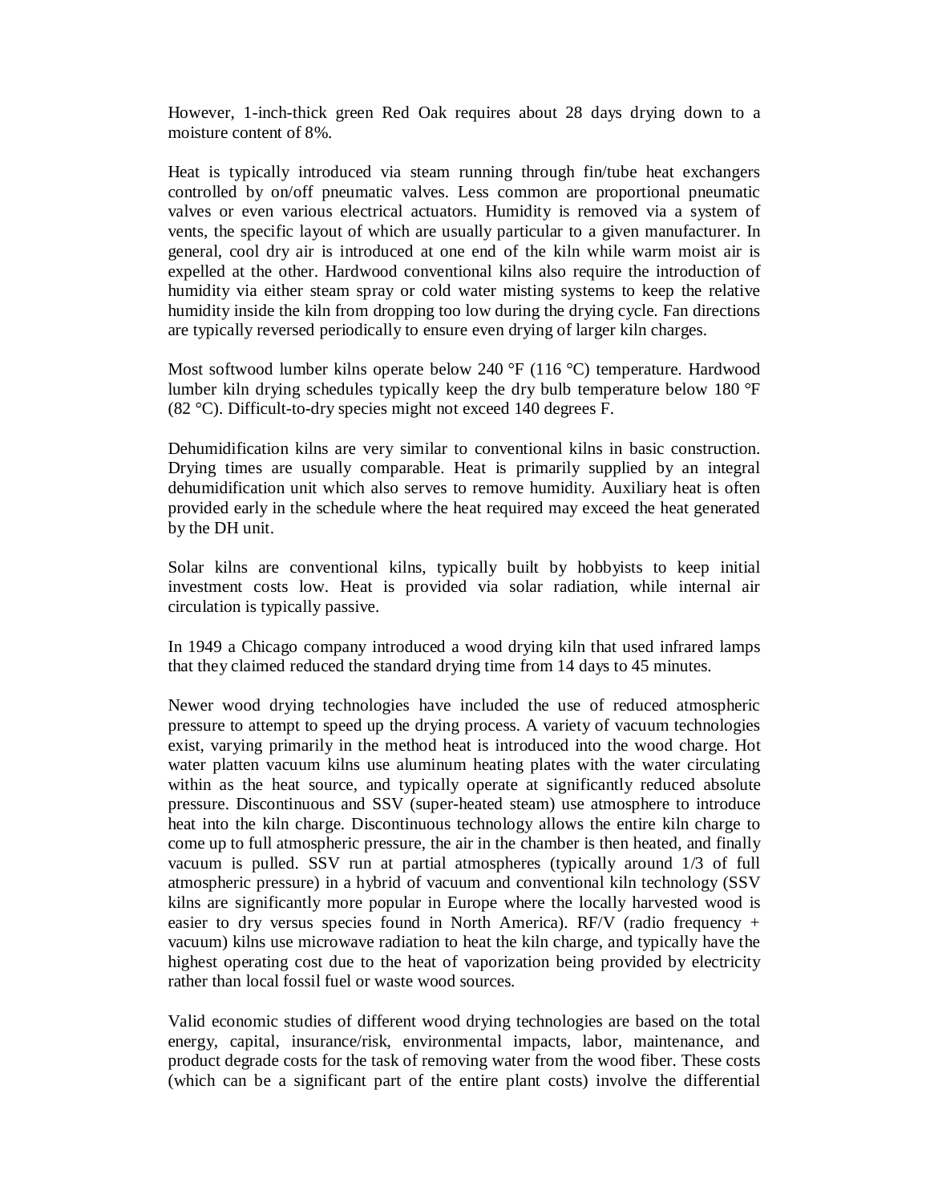However, 1-inch-thick green Red Oak requires about 28 days drying down to a moisture content of 8%.

Heat is typically introduced via steam running through fin/tube heat exchangers controlled by on/off pneumatic valves. Less common are proportional pneumatic valves or even various electrical actuators. Humidity is removed via a system of vents, the specific layout of which are usually particular to a given manufacturer. In general, cool dry air is introduced at one end of the kiln while warm moist air is expelled at the other. Hardwood conventional kilns also require the introduction of humidity via either steam spray or cold water misting systems to keep the relative humidity inside the kiln from dropping too low during the drying cycle. Fan directions are typically reversed periodically to ensure even drying of larger kiln charges.

Most softwood lumber kilns operate below 240 °F (116 °C) temperature. Hardwood lumber kiln drying schedules typically keep the dry bulb temperature below 180 °F (82 °C). Difficult-to-dry species might not exceed 140 degrees F.

Dehumidification kilns are very similar to conventional kilns in basic construction. Drying times are usually comparable. Heat is primarily supplied by an integral dehumidification unit which also serves to remove humidity. Auxiliary heat is often provided early in the schedule where the heat required may exceed the heat generated by the DH unit.

Solar kilns are conventional kilns, typically built by hobbyists to keep initial investment costs low. Heat is provided via solar radiation, while internal air circulation is typically passive.

In 1949 a Chicago company introduced a wood drying kiln that used infrared lamps that they claimed reduced the standard drying time from 14 days to 45 minutes.

Newer wood drying technologies have included the use of reduced atmospheric pressure to attempt to speed up the drying process. A variety of vacuum technologies exist, varying primarily in the method heat is introduced into the wood charge. Hot water platten vacuum kilns use aluminum heating plates with the water circulating within as the heat source, and typically operate at significantly reduced absolute pressure. Discontinuous and SSV (super-heated steam) use atmosphere to introduce heat into the kiln charge. Discontinuous technology allows the entire kiln charge to come up to full atmospheric pressure, the air in the chamber is then heated, and finally vacuum is pulled. SSV run at partial atmospheres (typically around 1/3 of full atmospheric pressure) in a hybrid of vacuum and conventional kiln technology (SSV kilns are significantly more popular in Europe where the locally harvested wood is easier to dry versus species found in North America). RF/V (radio frequency + vacuum) kilns use microwave radiation to heat the kiln charge, and typically have the highest operating cost due to the heat of vaporization being provided by electricity rather than local fossil fuel or waste wood sources.

Valid economic studies of different wood drying technologies are based on the total energy, capital, insurance/risk, environmental impacts, labor, maintenance, and product degrade costs for the task of removing water from the wood fiber. These costs (which can be a significant part of the entire plant costs) involve the differential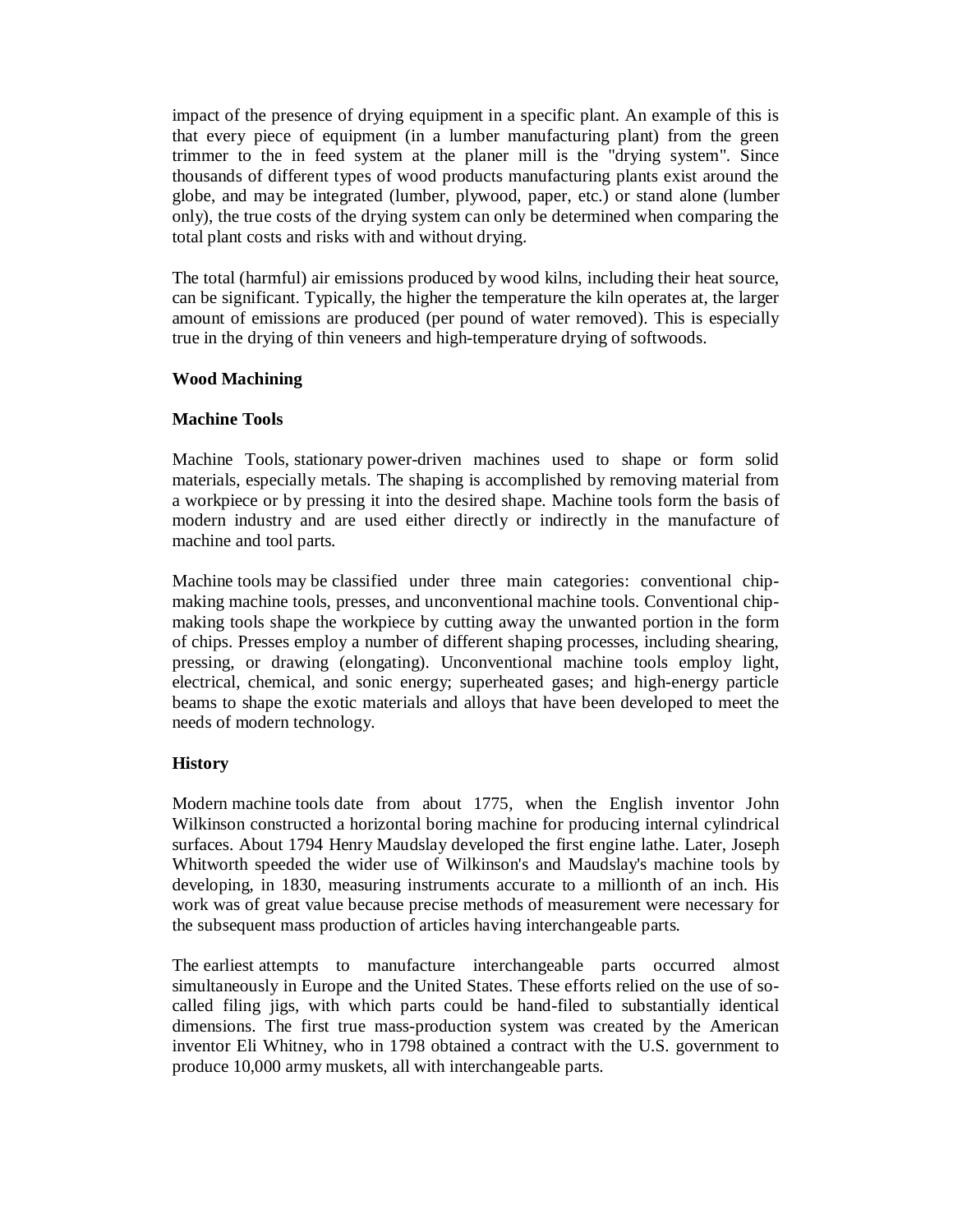impact of the presence of drying equipment in a specific plant. An example of this is that every piece of equipment (in a lumber manufacturing plant) from the green trimmer to the in feed system at the planer mill is the "drying system". Since thousands of different types of wood products manufacturing plants exist around the globe, and may be integrated (lumber, plywood, paper, etc.) or stand alone (lumber only), the true costs of the drying system can only be determined when comparing the total plant costs and risks with and without drying.

The total (harmful) air emissions produced by wood kilns, including their heat source, can be significant. Typically, the higher the temperature the kiln operates at, the larger amount of emissions are produced (per pound of water removed). This is especially true in the drying of thin veneers and high-temperature drying of softwoods.

## Wood Machining

### Machine Tools

Machine Tools, stationary power-driven machines used to shape or form solid materials, especially metals. The shaping is accomplished by removing material from a workpiece or by pressing it into the desired shape. Machine tools form the basis of modern industry and are used either directly or indirectly in the manufacture of machine and tool parts.

Machine tools may be classified under three main categories: conventional chip-making machine tools, presses, and unconventional machine tools. Conventional chip-making tools shape the workpiece by cutting away the unwanted portion in the form of chips. Presses employ a number of different shaping processes, including shearing, pressing, or drawing (elongating). Unconventional machine tools employ light, electrical, chemical, and sonic energy; superheated gases; and high-energy particle beams to shape the exotic materials and alloys that have been developed to meet the needs of modern technology.

### History

Modern machine tools date from about 1775, when the English inventor John Wilkinson constructed a horizontal boring machine for producing internal cylindrical surfaces. About 1794 Henry Maudslay developed the first engine lathe. Later, Joseph Whitworth speeded the wider use of Wilkinson's and Maudslay's machine tools by developing, in 1830, measuring instruments accurate to a millionth of an inch. His work was of great value because precise methods of measurement were necessary for the subsequent mass production of articles having interchangeable parts.

The earliest attempts to manufacture interchangeable parts occurred almost simultaneously in Europe and the United States. These efforts relied on the use of so-called filing jigs, with which parts could be hand-filed to substantially identical dimensions. The first true mass-production system was created by the American inventor Eli Whitney, who in 1798 obtained a contract with the U.S. government to produce 10,000 army muskets, all with interchangeable parts.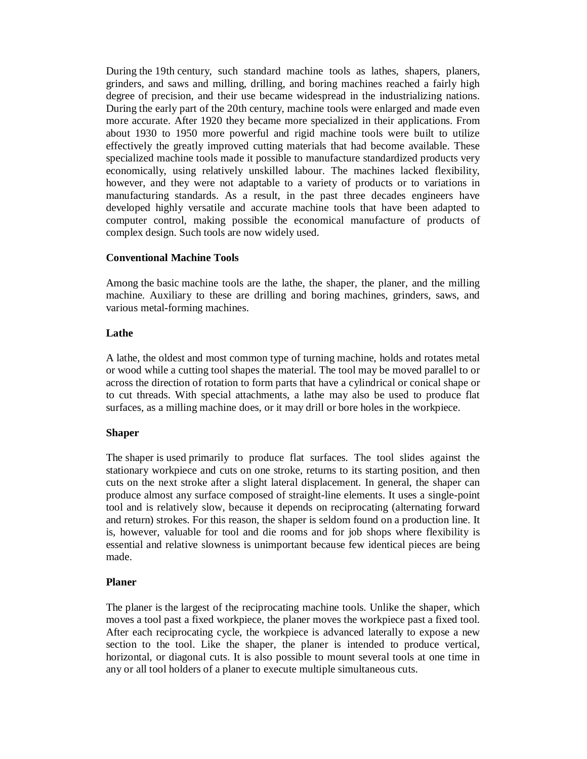During the 19th century, such standard machine tools as lathes, shapers, planers, grinders, and saws and milling, drilling, and boring machines reached a fairly high degree of precision, and their use became widespread in the industrializing nations. During the early part of the 20th century, machine tools were enlarged and made even more accurate. After 1920 they became more specialized in their applications. From about 1930 to 1950 more powerful and rigid machine tools were built to utilize effectively the greatly improved cutting materials that had become available. These specialized machine tools made it possible to manufacture standardized products very economically, using relatively unskilled labour. The machines lacked flexibility, however, and they were not adaptable to a variety of products or to variations in manufacturing standards. As a result, in the past three decades engineers have developed highly versatile and accurate machine tools that have been adapted to computer control, making possible the economical manufacture of products of complex design. Such tools are now widely used.

**Conventional Machine Tools**

Among the basic machine tools are the lathe, the shaper, the planer, and the milling machine. Auxiliary to these are drilling and boring machines, grinders, saws, and various metal-forming machines.

**Lathe**

A lathe, the oldest and most common type of turning machine, holds and rotates metal or wood while a cutting tool shapes the material. The tool may be moved parallel to or across the direction of rotation to form parts that have a cylindrical or conical shape or to cut threads. With special attachments, a lathe may also be used to produce flat surfaces, as a milling machine does, or it may drill or bore holes in the workpiece.

**Shaper**

The shaper is used primarily to produce flat surfaces. The tool slides against the stationary workpiece and cuts on one stroke, returns to its starting position, and then cuts on the next stroke after a slight lateral displacement. In general, the shaper can produce almost any surface composed of straight-line elements. It uses a single-point tool and is relatively slow, because it depends on reciprocating (alternating forward and return) strokes. For this reason, the shaper is seldom found on a production line. It is, however, valuable for tool and die rooms and for job shops where flexibility is essential and relative slowness is unimportant because few identical pieces are being made.

**Planer**

The planer is the largest of the reciprocating machine tools. Unlike the shaper, which moves a tool past a fixed workpiece, the planer moves the workpiece past a fixed tool. After each reciprocating cycle, the workpiece is advanced laterally to expose a new section to the tool. Like the shaper, the planer is intended to produce vertical, horizontal, or diagonal cuts. It is also possible to mount several tools at one time in any or all tool holders of a planer to execute multiple simultaneous cuts.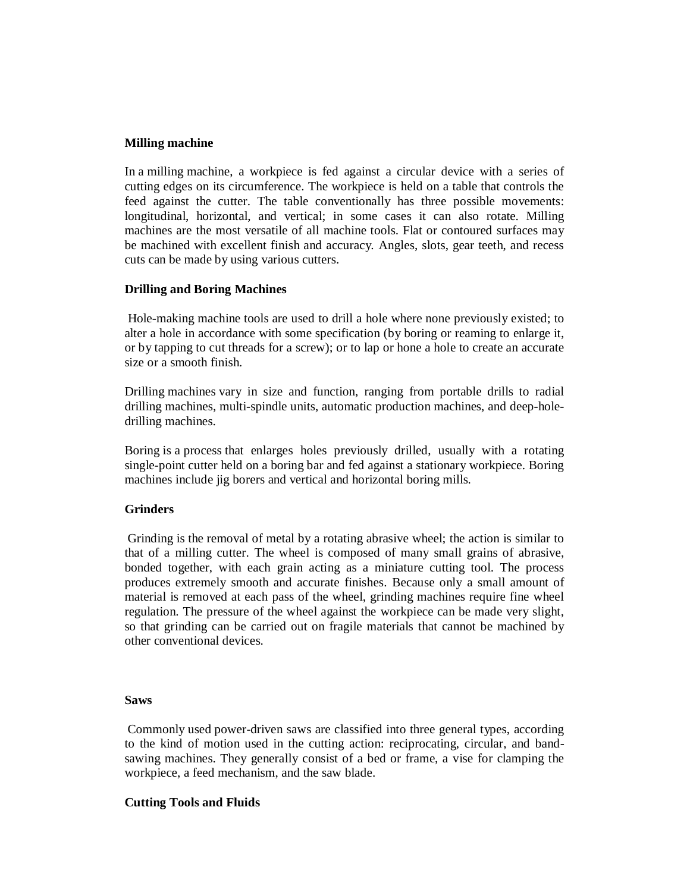### Milling machine

In a milling machine, a workpiece is fed against a circular device with a series of cutting edges on its circumference. The workpiece is held on a table that controls the feed against the cutter. The table conventionally has three possible movements: longitudinal, horizontal, and vertical; in some cases it can also rotate. Milling machines are the most versatile of all machine tools. Flat or contoured surfaces may be machined with excellent finish and accuracy. Angles, slots, gear teeth, and recess cuts can be made by using various cutters.

### Drilling and Boring Machines

Hole-making machine tools are used to drill a hole where none previously existed; to alter a hole in accordance with some specification (by boring or reaming to enlarge it, or by tapping to cut threads for a screw); or to lap or hone a hole to create an accurate size or a smooth finish.

Drilling machines vary in size and function, ranging from portable drills to radial drilling machines, multi-spindle units, automatic production machines, and deep-hole-drilling machines.

Boring is a process that enlarges holes previously drilled, usually with a rotating single-point cutter held on a boring bar and fed against a stationary workpiece. Boring machines include jig borers and vertical and horizontal boring mills.

### Grinders

Grinding is the removal of metal by a rotating abrasive wheel; the action is similar to that of a milling cutter. The wheel is composed of many small grains of abrasive, bonded together, with each grain acting as a miniature cutting tool. The process produces extremely smooth and accurate finishes. Because only a small amount of material is removed at each pass of the wheel, grinding machines require fine wheel regulation. The pressure of the wheel against the workpiece can be made very slight, so that grinding can be carried out on fragile materials that cannot be machined by other conventional devices.

### Saws

Commonly used power-driven saws are classified into three general types, according to the kind of motion used in the cutting action: reciprocating, circular, and band-sawing machines. They generally consist of a bed or frame, a vise for clamping the workpiece, a feed mechanism, and the saw blade.

### Cutting Tools and Fluids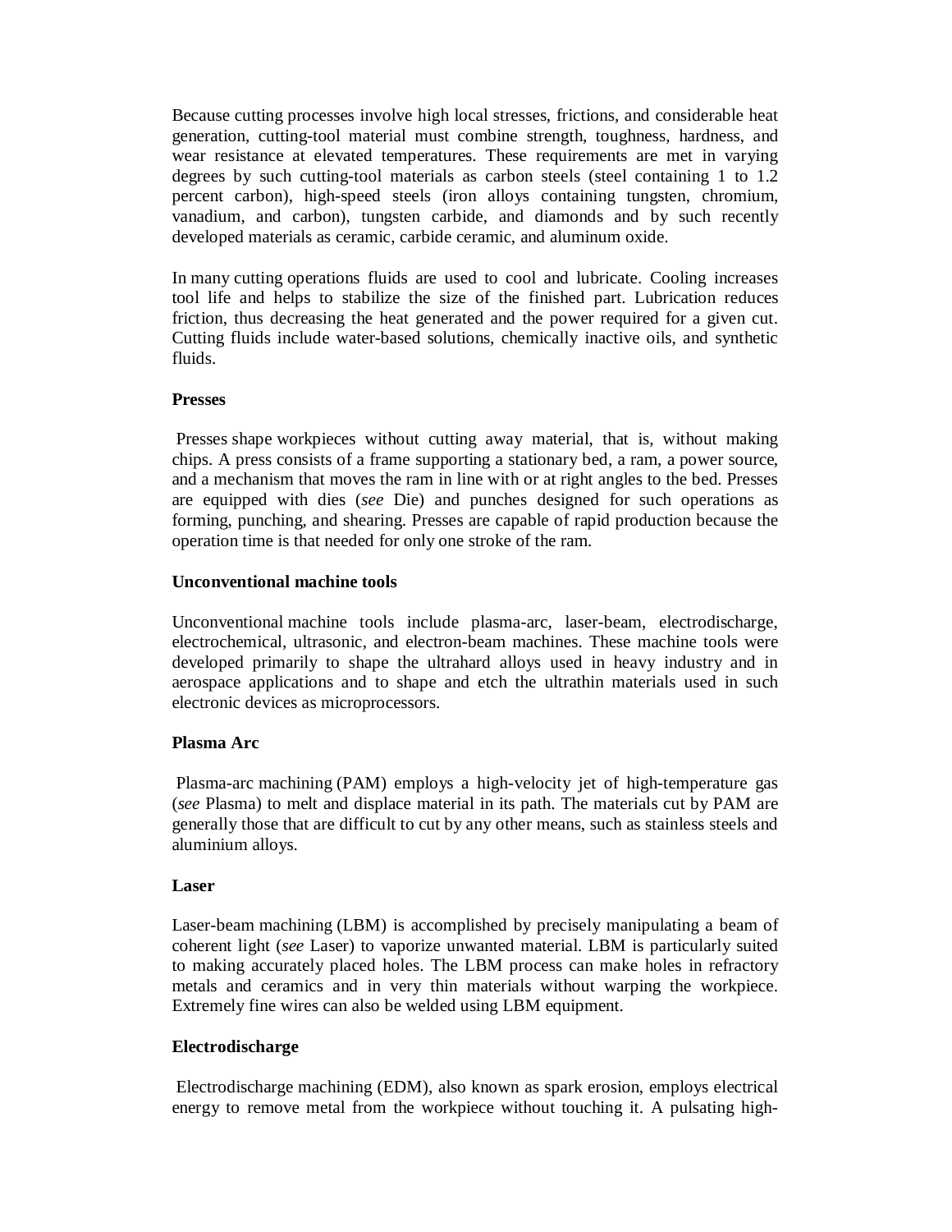Because cutting processes involve high local stresses, frictions, and considerable heat generation, cutting-tool material must combine strength, toughness, hardness, and wear resistance at elevated temperatures. These requirements are met in varying degrees by such cutting-tool materials as carbon steels (steel containing 1 to 1.2 percent carbon), high-speed steels (iron alloys containing tungsten, chromium, vanadium, and carbon), tungsten carbide, and diamonds and by such recently developed materials as ceramic, carbide ceramic, and aluminum oxide.

In many cutting operations fluids are used to cool and lubricate. Cooling increases tool life and helps to stabilize the size of the finished part. Lubrication reduces friction, thus decreasing the heat generated and the power required for a given cut. Cutting fluids include water-based solutions, chemically inactive oils, and synthetic fluids.

**Presses**

Presses shape workpieces without cutting away material, that is, without making chips. A press consists of a frame supporting a stationary bed, a ram, a power source, and a mechanism that moves the ram in line with or at right angles to the bed. Presses are equipped with dies (*see* Die) and punches designed for such operations as forming, punching, and shearing. Presses are capable of rapid production because the operation time is that needed for only one stroke of the ram.

**Unconventional machine tools**

Unconventional machine tools include plasma-arc, laser-beam, electrodischarge, electrochemical, ultrasonic, and electron-beam machines. These machine tools were developed primarily to shape the ultrahard alloys used in heavy industry and in aerospace applications and to shape and etch the ultrathin materials used in such electronic devices as microprocessors.

**Plasma Arc**

Plasma-arc machining (PAM) employs a high-velocity jet of high-temperature gas (*see* Plasma) to melt and displace material in its path. The materials cut by PAM are generally those that are difficult to cut by any other means, such as stainless steels and aluminium alloys.

**Laser**

Laser-beam machining (LBM) is accomplished by precisely manipulating a beam of coherent light (*see* Laser) to vaporize unwanted material. LBM is particularly suited to making accurately placed holes. The LBM process can make holes in refractory metals and ceramics and in very thin materials without warping the workpiece. Extremely fine wires can also be welded using LBM equipment.

**Electrodischarge**

Electrodischarge machining (EDM), also known as spark erosion, employs electrical energy to remove metal from the workpiece without touching it. A pulsating high-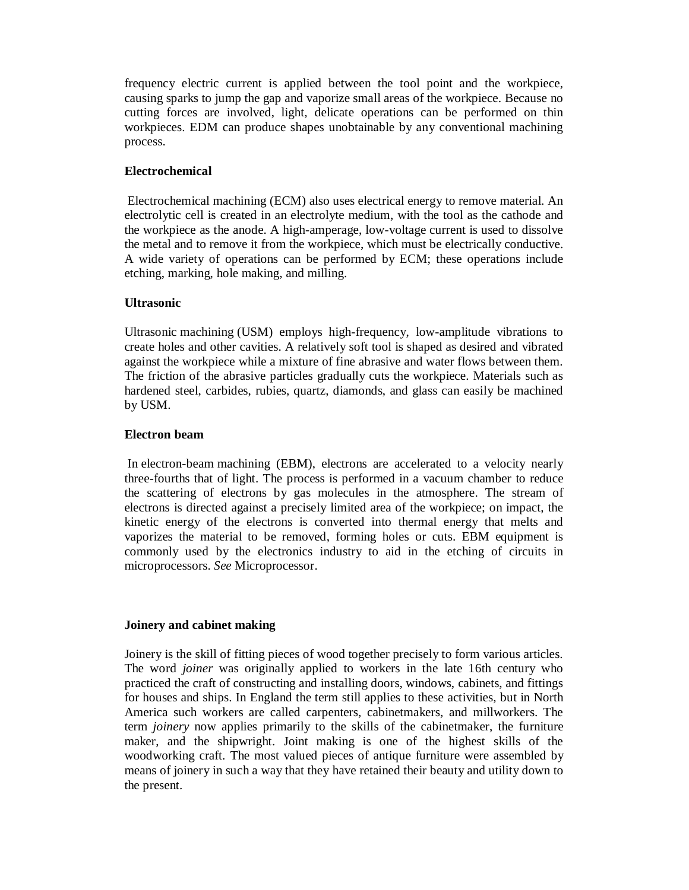frequency electric current is applied between the tool point and the workpiece, causing sparks to jump the gap and vaporize small areas of the workpiece. Because no cutting forces are involved, light, delicate operations can be performed on thin workpieces. EDM can produce shapes unobtainable by any conventional machining process.

**Electrochemical**

Electrochemical machining (ECM) also uses electrical energy to remove material. An electrolytic cell is created in an electrolyte medium, with the tool as the cathode and the workpiece as the anode. A high-amperage, low-voltage current is used to dissolve the metal and to remove it from the workpiece, which must be electrically conductive. A wide variety of operations can be performed by ECM; these operations include etching, marking, hole making, and milling.

**Ultrasonic**

Ultrasonic machining (USM) employs high-frequency, low-amplitude vibrations to create holes and other cavities. A relatively soft tool is shaped as desired and vibrated against the workpiece while a mixture of fine abrasive and water flows between them. The friction of the abrasive particles gradually cuts the workpiece. Materials such as hardened steel, carbides, rubies, quartz, diamonds, and glass can easily be machined by USM.

**Electron beam**

In electron-beam machining (EBM), electrons are accelerated to a velocity nearly three-fourths that of light. The process is performed in a vacuum chamber to reduce the scattering of electrons by gas molecules in the atmosphere. The stream of electrons is directed against a precisely limited area of the workpiece; on impact, the kinetic energy of the electrons is converted into thermal energy that melts and vaporizes the material to be removed, forming holes or cuts. EBM equipment is commonly used by the electronics industry to aid in the etching of circuits in microprocessors. *See* Microprocessor.

**Joinery and cabinet making**

Joinery is the skill of fitting pieces of wood together precisely to form various articles. The word *joiner* was originally applied to workers in the late 16th century who practiced the craft of constructing and installing doors, windows, cabinets, and fittings for houses and ships. In England the term still applies to these activities, but in North America such workers are called carpenters, cabinetmakers, and millworkers. The term *joinery* now applies primarily to the skills of the cabinetmaker, the furniture maker, and the shipwright. Joint making is one of the highest skills of the woodworking craft. The most valued pieces of antique furniture were assembled by means of joinery in such a way that they have retained their beauty and utility down to the present.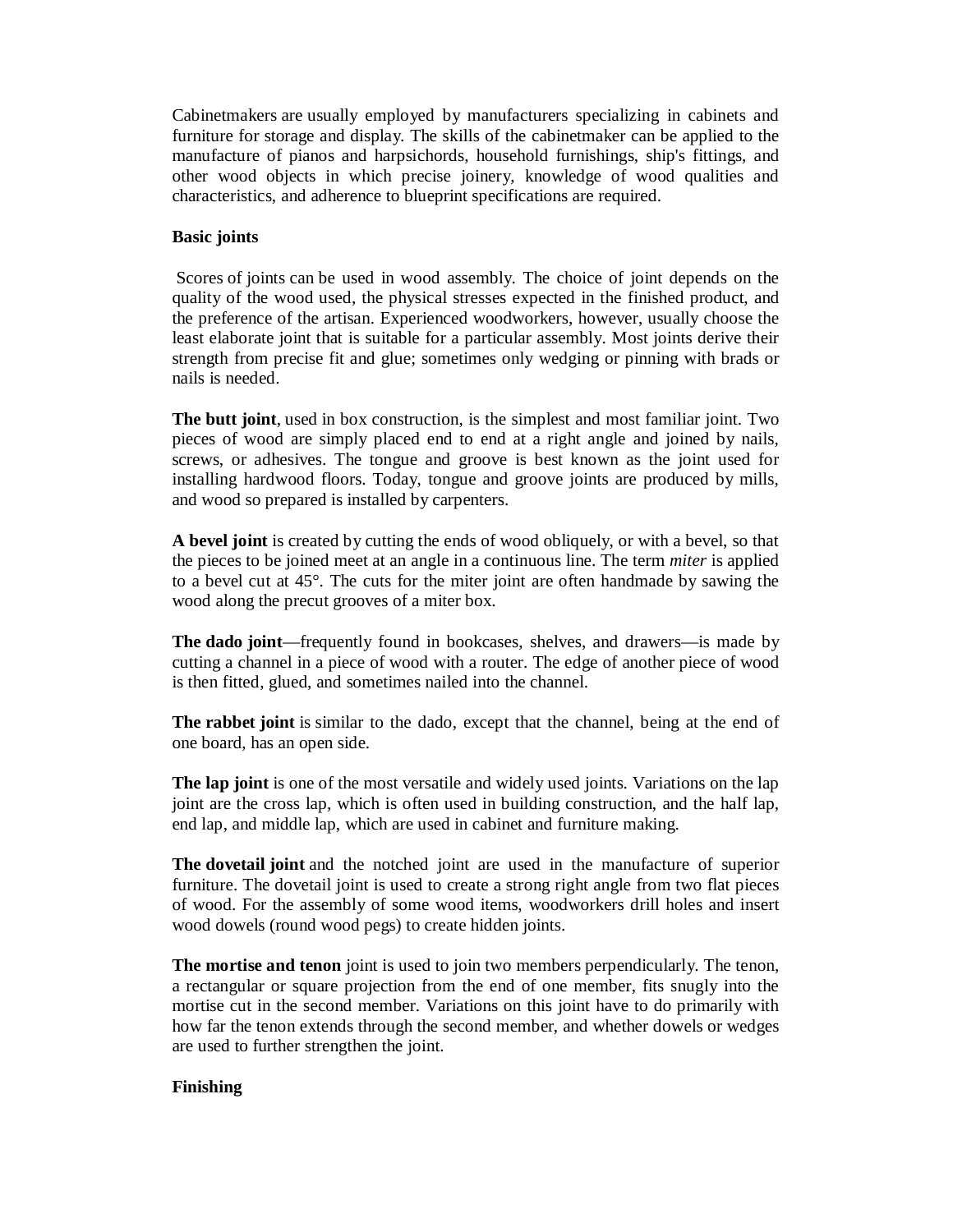Cabinetmakers are usually employed by manufacturers specializing in cabinets and furniture for storage and display. The skills of the cabinetmaker can be applied to the manufacture of pianos and harpsichords, household furnishings, ship's fittings, and other wood objects in which precise joinery, knowledge of wood qualities and characteristics, and adherence to blueprint specifications are required.

**Basic joints**

Scores of joints can be used in wood assembly. The choice of joint depends on the quality of the wood used, the physical stresses expected in the finished product, and the preference of the artisan. Experienced woodworkers, however, usually choose the least elaborate joint that is suitable for a particular assembly. Most joints derive their strength from precise fit and glue; sometimes only wedging or pinning with brads or nails is needed.

**The butt joint**, used in box construction, is the simplest and most familiar joint. Two pieces of wood are simply placed end to end at a right angle and joined by nails, screws, or adhesives. The tongue and groove is best known as the joint used for installing hardwood floors. Today, tongue and groove joints are produced by mills, and wood so prepared is installed by carpenters.

**A bevel joint** is created by cutting the ends of wood obliquely, or with a bevel, so that the pieces to be joined meet at an angle in a continuous line. The term *miter* is applied to a bevel cut at 45°. The cuts for the miter joint are often handmade by sawing the wood along the precut grooves of a miter box.

**The dado joint**—frequently found in bookcases, shelves, and drawers—is made by cutting a channel in a piece of wood with a router. The edge of another piece of wood is then fitted, glued, and sometimes nailed into the channel.

**The rabbet joint** is similar to the dado, except that the channel, being at the end of one board, has an open side.

**The lap joint** is one of the most versatile and widely used joints. Variations on the lap joint are the cross lap, which is often used in building construction, and the half lap, end lap, and middle lap, which are used in cabinet and furniture making.

**The dovetail joint** and the notched joint are used in the manufacture of superior furniture. The dovetail joint is used to create a strong right angle from two flat pieces of wood. For the assembly of some wood items, woodworkers drill holes and insert wood dowels (round wood pegs) to create hidden joints.

**The mortise and tenon** joint is used to join two members perpendicularly. The tenon, a rectangular or square projection from the end of one member, fits snugly into the mortise cut in the second member. Variations on this joint have to do primarily with how far the tenon extends through the second member, and whether dowels or wedges are used to further strengthen the joint.

**Finishing**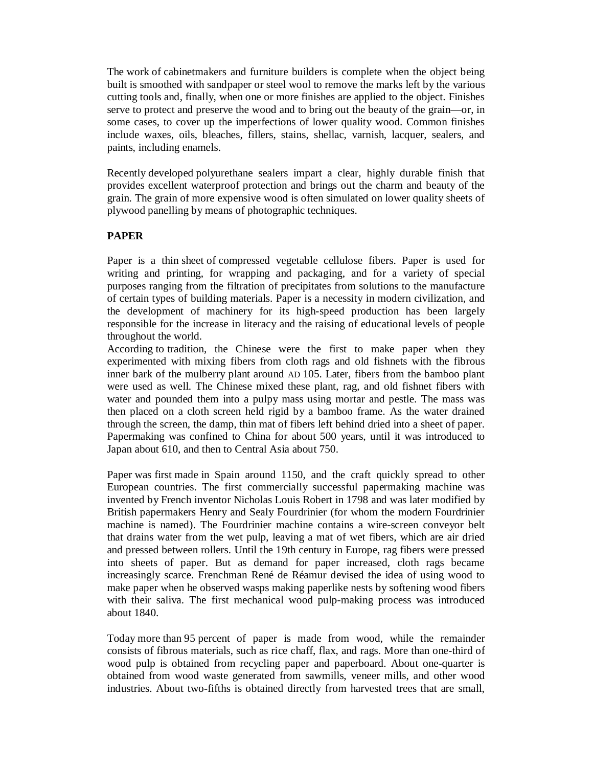The work of cabinetmakers and furniture builders is complete when the object being built is smoothed with sandpaper or steel wool to remove the marks left by the various cutting tools and, finally, when one or more finishes are applied to the object. Finishes serve to protect and preserve the wood and to bring out the beauty of the grain—or, in some cases, to cover up the imperfections of lower quality wood. Common finishes include waxes, oils, bleaches, fillers, stains, shellac, varnish, lacquer, sealers, and paints, including enamels.

Recently developed polyurethane sealers impart a clear, highly durable finish that provides excellent waterproof protection and brings out the charm and beauty of the grain. The grain of more expensive wood is often simulated on lower quality sheets of plywood panelling by means of photographic techniques.

## PAPER

Paper is a thin sheet of compressed vegetable cellulose fibers. Paper is used for writing and printing, for wrapping and packaging, and for a variety of special purposes ranging from the filtration of precipitates from solutions to the manufacture of certain types of building materials. Paper is a necessity in modern civilization, and the development of machinery for its high-speed production has been largely responsible for the increase in literacy and the raising of educational levels of people throughout the world.

According to tradition, the Chinese were the first to make paper when they experimented with mixing fibers from cloth rags and old fishnets with the fibrous inner bark of the mulberry plant around AD 105. Later, fibers from the bamboo plant were used as well. The Chinese mixed these plant, rag, and old fishnet fibers with water and pounded them into a pulpy mass using mortar and pestle. The mass was then placed on a cloth screen held rigid by a bamboo frame. As the water drained through the screen, the damp, thin mat of fibers left behind dried into a sheet of paper. Papermaking was confined to China for about 500 years, until it was introduced to Japan about 610, and then to Central Asia about 750.

Paper was first made in Spain around 1150, and the craft quickly spread to other European countries. The first commercially successful papermaking machine was invented by French inventor Nicholas Louis Robert in 1798 and was later modified by British papermakers Henry and Sealy Fourdrinier (for whom the modern Fourdrinier machine is named). The Fourdrinier machine contains a wire-screen conveyor belt that drains water from the wet pulp, leaving a mat of wet fibers, which are air dried and pressed between rollers. Until the 19th century in Europe, rag fibers were pressed into sheets of paper. But as demand for paper increased, cloth rags became increasingly scarce. Frenchman René de Réamur devised the idea of using wood to make paper when he observed wasps making paperlike nests by softening wood fibers with their saliva. The first mechanical wood pulp-making process was introduced about 1840.

Today more than 95 percent of paper is made from wood, while the remainder consists of fibrous materials, such as rice chaff, flax, and rags. More than one-third of wood pulp is obtained from recycling paper and paperboard. About one-quarter is obtained from wood waste generated from sawmills, veneer mills, and other wood industries. About two-fifths is obtained directly from harvested trees that are small,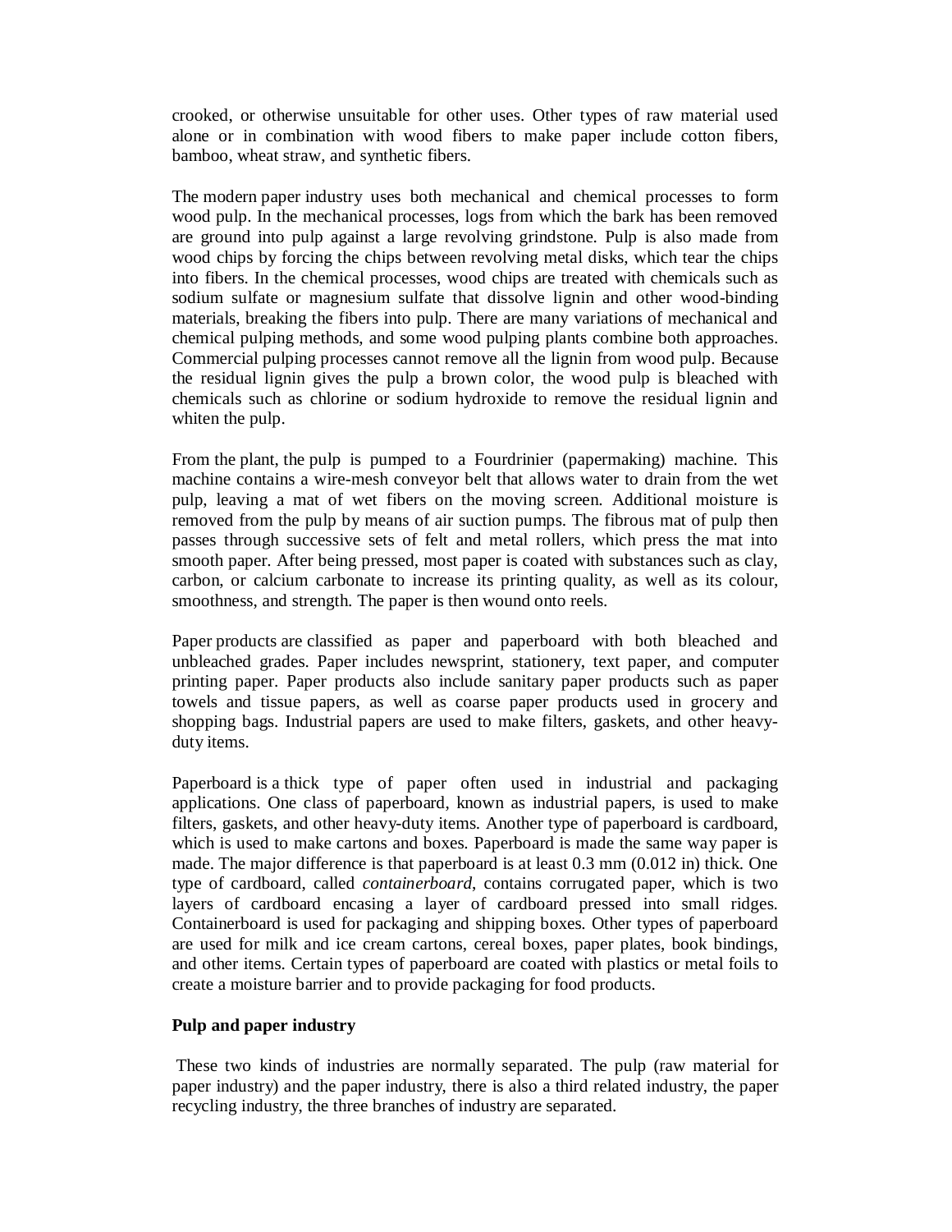crooked, or otherwise unsuitable for other uses. Other types of raw material used alone or in combination with wood fibers to make paper include cotton fibers, bamboo, wheat straw, and synthetic fibers.

The modern paper industry uses both mechanical and chemical processes to form wood pulp. In the mechanical processes, logs from which the bark has been removed are ground into pulp against a large revolving grindstone. Pulp is also made from wood chips by forcing the chips between revolving metal disks, which tear the chips into fibers. In the chemical processes, wood chips are treated with chemicals such as sodium sulfate or magnesium sulfate that dissolve lignin and other wood-binding materials, breaking the fibers into pulp. There are many variations of mechanical and chemical pulping methods, and some wood pulping plants combine both approaches. Commercial pulping processes cannot remove all the lignin from wood pulp. Because the residual lignin gives the pulp a brown color, the wood pulp is bleached with chemicals such as chlorine or sodium hydroxide to remove the residual lignin and whiten the pulp.

From the plant, the pulp is pumped to a Fourdrinier (papermaking) machine. This machine contains a wire-mesh conveyor belt that allows water to drain from the wet pulp, leaving a mat of wet fibers on the moving screen. Additional moisture is removed from the pulp by means of air suction pumps. The fibrous mat of pulp then passes through successive sets of felt and metal rollers, which press the mat into smooth paper. After being pressed, most paper is coated with substances such as clay, carbon, or calcium carbonate to increase its printing quality, as well as its colour, smoothness, and strength. The paper is then wound onto reels.

Paper products are classified as paper and paperboard with both bleached and unbleached grades. Paper includes newsprint, stationery, text paper, and computer printing paper. Paper products also include sanitary paper products such as paper towels and tissue papers, as well as coarse paper products used in grocery and shopping bags. Industrial papers are used to make filters, gaskets, and other heavy-duty items.

Paperboard is a thick type of paper often used in industrial and packaging applications. One class of paperboard, known as industrial papers, is used to make filters, gaskets, and other heavy-duty items. Another type of paperboard is cardboard, which is used to make cartons and boxes. Paperboard is made the same way paper is made. The major difference is that paperboard is at least 0.3 mm (0.012 in) thick. One type of cardboard, called *containerboard*, contains corrugated paper, which is two layers of cardboard encasing a layer of cardboard pressed into small ridges. Containerboard is used for packaging and shipping boxes. Other types of paperboard are used for milk and ice cream cartons, cereal boxes, paper plates, book bindings, and other items. Certain types of paperboard are coated with plastics or metal foils to create a moisture barrier and to provide packaging for food products.

**Pulp and paper industry**

These two kinds of industries are normally separated. The pulp (raw material for paper industry) and the paper industry, there is also a third related industry, the paper recycling industry, the three branches of industry are separated.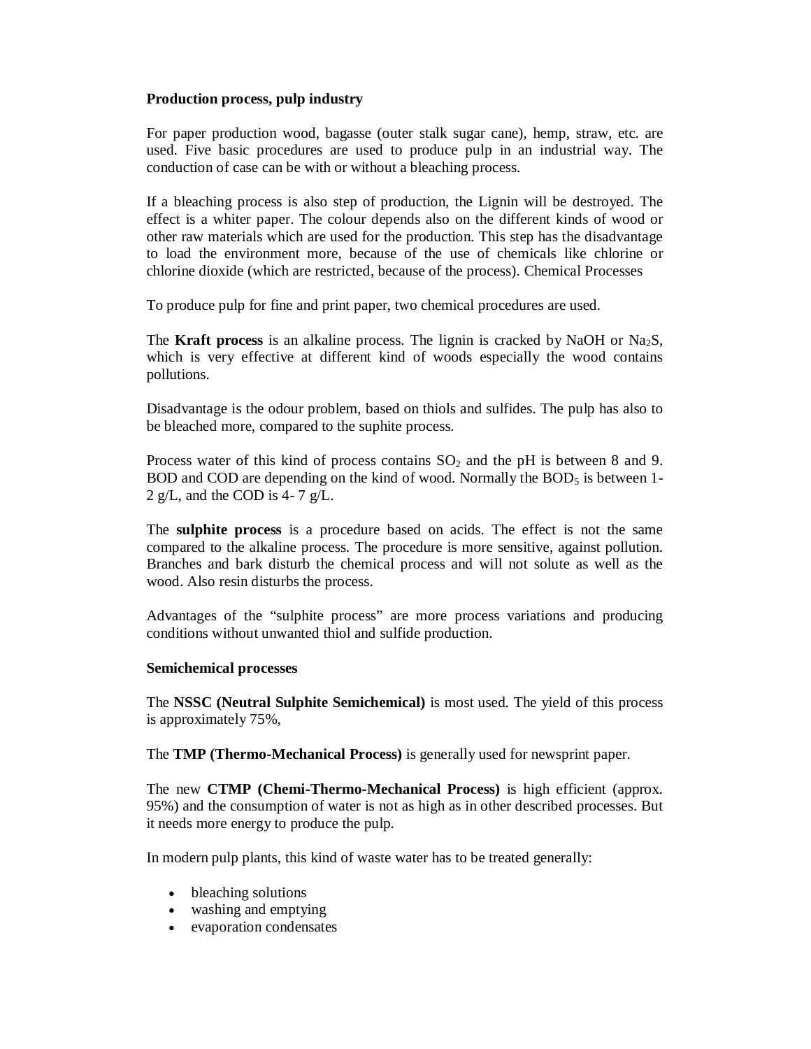**Production process, pulp industry**

For paper production wood, bagasse (outer stalk sugar cane), hemp, straw, etc. are used. Five basic procedures are used to produce pulp in an industrial way. The conduction of case can be with or without a bleaching process.

If a bleaching process is also step of production, the Lignin will be destroyed. The effect is a whiter paper. The colour depends also on the different kinds of wood or other raw materials which are used for the production. This step has the disadvantage to load the environment more, because of the use of chemicals like chlorine or chlorine dioxide (which are restricted, because of the process). Chemical Processes

To produce pulp for fine and print paper, two chemical procedures are used.

The **Kraft process** is an alkaline process. The lignin is cracked by NaOH or $Na_2S$, which is very effective at different kind of woods especially the wood contains pollutions.

Disadvantage is the odour problem, based on thiols and sulfides. The pulp has also to be bleached more, compared to the suphite process.

Process water of this kind of process contains $SO_2$ and the pH is between 8 and 9. BOD and COD are depending on the kind of wood. Normally the $BOD_5$ is between 1-2 g/L, and the COD is 4- 7 g/L.

The **sulphite process** is a procedure based on acids. The effect is not the same compared to the alkaline process. The procedure is more sensitive, against pollution. Branches and bark disturb the chemical process and will not solute as well as the wood. Also resin disturbs the process.

Advantages of the “sulphite process” are more process variations and producing conditions without unwanted thiol and sulfide production.

**Semichemical processes**

The **NSSC (Neutral Sulphite Semichemical)** is most used. The yield of this process is approximately 75%,

The **TMP (Thermo-Mechanical Process)** is generally used for newsprint paper.

The new **CTMP (Chemi-Thermo-Mechanical Process)** is high efficient (approx. 95%) and the consumption of water is not as high as in other described processes. But it needs more energy to produce the pulp.

In modern pulp plants, this kind of waste water has to be treated generally:

- bleaching solutions
- washing and emptying
- evaporation condensates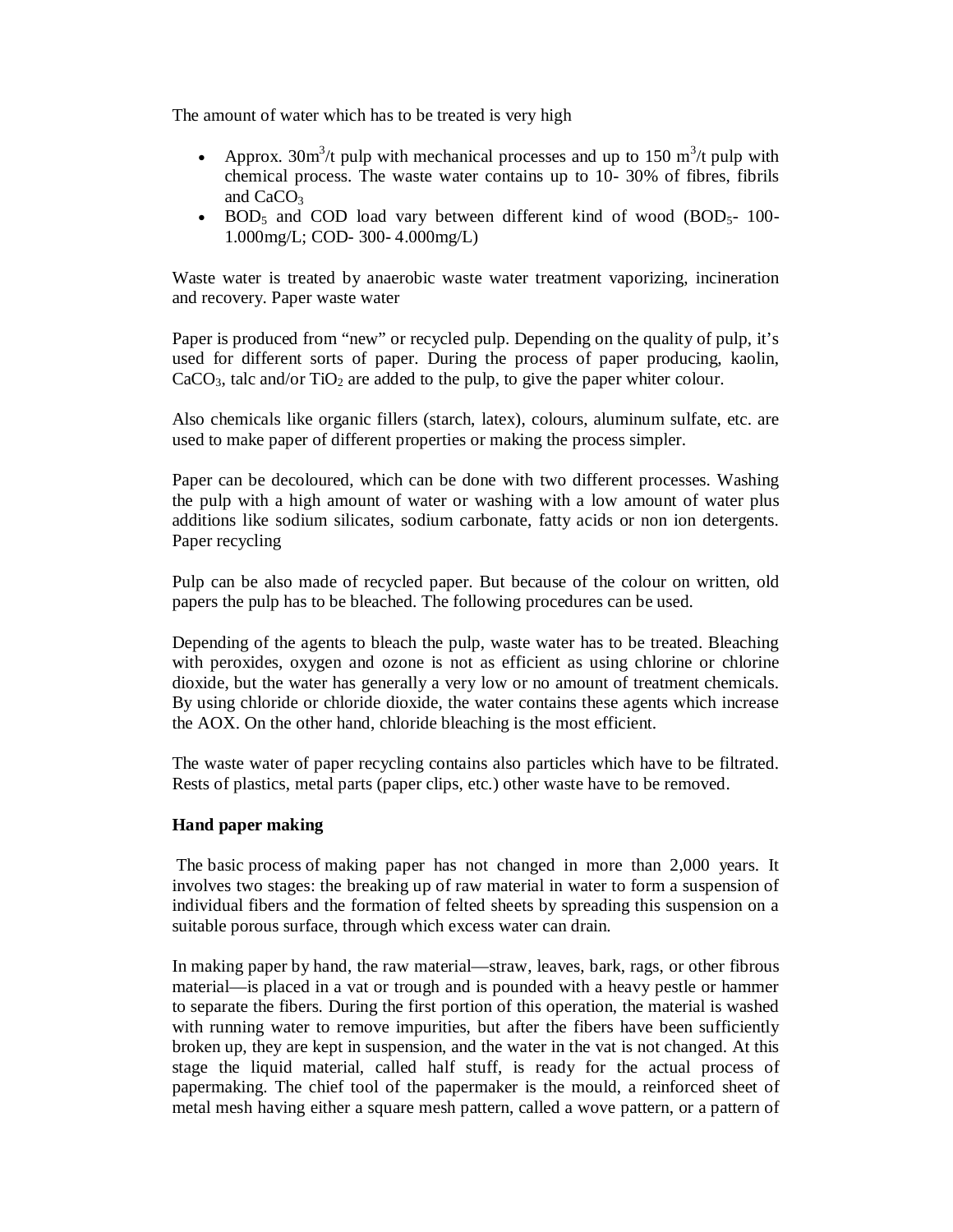The amount of water which has to be treated is very high

- Approx. 30m$^3$/t pulp with mechanical processes and up to 150 m$^3$/t pulp with chemical process. The waste water contains up to 10- 30% of fibres, fibrils and $CaCO_3$
- $BOD_5$ and COD load vary between different kind of wood ($BOD_5$- 100- 1.000mg/L; COD- 300- 4.000mg/L)

Waste water is treated by anaerobic waste water treatment vaporizing, incineration and recovery. Paper waste water

Paper is produced from "new" or recycled pulp. Depending on the quality of pulp, it's used for different sorts of paper. During the process of paper producing, kaolin, $CaCO_3$, talc and/or $TiO_2$ are added to the pulp, to give the paper whiter colour.

Also chemicals like organic fillers (starch, latex), colours, aluminum sulfate, etc. are used to make paper of different properties or making the process simpler.

Paper can be decoloured, which can be done with two different processes. Washing the pulp with a high amount of water or washing with a low amount of water plus additions like sodium silicates, sodium carbonate, fatty acids or non ion detergents. Paper recycling

Pulp can be also made of recycled paper. But because of the colour on written, old papers the pulp has to be bleached. The following procedures can be used.

Depending of the agents to bleach the pulp, waste water has to be treated. Bleaching with peroxides, oxygen and ozone is not as efficient as using chlorine or chlorine dioxide, but the water has generally a very low or no amount of treatment chemicals. By using chloride or chloride dioxide, the water contains these agents which increase the AOX. On the other hand, chloride bleaching is the most efficient.

The waste water of paper recycling contains also particles which have to be filtrated. Rests of plastics, metal parts (paper clips, etc.) other waste have to be removed.

**Hand paper making**

The basic process of making paper has not changed in more than 2,000 years. It involves two stages: the breaking up of raw material in water to form a suspension of individual fibers and the formation of felted sheets by spreading this suspension on a suitable porous surface, through which excess water can drain.

In making paper by hand, the raw material—straw, leaves, bark, rags, or other fibrous material—is placed in a vat or trough and is pounded with a heavy pestle or hammer to separate the fibers. During the first portion of this operation, the material is washed with running water to remove impurities, but after the fibers have been sufficiently broken up, they are kept in suspension, and the water in the vat is not changed. At this stage the liquid material, called half stuff, is ready for the actual process of papermaking. The chief tool of the papermaker is the mould, a reinforced sheet of metal mesh having either a square mesh pattern, called a wove pattern, or a pattern of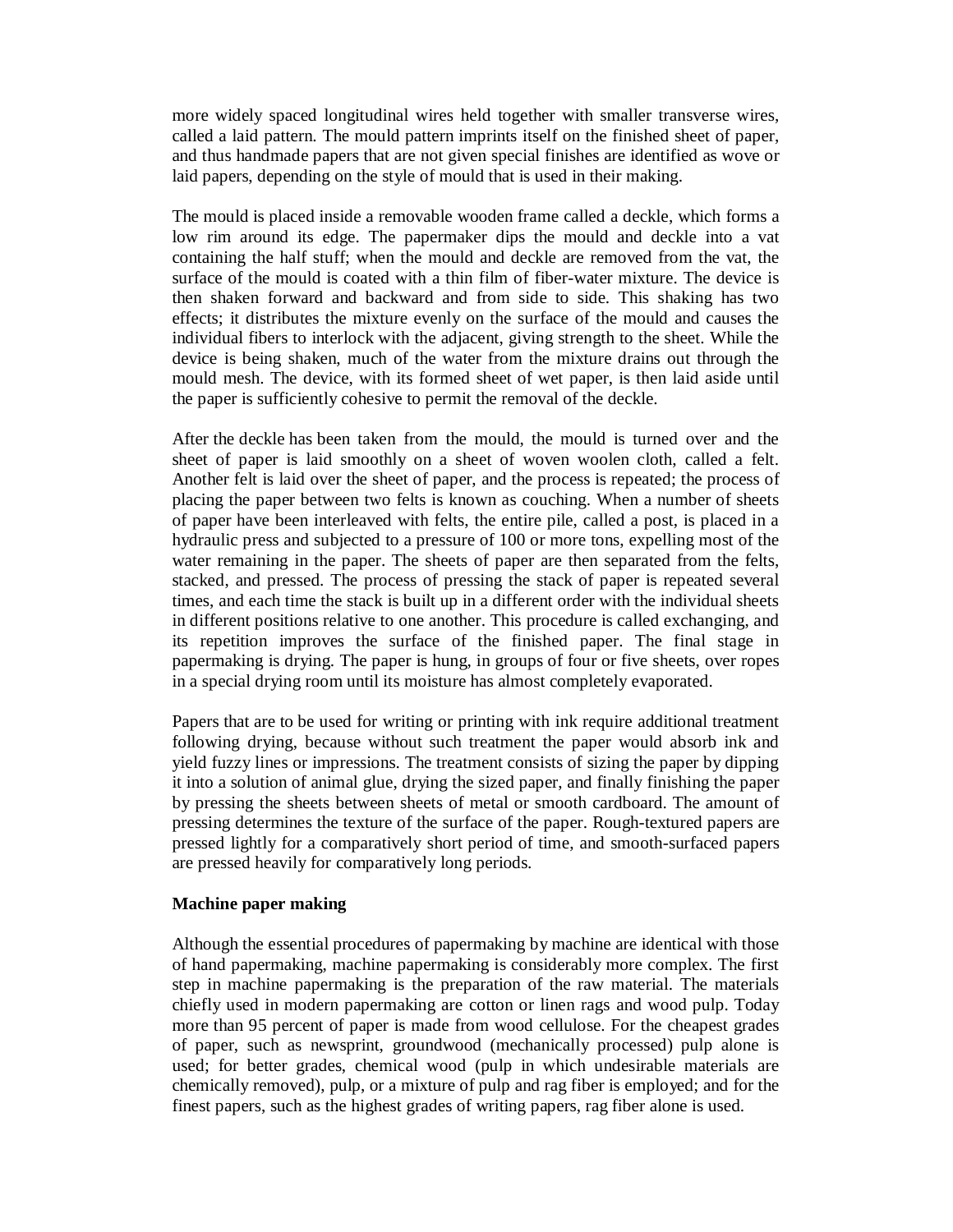more widely spaced longitudinal wires held together with smaller transverse wires, called a laid pattern. The mould pattern imprints itself on the finished sheet of paper, and thus handmade papers that are not given special finishes are identified as wove or laid papers, depending on the style of mould that is used in their making.

The mould is placed inside a removable wooden frame called a deckle, which forms a low rim around its edge. The papermaker dips the mould and deckle into a vat containing the half stuff; when the mould and deckle are removed from the vat, the surface of the mould is coated with a thin film of fiber-water mixture. The device is then shaken forward and backward and from side to side. This shaking has two effects; it distributes the mixture evenly on the surface of the mould and causes the individual fibers to interlock with the adjacent, giving strength to the sheet. While the device is being shaken, much of the water from the mixture drains out through the mould mesh. The device, with its formed sheet of wet paper, is then laid aside until the paper is sufficiently cohesive to permit the removal of the deckle.

After the deckle has been taken from the mould, the mould is turned over and the sheet of paper is laid smoothly on a sheet of woven woolen cloth, called a felt. Another felt is laid over the sheet of paper, and the process is repeated; the process of placing the paper between two felts is known as couching. When a number of sheets of paper have been interleaved with felts, the entire pile, called a post, is placed in a hydraulic press and subjected to a pressure of 100 or more tons, expelling most of the water remaining in the paper. The sheets of paper are then separated from the felts, stacked, and pressed. The process of pressing the stack of paper is repeated several times, and each time the stack is built up in a different order with the individual sheets in different positions relative to one another. This procedure is called exchanging, and its repetition improves the surface of the finished paper. The final stage in papermaking is drying. The paper is hung, in groups of four or five sheets, over ropes in a special drying room until its moisture has almost completely evaporated.

Papers that are to be used for writing or printing with ink require additional treatment following drying, because without such treatment the paper would absorb ink and yield fuzzy lines or impressions. The treatment consists of sizing the paper by dipping it into a solution of animal glue, drying the sized paper, and finally finishing the paper by pressing the sheets between sheets of metal or smooth cardboard. The amount of pressing determines the texture of the surface of the paper. Rough-textured papers are pressed lightly for a comparatively short period of time, and smooth-surfaced papers are pressed heavily for comparatively long periods.

**Machine paper making**

Although the essential procedures of papermaking by machine are identical with those of hand papermaking, machine papermaking is considerably more complex. The first step in machine papermaking is the preparation of the raw material. The materials chiefly used in modern papermaking are cotton or linen rags and wood pulp. Today more than 95 percent of paper is made from wood cellulose. For the cheapest grades of paper, such as newsprint, groundwood (mechanically processed) pulp alone is used; for better grades, chemical wood (pulp in which undesirable materials are chemically removed), pulp, or a mixture of pulp and rag fiber is employed; and for the finest papers, such as the highest grades of writing papers, rag fiber alone is used.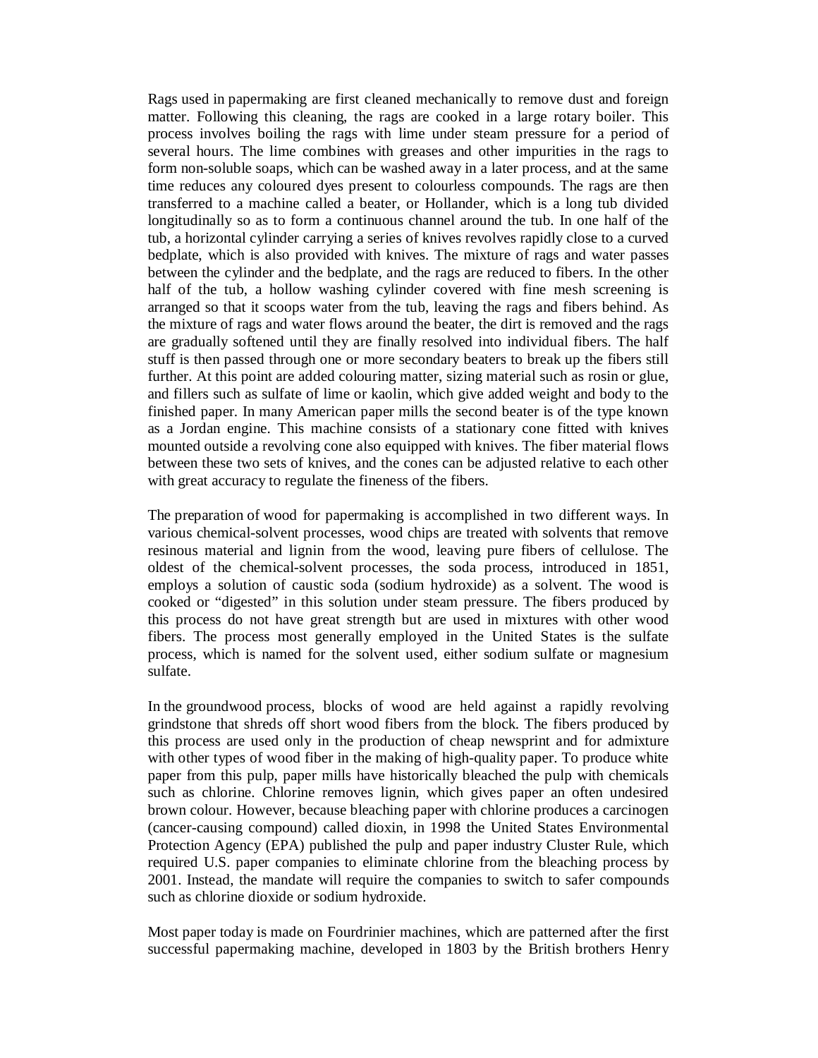Rags used in papermaking are first cleaned mechanically to remove dust and foreign matter. Following this cleaning, the rags are cooked in a large rotary boiler. This process involves boiling the rags with lime under steam pressure for a period of several hours. The lime combines with greases and other impurities in the rags to form non-soluble soaps, which can be washed away in a later process, and at the same time reduces any coloured dyes present to colourless compounds. The rags are then transferred to a machine called a beater, or Hollander, which is a long tub divided longitudinally so as to form a continuous channel around the tub. In one half of the tub, a horizontal cylinder carrying a series of knives revolves rapidly close to a curved bedplate, which is also provided with knives. The mixture of rags and water passes between the cylinder and the bedplate, and the rags are reduced to fibers. In the other half of the tub, a hollow washing cylinder covered with fine mesh screening is arranged so that it scoops water from the tub, leaving the rags and fibers behind. As the mixture of rags and water flows around the beater, the dirt is removed and the rags are gradually softened until they are finally resolved into individual fibers. The half stuff is then passed through one or more secondary beaters to break up the fibers still further. At this point are added colouring matter, sizing material such as rosin or glue, and fillers such as sulfate of lime or kaolin, which give added weight and body to the finished paper. In many American paper mills the second beater is of the type known as a Jordan engine. This machine consists of a stationary cone fitted with knives mounted outside a revolving cone also equipped with knives. The fiber material flows between these two sets of knives, and the cones can be adjusted relative to each other with great accuracy to regulate the fineness of the fibers.

The preparation of wood for papermaking is accomplished in two different ways. In various chemical-solvent processes, wood chips are treated with solvents that remove resinous material and lignin from the wood, leaving pure fibers of cellulose. The oldest of the chemical-solvent processes, the soda process, introduced in 1851, employs a solution of caustic soda (sodium hydroxide) as a solvent. The wood is cooked or "digested" in this solution under steam pressure. The fibers produced by this process do not have great strength but are used in mixtures with other wood fibers. The process most generally employed in the United States is the sulfate process, which is named for the solvent used, either sodium sulfate or magnesium sulfate.

In the groundwood process, blocks of wood are held against a rapidly revolving grindstone that shreds off short wood fibers from the block. The fibers produced by this process are used only in the production of cheap newsprint and for admixture with other types of wood fiber in the making of high-quality paper. To produce white paper from this pulp, paper mills have historically bleached the pulp with chemicals such as chlorine. Chlorine removes lignin, which gives paper an often undesired brown colour. However, because bleaching paper with chlorine produces a carcinogen (cancer-causing compound) called dioxin, in 1998 the United States Environmental Protection Agency (EPA) published the pulp and paper industry Cluster Rule, which required U.S. paper companies to eliminate chlorine from the bleaching process by 2001. Instead, the mandate will require the companies to switch to safer compounds such as chlorine dioxide or sodium hydroxide.

Most paper today is made on Fourdrinier machines, which are patterned after the first successful papermaking machine, developed in 1803 by the British brothers Henry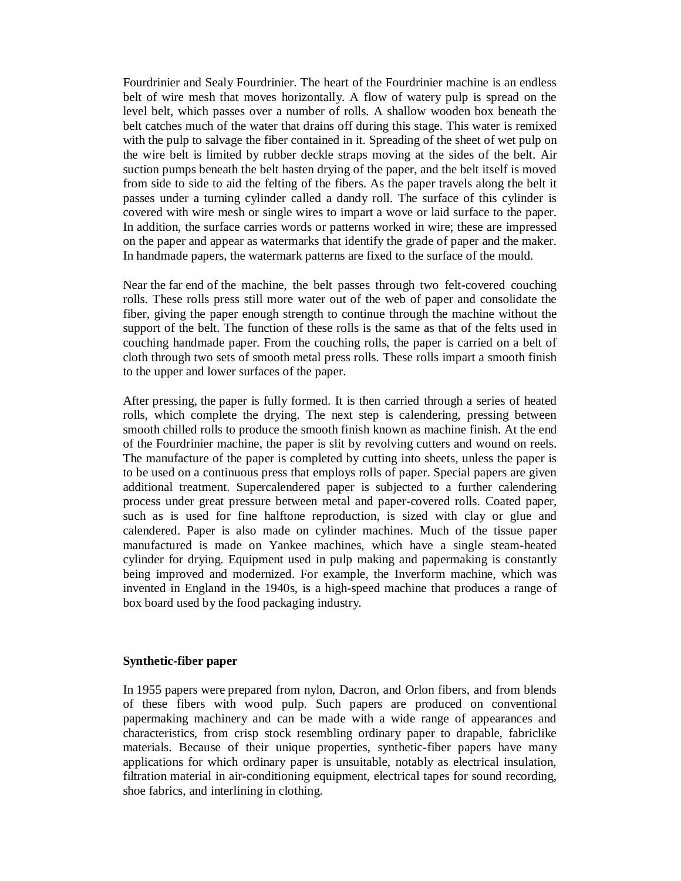Fourdrinier and Sealy Fourdrinier. The heart of the Fourdrinier machine is an endless belt of wire mesh that moves horizontally. A flow of watery pulp is spread on the level belt, which passes over a number of rolls. A shallow wooden box beneath the belt catches much of the water that drains off during this stage. This water is remixed with the pulp to salvage the fiber contained in it. Spreading of the sheet of wet pulp on the wire belt is limited by rubber deckle straps moving at the sides of the belt. Air suction pumps beneath the belt hasten drying of the paper, and the belt itself is moved from side to side to aid the felting of the fibers. As the paper travels along the belt it passes under a turning cylinder called a dandy roll. The surface of this cylinder is covered with wire mesh or single wires to impart a wove or laid surface to the paper. In addition, the surface carries words or patterns worked in wire; these are impressed on the paper and appear as watermarks that identify the grade of paper and the maker. In handmade papers, the watermark patterns are fixed to the surface of the mould.

Near the far end of the machine, the belt passes through two felt-covered couching rolls. These rolls press still more water out of the web of paper and consolidate the fiber, giving the paper enough strength to continue through the machine without the support of the belt. The function of these rolls is the same as that of the felts used in couching handmade paper. From the couching rolls, the paper is carried on a belt of cloth through two sets of smooth metal press rolls. These rolls impart a smooth finish to the upper and lower surfaces of the paper.

After pressing, the paper is fully formed. It is then carried through a series of heated rolls, which complete the drying. The next step is calendering, pressing between smooth chilled rolls to produce the smooth finish known as machine finish. At the end of the Fourdrinier machine, the paper is slit by revolving cutters and wound on reels. The manufacture of the paper is completed by cutting into sheets, unless the paper is to be used on a continuous press that employs rolls of paper. Special papers are given additional treatment. Supercalendered paper is subjected to a further calendering process under great pressure between metal and paper-covered rolls. Coated paper, such as is used for fine halftone reproduction, is sized with clay or glue and calendered. Paper is also made on cylinder machines. Much of the tissue paper manufactured is made on Yankee machines, which have a single steam-heated cylinder for drying. Equipment used in pulp making and papermaking is constantly being improved and modernized. For example, the Inverform machine, which was invented in England in the 1940s, is a high-speed machine that produces a range of box board used by the food packaging industry.

**Synthetic-fiber paper**

In 1955 papers were prepared from nylon, Dacron, and Orlon fibers, and from blends of these fibers with wood pulp. Such papers are produced on conventional papermaking machinery and can be made with a wide range of appearances and characteristics, from crisp stock resembling ordinary paper to drapable, fabriclike materials. Because of their unique properties, synthetic-fiber papers have many applications for which ordinary paper is unsuitable, notably as electrical insulation, filtration material in air-conditioning equipment, electrical tapes for sound recording, shoe fabrics, and interlining in clothing.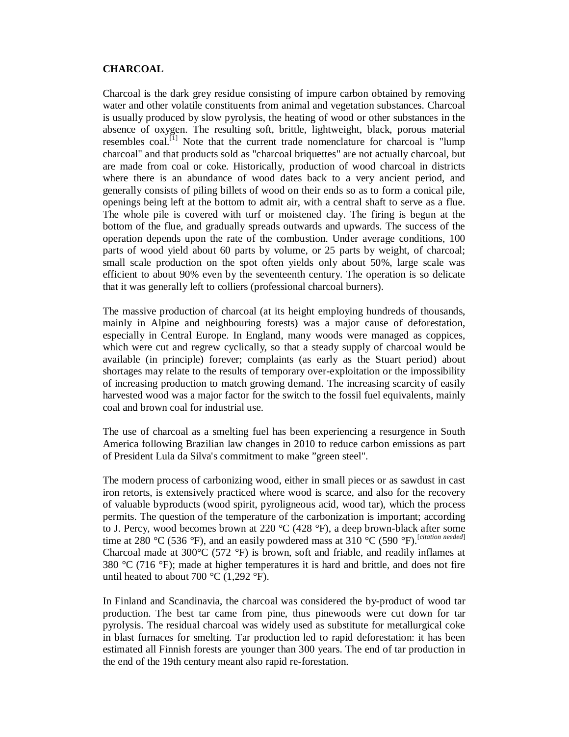**CHARCOAL**

Charcoal is the dark grey residue consisting of impure carbon obtained by removing water and other volatile constituents from animal and vegetation substances. Charcoal is usually produced by slow pyrolysis, the heating of wood or other substances in the absence of oxygen. The resulting soft, brittle, lightweight, black, porous material resembles coal.[1] Note that the current trade nomenclature for charcoal is "lump charcoal" and that products sold as "charcoal briquettes" are not actually charcoal, but are made from coal or coke. Historically, production of wood charcoal in districts where there is an abundance of wood dates back to a very ancient period, and generally consists of piling billets of wood on their ends so as to form a conical pile, openings being left at the bottom to admit air, with a central shaft to serve as a flue. The whole pile is covered with turf or moistened clay. The firing is begun at the bottom of the flue, and gradually spreads outwards and upwards. The success of the operation depends upon the rate of the combustion. Under average conditions, 100 parts of wood yield about 60 parts by volume, or 25 parts by weight, of charcoal; small scale production on the spot often yields only about 50%, large scale was efficient to about 90% even by the seventeenth century. The operation is so delicate that it was generally left to colliers (professional charcoal burners).

The massive production of charcoal (at its height employing hundreds of thousands, mainly in Alpine and neighbouring forests) was a major cause of deforestation, especially in Central Europe. In England, many woods were managed as coppices, which were cut and regrew cyclically, so that a steady supply of charcoal would be available (in principle) forever; complaints (as early as the Stuart period) about shortages may relate to the results of temporary over-exploitation or the impossibility of increasing production to match growing demand. The increasing scarcity of easily harvested wood was a major factor for the switch to the fossil fuel equivalents, mainly coal and brown coal for industrial use.

The use of charcoal as a smelting fuel has been experiencing a resurgence in South America following Brazilian law changes in 2010 to reduce carbon emissions as part of President Lula da Silva's commitment to make ”green steel".

The modern process of carbonizing wood, either in small pieces or as sawdust in cast iron retorts, is extensively practiced where wood is scarce, and also for the recovery of valuable byproducts (wood spirit, pyroligneous acid, wood tar), which the process permits. The question of the temperature of the carbonization is important; according to J. Percy, wood becomes brown at 220 °C (428 °F), a deep brown-black after some time at 280 °C (536 °F), and an easily powdered mass at 310 °C (590 °F).[*citation needed*] Charcoal made at 300°C (572 °F) is brown, soft and friable, and readily inflames at 380 °C (716 °F); made at higher temperatures it is hard and brittle, and does not fire until heated to about 700 °C (1,292 °F).

In Finland and Scandinavia, the charcoal was considered the by-product of wood tar production. The best tar came from pine, thus pinewoods were cut down for tar pyrolysis. The residual charcoal was widely used as substitute for metallurgical coke in blast furnaces for smelting. Tar production led to rapid deforestation: it has been estimated all Finnish forests are younger than 300 years. The end of tar production in the end of the 19th century meant also rapid re-forestation.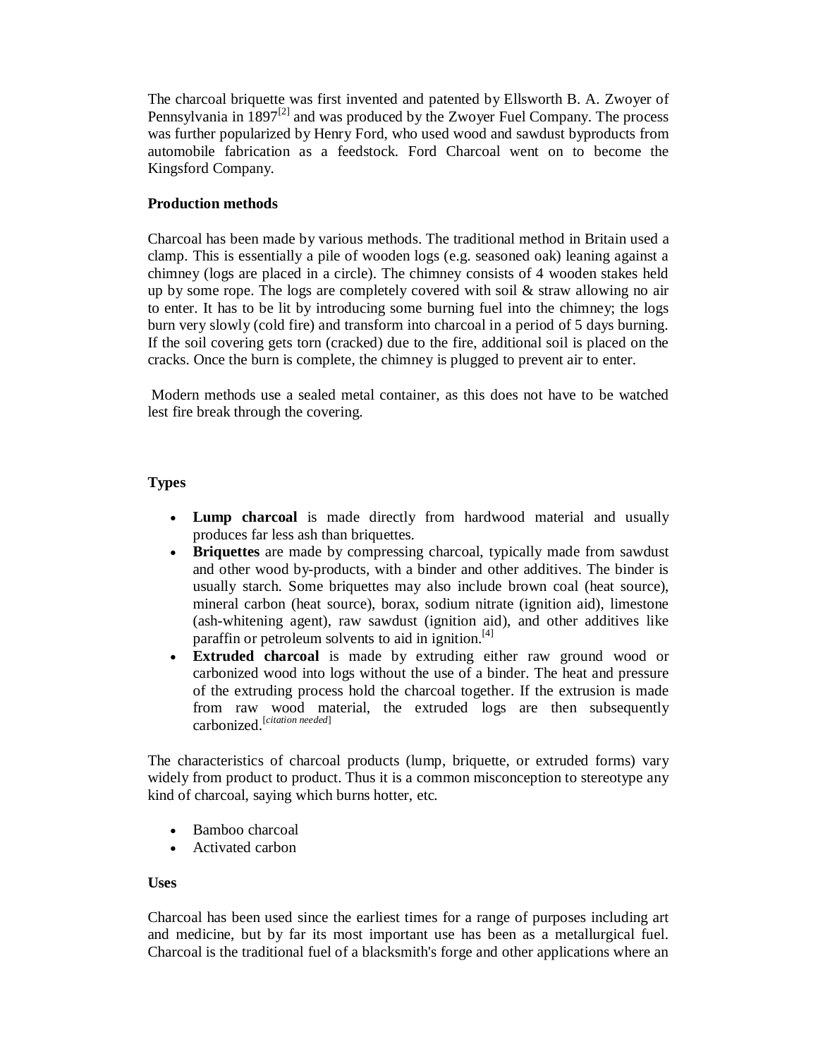The charcoal briquette was first invented and patented by Ellsworth B. A. Zwoyer of Pennsylvania in 1897[2] and was produced by the Zwoyer Fuel Company. The process was further popularized by Henry Ford, who used wood and sawdust byproducts from automobile fabrication as a feedstock. Ford Charcoal went on to become the Kingsford Company.

**Production methods**

Charcoal has been made by various methods. The traditional method in Britain used a clamp. This is essentially a pile of wooden logs (e.g. seasoned oak) leaning against a chimney (logs are placed in a circle). The chimney consists of 4 wooden stakes held up by some rope. The logs are completely covered with soil & straw allowing no air to enter. It has to be lit by introducing some burning fuel into the chimney; the logs burn very slowly (cold fire) and transform into charcoal in a period of 5 days burning. If the soil covering gets torn (cracked) due to the fire, additional soil is placed on the cracks. Once the burn is complete, the chimney is plugged to prevent air to enter.

Modern methods use a sealed metal container, as this does not have to be watched lest fire break through the covering.

**Types**

- **Lump charcoal** is made directly from hardwood material and usually produces far less ash than briquettes.
- **Briquettes** are made by compressing charcoal, typically made from sawdust and other wood by-products, with a binder and other additives. The binder is usually starch. Some briquettes may also include brown coal (heat source), mineral carbon (heat source), borax, sodium nitrate (ignition aid), limestone (ash-whitening agent), raw sawdust (ignition aid), and other additives like paraffin or petroleum solvents to aid in ignition.[4]
- **Extruded charcoal** is made by extruding either raw ground wood or carbonized wood into logs without the use of a binder. The heat and pressure of the extruding process hold the charcoal together. If the extrusion is made from raw wood material, the extruded logs are then subsequently carbonized.[*citation needed*]

The characteristics of charcoal products (lump, briquette, or extruded forms) vary widely from product to product. Thus it is a common misconception to stereotype any kind of charcoal, saying which burns hotter, etc.

- Bamboo charcoal
- Activated carbon

**Uses**

Charcoal has been used since the earliest times for a range of purposes including art and medicine, but by far its most important use has been as a metallurgical fuel. Charcoal is the traditional fuel of a blacksmith's forge and other applications where an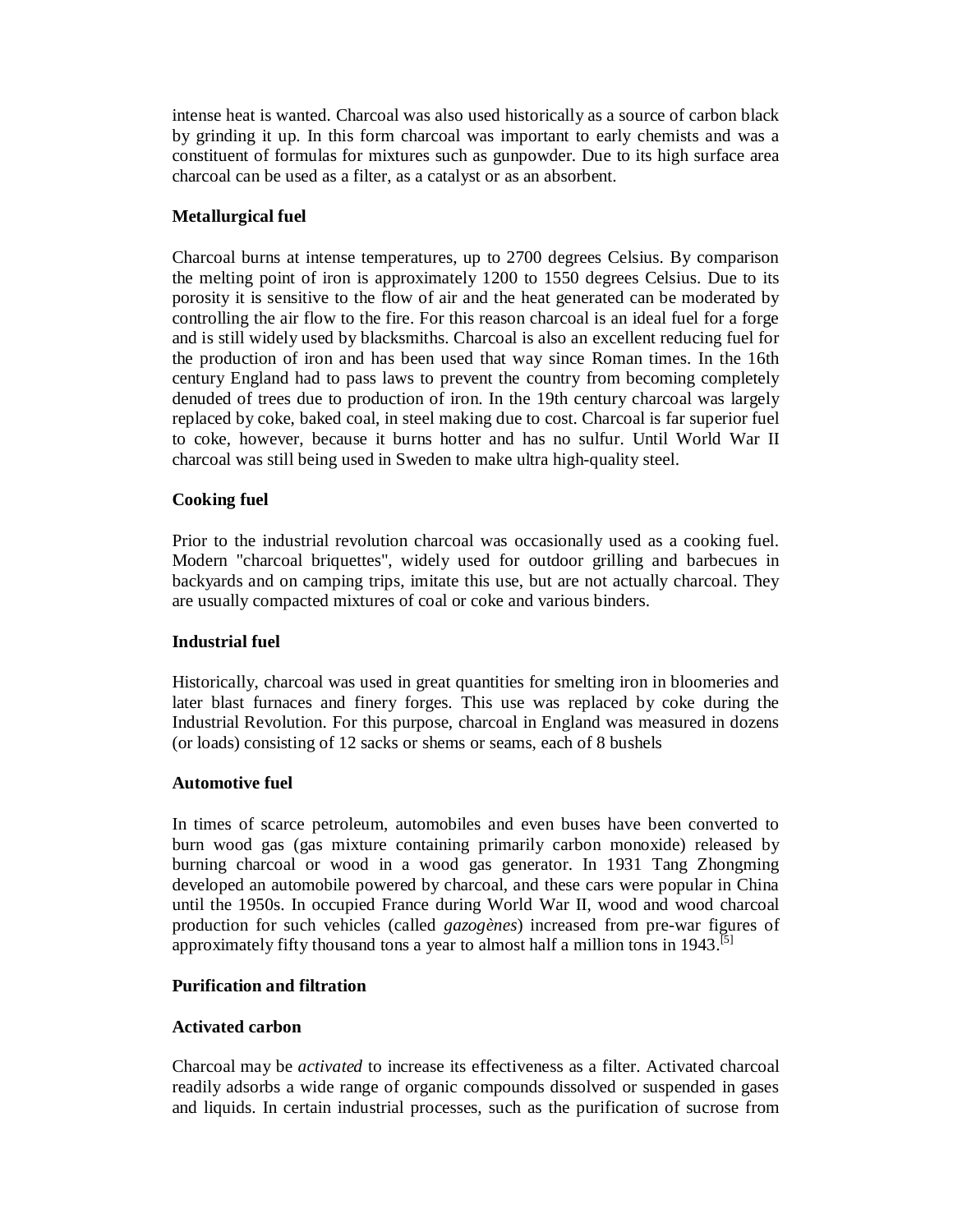intense heat is wanted. Charcoal was also used historically as a source of carbon black by grinding it up. In this form charcoal was important to early chemists and was a constituent of formulas for mixtures such as gunpowder. Due to its high surface area charcoal can be used as a filter, as a catalyst or as an absorbent.

**Metallurgical fuel**

Charcoal burns at intense temperatures, up to 2700 degrees Celsius. By comparison the melting point of iron is approximately 1200 to 1550 degrees Celsius. Due to its porosity it is sensitive to the flow of air and the heat generated can be moderated by controlling the air flow to the fire. For this reason charcoal is an ideal fuel for a forge and is still widely used by blacksmiths. Charcoal is also an excellent reducing fuel for the production of iron and has been used that way since Roman times. In the 16th century England had to pass laws to prevent the country from becoming completely denuded of trees due to production of iron. In the 19th century charcoal was largely replaced by coke, baked coal, in steel making due to cost. Charcoal is far superior fuel to coke, however, because it burns hotter and has no sulfur. Until World War II charcoal was still being used in Sweden to make ultra high-quality steel.

**Cooking fuel**

Prior to the industrial revolution charcoal was occasionally used as a cooking fuel. Modern "charcoal briquettes", widely used for outdoor grilling and barbecues in backyards and on camping trips, imitate this use, but are not actually charcoal. They are usually compacted mixtures of coal or coke and various binders.

**Industrial fuel**

Historically, charcoal was used in great quantities for smelting iron in bloomeries and later blast furnaces and finery forges. This use was replaced by coke during the Industrial Revolution. For this purpose, charcoal in England was measured in dozens (or loads) consisting of 12 sacks or shems or seams, each of 8 bushels

**Automotive fuel**

In times of scarce petroleum, automobiles and even buses have been converted to burn wood gas (gas mixture containing primarily carbon monoxide) released by burning charcoal or wood in a wood gas generator. In 1931 Tang Zhongming developed an automobile powered by charcoal, and these cars were popular in China until the 1950s. In occupied France during World War II, wood and wood charcoal production for such vehicles (called *gazogènes*) increased from pre-war figures of approximately fifty thousand tons a year to almost half a million tons in 1943.[5]

**Purification and filtration**

**Activated carbon**

Charcoal may be *activated* to increase its effectiveness as a filter. Activated charcoal readily adsorbs a wide range of organic compounds dissolved or suspended in gases and liquids. In certain industrial processes, such as the purification of sucrose from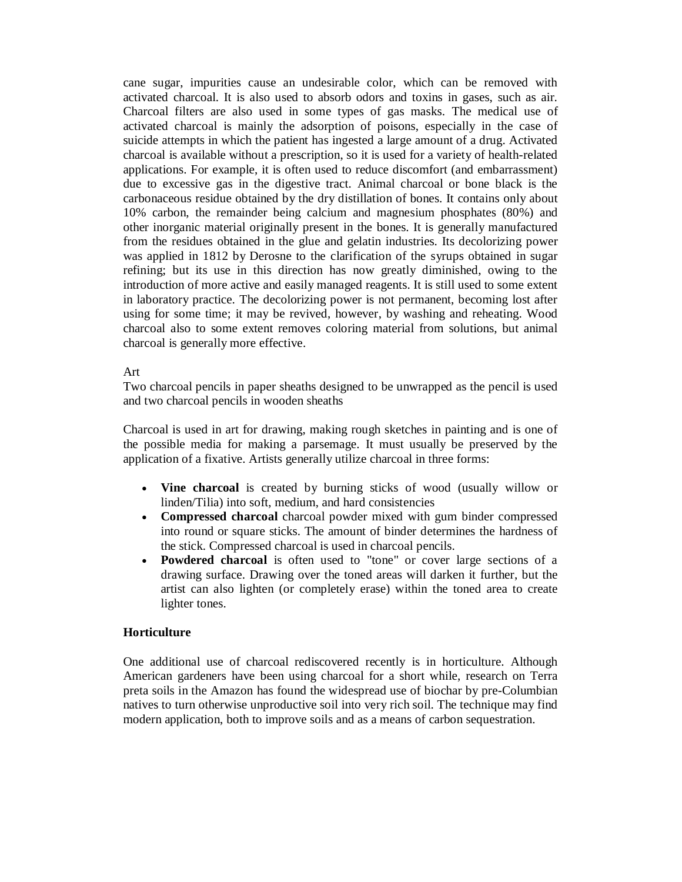cane sugar, impurities cause an undesirable color, which can be removed with activated charcoal. It is also used to absorb odors and toxins in gases, such as air. Charcoal filters are also used in some types of gas masks. The medical use of activated charcoal is mainly the adsorption of poisons, especially in the case of suicide attempts in which the patient has ingested a large amount of a drug. Activated charcoal is available without a prescription, so it is used for a variety of health-related applications. For example, it is often used to reduce discomfort (and embarrassment) due to excessive gas in the digestive tract. Animal charcoal or bone black is the carbonaceous residue obtained by the dry distillation of bones. It contains only about 10% carbon, the remainder being calcium and magnesium phosphates (80%) and other inorganic material originally present in the bones. It is generally manufactured from the residues obtained in the glue and gelatin industries. Its decolorizing power was applied in 1812 by Derosne to the clarification of the syrups obtained in sugar refining; but its use in this direction has now greatly diminished, owing to the introduction of more active and easily managed reagents. It is still used to some extent in laboratory practice. The decolorizing power is not permanent, becoming lost after using for some time; it may be revived, however, by washing and reheating. Wood charcoal also to some extent removes coloring material from solutions, but animal charcoal is generally more effective.

Art

Two charcoal pencils in paper sheaths designed to be unwrapped as the pencil is used and two charcoal pencils in wooden sheaths

Charcoal is used in art for drawing, making rough sketches in painting and is one of the possible media for making a parsemage. It must usually be preserved by the application of a fixative. Artists generally utilize charcoal in three forms:

- **Vine charcoal** is created by burning sticks of wood (usually willow or linden/Tilia) into soft, medium, and hard consistencies
- **Compressed charcoal** charcoal powder mixed with gum binder compressed into round or square sticks. The amount of binder determines the hardness of the stick. Compressed charcoal is used in charcoal pencils.
- **Powdered charcoal** is often used to "tone" or cover large sections of a drawing surface. Drawing over the toned areas will darken it further, but the artist can also lighten (or completely erase) within the toned area to create lighter tones.

**Horticulture**

One additional use of charcoal rediscovered recently is in horticulture. Although American gardeners have been using charcoal for a short while, research on Terra preta soils in the Amazon has found the widespread use of biochar by pre-Columbian natives to turn otherwise unproductive soil into very rich soil. The technique may find modern application, both to improve soils and as a means of carbon sequestration.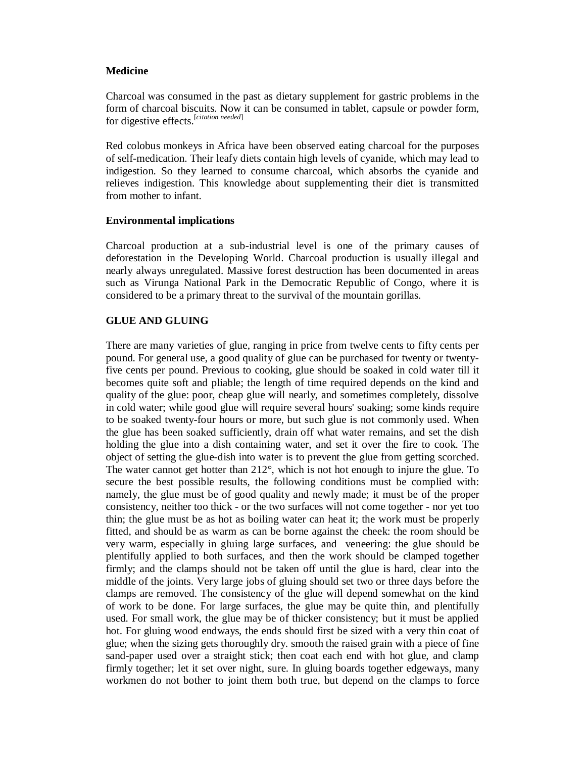**Medicine**

Charcoal was consumed in the past as dietary supplement for gastric problems in the form of charcoal biscuits. Now it can be consumed in tablet, capsule or powder form, for digestive effects.[*citation needed*]

Red colobus monkeys in Africa have been observed eating charcoal for the purposes of self-medication. Their leafy diets contain high levels of cyanide, which may lead to indigestion. So they learned to consume charcoal, which absorbs the cyanide and relieves indigestion. This knowledge about supplementing their diet is transmitted from mother to infant.

**Environmental implications**

Charcoal production at a sub-industrial level is one of the primary causes of deforestation in the Developing World. Charcoal production is usually illegal and nearly always unregulated. Massive forest destruction has been documented in areas such as Virunga National Park in the Democratic Republic of Congo, where it is considered to be a primary threat to the survival of the mountain gorillas.

**GLUE AND GLUING**

There are many varieties of glue, ranging in price from twelve cents to fifty cents per pound. For general use, a good quality of glue can be purchased for twenty or twenty-five cents per pound. Previous to cooking, glue should be soaked in cold water till it becomes quite soft and pliable; the length of time required depends on the kind and quality of the glue: poor, cheap glue will nearly, and sometimes completely, dissolve in cold water; while good glue will require several hours' soaking; some kinds require to be soaked twenty-four hours or more, but such glue is not commonly used. When the glue has been soaked sufficiently, drain off what water remains, and set the dish holding the glue into a dish containing water, and set it over the fire to cook. The object of setting the glue-dish into water is to prevent the glue from getting scorched. The water cannot get hotter than 212°, which is not hot enough to injure the glue. To secure the best possible results, the following conditions must be complied with: namely, the glue must be of good quality and newly made; it must be of the proper consistency, neither too thick - or the two surfaces will not come together - nor yet too thin; the glue must be as hot as boiling water can heat it; the work must be properly fitted, and should be as warm as can be borne against the cheek: the room should be very warm, especially in gluing large surfaces, and veneering: the glue should be plentifully applied to both surfaces, and then the work should be clamped together firmly; and the clamps should not be taken off until the glue is hard, clear into the middle of the joints. Very large jobs of gluing should set two or three days before the clamps are removed. The consistency of the glue will depend somewhat on the kind of work to be done. For large surfaces, the glue may be quite thin, and plentifully used. For small work, the glue may be of thicker consistency; but it must be applied hot. For gluing wood endways, the ends should first be sized with a very thin coat of glue; when the sizing gets thoroughly dry. smooth the raised grain with a piece of fine sand-paper used over a straight stick; then coat each end with hot glue, and clamp firmly together; let it set over night, sure. In gluing boards together edgeways, many workmen do not bother to joint them both true, but depend on the clamps to force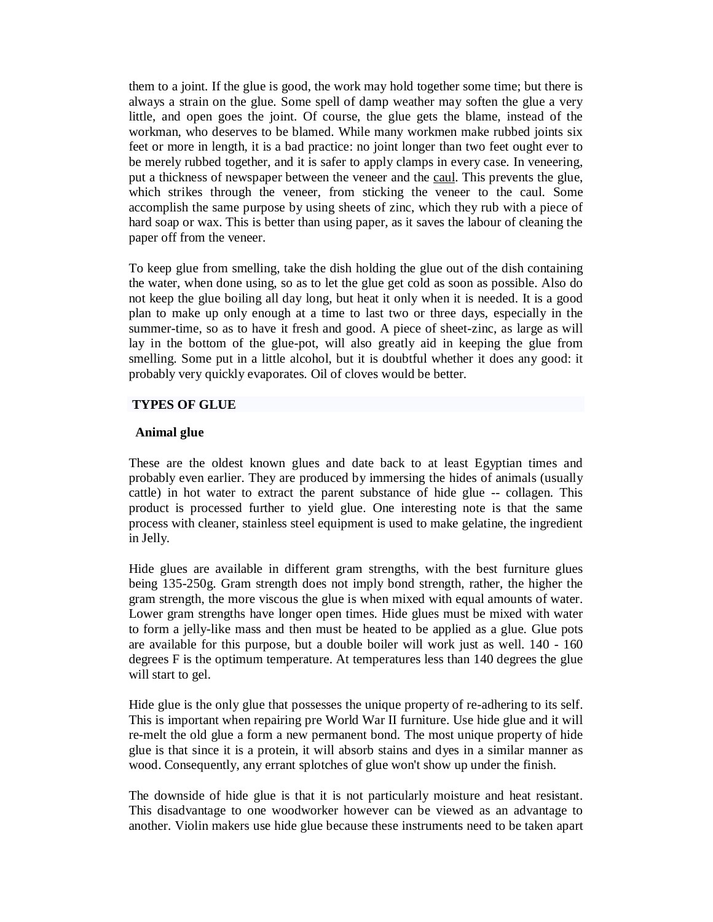them to a joint. If the glue is good, the work may hold together some time; but there is always a strain on the glue. Some spell of damp weather may soften the glue a very little, and open goes the joint. Of course, the glue gets the blame, instead of the workman, who deserves to be blamed. While many workmen make rubbed joints six feet or more in length, it is a bad practice: no joint longer than two feet ought ever to be merely rubbed together, and it is safer to apply clamps in every case. In veneering, put a thickness of newspaper between the veneer and the caul. This prevents the glue, which strikes through the veneer, from sticking the veneer to the caul. Some accomplish the same purpose by using sheets of zinc, which they rub with a piece of hard soap or wax. This is better than using paper, as it saves the labour of cleaning the paper off from the veneer.

To keep glue from smelling, take the dish holding the glue out of the dish containing the water, when done using, so as to let the glue get cold as soon as possible. Also do not keep the glue boiling all day long, but heat it only when it is needed. It is a good plan to make up only enough at a time to last two or three days, especially in the summer-time, so as to have it fresh and good. A piece of sheet-zinc, as large as will lay in the bottom of the glue-pot, will also greatly aid in keeping the glue from smelling. Some put in a little alcohol, but it is doubtful whether it does any good: it probably very quickly evaporates. Oil of cloves would be better.

## TYPES OF GLUE

### Animal glue

These are the oldest known glues and date back to at least Egyptian times and probably even earlier. They are produced by immersing the hides of animals (usually cattle) in hot water to extract the parent substance of hide glue -- collagen. This product is processed further to yield glue. One interesting note is that the same process with cleaner, stainless steel equipment is used to make gelatine, the ingredient in Jelly.

Hide glues are available in different gram strengths, with the best furniture glues being 135-250g. Gram strength does not imply bond strength, rather, the higher the gram strength, the more viscous the glue is when mixed with equal amounts of water. Lower gram strengths have longer open times. Hide glues must be mixed with water to form a jelly-like mass and then must be heated to be applied as a glue. Glue pots are available for this purpose, but a double boiler will work just as well. 140 - 160 degrees F is the optimum temperature. At temperatures less than 140 degrees the glue will start to gel.

Hide glue is the only glue that possesses the unique property of re-adhering to its self. This is important when repairing pre World War II furniture. Use hide glue and it will re-melt the old glue a form a new permanent bond. The most unique property of hide glue is that since it is a protein, it will absorb stains and dyes in a similar manner as wood. Consequently, any errant splotches of glue won't show up under the finish.

The downside of hide glue is that it is not particularly moisture and heat resistant. This disadvantage to one woodworker however can be viewed as an advantage to another. Violin makers use hide glue because these instruments need to be taken apart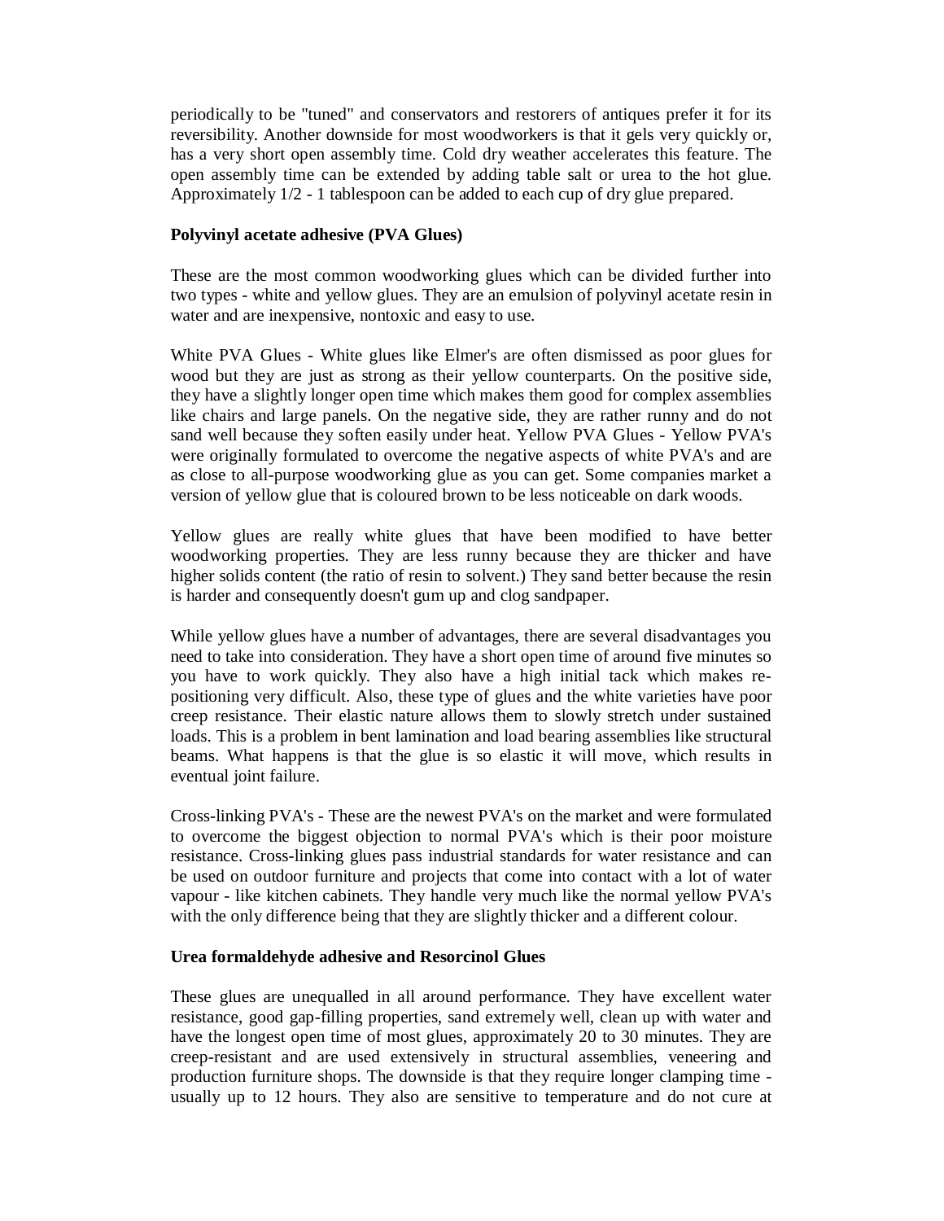periodically to be "tuned" and conservators and restorers of antiques prefer it for its reversibility. Another downside for most woodworkers is that it gels very quickly or, has a very short open assembly time. Cold dry weather accelerates this feature. The open assembly time can be extended by adding table salt or urea to the hot glue. Approximately 1/2 - 1 tablespoon can be added to each cup of dry glue prepared.

**Polyvinyl acetate adhesive (PVA Glues)**

These are the most common woodworking glues which can be divided further into two types - white and yellow glues. They are an emulsion of polyvinyl acetate resin in water and are inexpensive, nontoxic and easy to use.

White PVA Glues - White glues like Elmer's are often dismissed as poor glues for wood but they are just as strong as their yellow counterparts. On the positive side, they have a slightly longer open time which makes them good for complex assemblies like chairs and large panels. On the negative side, they are rather runny and do not sand well because they soften easily under heat. Yellow PVA Glues - Yellow PVA's were originally formulated to overcome the negative aspects of white PVA's and are as close to all-purpose woodworking glue as you can get. Some companies market a version of yellow glue that is coloured brown to be less noticeable on dark woods.

Yellow glues are really white glues that have been modified to have better woodworking properties. They are less runny because they are thicker and have higher solids content (the ratio of resin to solvent.) They sand better because the resin is harder and consequently doesn't gum up and clog sandpaper.

While yellow glues have a number of advantages, there are several disadvantages you need to take into consideration. They have a short open time of around five minutes so you have to work quickly. They also have a high initial tack which makes re-positioning very difficult. Also, these type of glues and the white varieties have poor creep resistance. Their elastic nature allows them to slowly stretch under sustained loads. This is a problem in bent lamination and load bearing assemblies like structural beams. What happens is that the glue is so elastic it will move, which results in eventual joint failure.

Cross-linking PVA's - These are the newest PVA's on the market and were formulated to overcome the biggest objection to normal PVA's which is their poor moisture resistance. Cross-linking glues pass industrial standards for water resistance and can be used on outdoor furniture and projects that come into contact with a lot of water vapour - like kitchen cabinets. They handle very much like the normal yellow PVA's with the only difference being that they are slightly thicker and a different colour.

**Urea formaldehyde adhesive and Resorcinol Glues**

These glues are unequalled in all around performance. They have excellent water resistance, good gap-filling properties, sand extremely well, clean up with water and have the longest open time of most glues, approximately 20 to 30 minutes. They are creep-resistant and are used extensively in structural assemblies, veneering and production furniture shops. The downside is that they require longer clamping time - usually up to 12 hours. They also are sensitive to temperature and do not cure at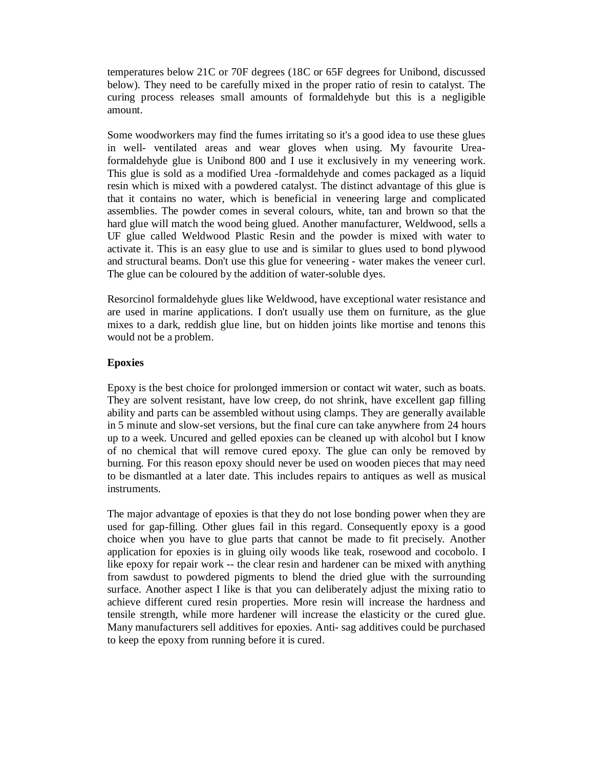temperatures below 21C or 70F degrees (18C or 65F degrees for Unibond, discussed below). They need to be carefully mixed in the proper ratio of resin to catalyst. The curing process releases small amounts of formaldehyde but this is a negligible amount.

Some woodworkers may find the fumes irritating so it's a good idea to use these glues in well- ventilated areas and wear gloves when using. My favourite Urea-formaldehyde glue is Unibond 800 and I use it exclusively in my veneering work. This glue is sold as a modified Urea -formaldehyde and comes packaged as a liquid resin which is mixed with a powdered catalyst. The distinct advantage of this glue is that it contains no water, which is beneficial in veneering large and complicated assemblies. The powder comes in several colours, white, tan and brown so that the hard glue will match the wood being glued. Another manufacturer, Weldwood, sells a UF glue called Weldwood Plastic Resin and the powder is mixed with water to activate it. This is an easy glue to use and is similar to glues used to bond plywood and structural beams. Don't use this glue for veneering - water makes the veneer curl. The glue can be coloured by the addition of water-soluble dyes.

Resorcinol formaldehyde glues like Weldwood, have exceptional water resistance and are used in marine applications. I don't usually use them on furniture, as the glue mixes to a dark, reddish glue line, but on hidden joints like mortise and tenons this would not be a problem.

**Epoxies**

Epoxy is the best choice for prolonged immersion or contact wit water, such as boats. They are solvent resistant, have low creep, do not shrink, have excellent gap filling ability and parts can be assembled without using clamps. They are generally available in 5 minute and slow-set versions, but the final cure can take anywhere from 24 hours up to a week. Uncured and gelled epoxies can be cleaned up with alcohol but I know of no chemical that will remove cured epoxy. The glue can only be removed by burning. For this reason epoxy should never be used on wooden pieces that may need to be dismantled at a later date. This includes repairs to antiques as well as musical instruments.

The major advantage of epoxies is that they do not lose bonding power when they are used for gap-filling. Other glues fail in this regard. Consequently epoxy is a good choice when you have to glue parts that cannot be made to fit precisely. Another application for epoxies is in gluing oily woods like teak, rosewood and cocobolo. I like epoxy for repair work -- the clear resin and hardener can be mixed with anything from sawdust to powdered pigments to blend the dried glue with the surrounding surface. Another aspect I like is that you can deliberately adjust the mixing ratio to achieve different cured resin properties. More resin will increase the hardness and tensile strength, while more hardener will increase the elasticity or the cured glue. Many manufacturers sell additives for epoxies. Anti- sag additives could be purchased to keep the epoxy from running before it is cured.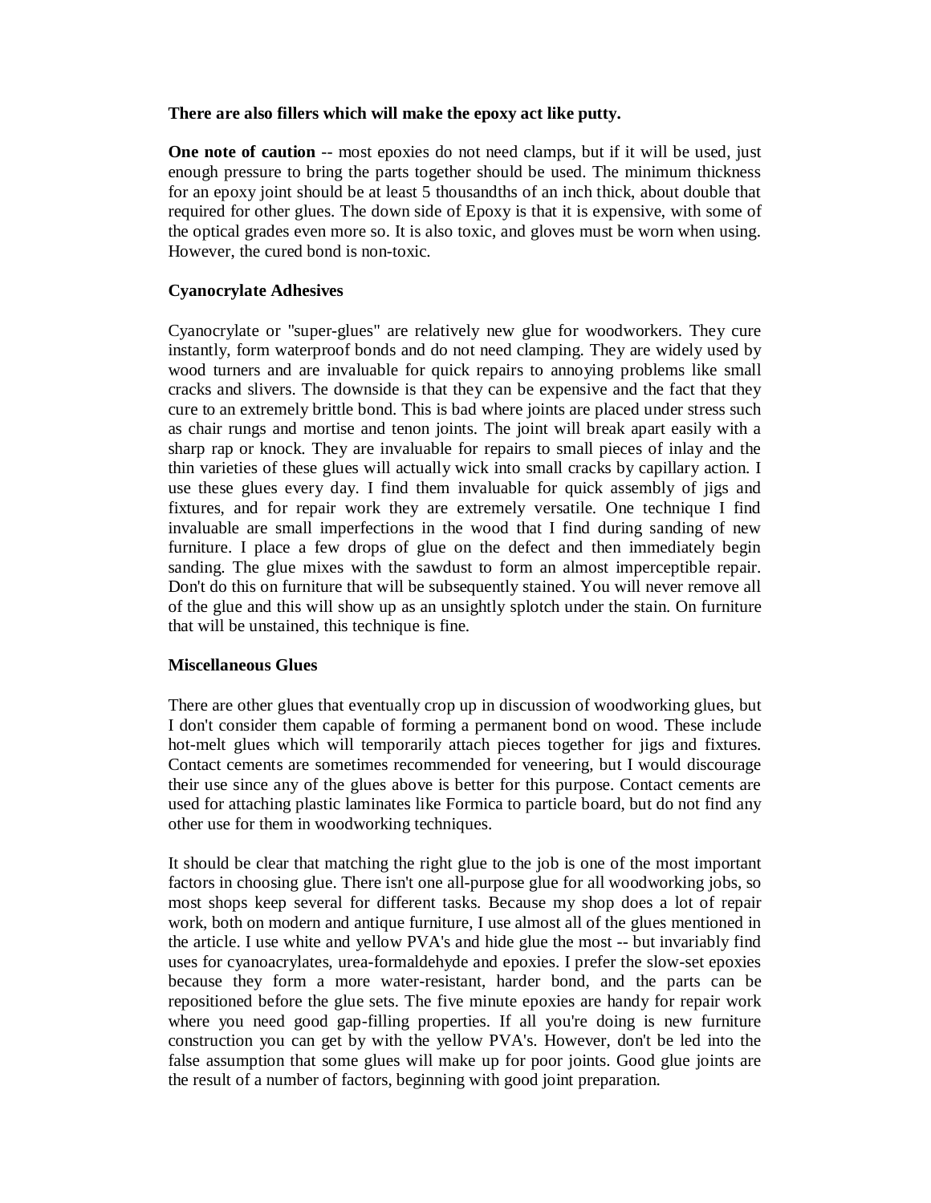**There are also fillers which will make the epoxy act like putty.**

**One note of caution** -- most epoxies do not need clamps, but if it will be used, just enough pressure to bring the parts together should be used. The minimum thickness for an epoxy joint should be at least 5 thousandths of an inch thick, about double that required for other glues. The down side of Epoxy is that it is expensive, with some of the optical grades even more so. It is also toxic, and gloves must be worn when using. However, the cured bond is non-toxic.

### Cyanocrylate Adhesives

Cyanocrylate or "super-glues" are relatively new glue for woodworkers. They cure instantly, form waterproof bonds and do not need clamping. They are widely used by wood turners and are invaluable for quick repairs to annoying problems like small cracks and slivers. The downside is that they can be expensive and the fact that they cure to an extremely brittle bond. This is bad where joints are placed under stress such as chair rungs and mortise and tenon joints. The joint will break apart easily with a sharp rap or knock. They are invaluable for repairs to small pieces of inlay and the thin varieties of these glues will actually wick into small cracks by capillary action. I use these glues every day. I find them invaluable for quick assembly of jigs and fixtures, and for repair work they are extremely versatile. One technique I find invaluable are small imperfections in the wood that I find during sanding of new furniture. I place a few drops of glue on the defect and then immediately begin sanding. The glue mixes with the sawdust to form an almost imperceptible repair. Don't do this on furniture that will be subsequently stained. You will never remove all of the glue and this will show up as an unsightly splotch under the stain. On furniture that will be unstained, this technique is fine.

### Miscellaneous Glues

There are other glues that eventually crop up in discussion of woodworking glues, but I don't consider them capable of forming a permanent bond on wood. These include hot-melt glues which will temporarily attach pieces together for jigs and fixtures. Contact cements are sometimes recommended for veneering, but I would discourage their use since any of the glues above is better for this purpose. Contact cements are used for attaching plastic laminates like Formica to particle board, but do not find any other use for them in woodworking techniques.

It should be clear that matching the right glue to the job is one of the most important factors in choosing glue. There isn't one all-purpose glue for all woodworking jobs, so most shops keep several for different tasks. Because my shop does a lot of repair work, both on modern and antique furniture, I use almost all of the glues mentioned in the article. I use white and yellow PVA's and hide glue the most -- but invariably find uses for cyanoacrylates, urea-formaldehyde and epoxies. I prefer the slow-set epoxies because they form a more water-resistant, harder bond, and the parts can be repositioned before the glue sets. The five minute epoxies are handy for repair work where you need good gap-filling properties. If all you're doing is new furniture construction you can get by with the yellow PVA's. However, don't be led into the false assumption that some glues will make up for poor joints. Good glue joints are the result of a number of factors, beginning with good joint preparation.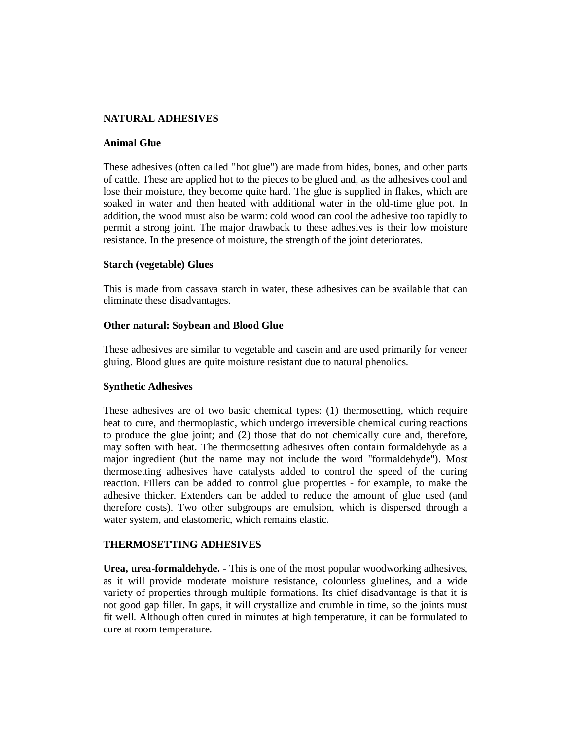## NATURAL ADHESIVES

### Animal Glue

These adhesives (often called "hot glue") are made from hides, bones, and other parts of cattle. These are applied hot to the pieces to be glued and, as the adhesives cool and lose their moisture, they become quite hard. The glue is supplied in flakes, which are soaked in water and then heated with additional water in the old-time glue pot. In addition, the wood must also be warm: cold wood can cool the adhesive too rapidly to permit a strong joint. The major drawback to these adhesives is their low moisture resistance. In the presence of moisture, the strength of the joint deteriorates.

### Starch (vegetable) Glues

This is made from cassava starch in water, these adhesives can be available that can eliminate these disadvantages.

### Other natural: Soybean and Blood Glue

These adhesives are similar to vegetable and casein and are used primarily for veneer gluing. Blood glues are quite moisture resistant due to natural phenolics.

### Synthetic Adhesives

These adhesives are of two basic chemical types: (1) thermosetting, which require heat to cure, and thermoplastic, which undergo irreversible chemical curing reactions to produce the glue joint; and (2) those that do not chemically cure and, therefore, may soften with heat. The thermosetting adhesives often contain formaldehyde as a major ingredient (but the name may not include the word "formaldehyde"). Most thermosetting adhesives have catalysts added to control the speed of the curing reaction. Fillers can be added to control glue properties - for example, to make the adhesive thicker. Extenders can be added to reduce the amount of glue used (and therefore costs). Two other subgroups are emulsion, which is dispersed through a water system, and elastomeric, which remains elastic.

## THERMOSETTING ADHESIVES

**Urea, urea-formaldehyde.** - This is one of the most popular woodworking adhesives, as it will provide moderate moisture resistance, colourless gluelines, and a wide variety of properties through multiple formations. Its chief disadvantage is that it is not good gap filler. In gaps, it will crystallize and crumble in time, so the joints must fit well. Although often cured in minutes at high temperature, it can be formulated to cure at room temperature.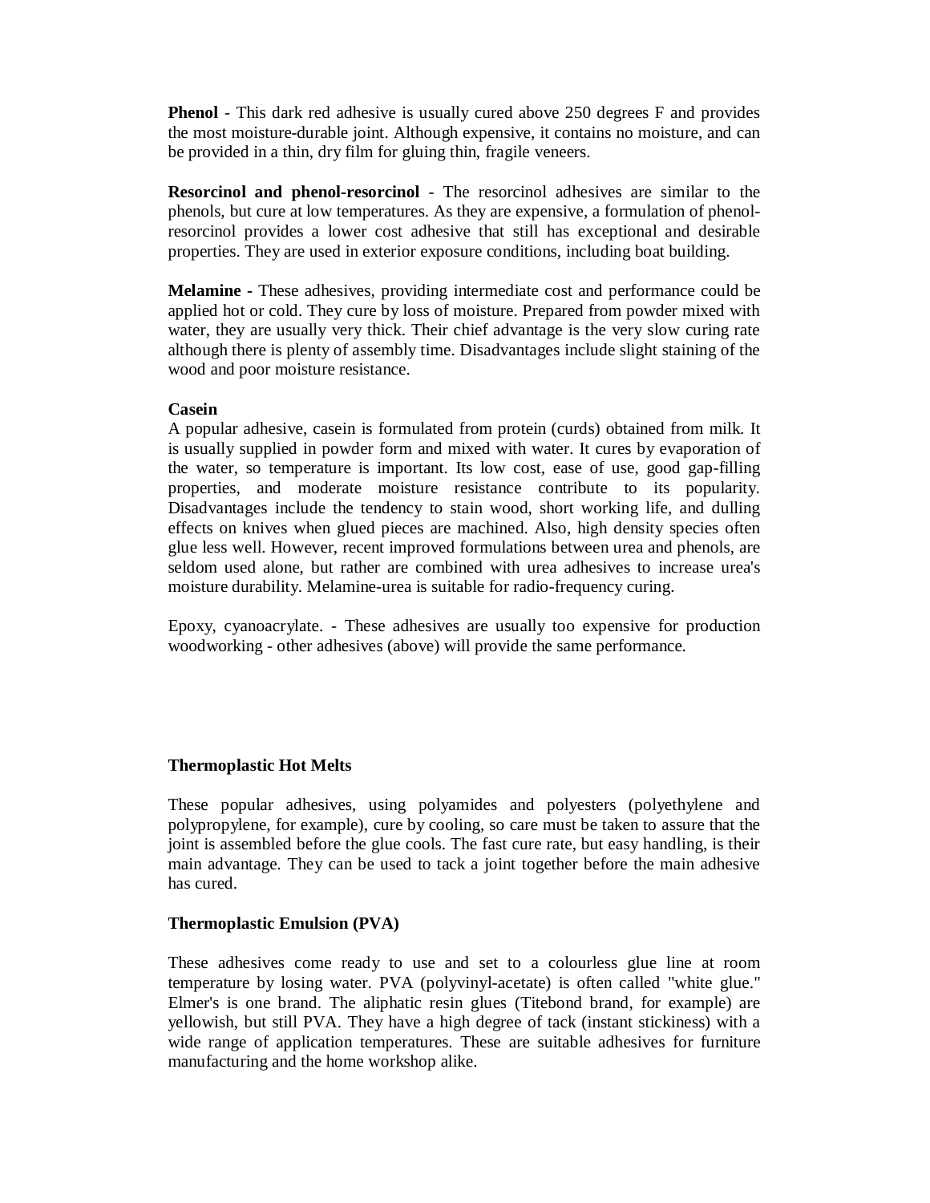**Phenol** - This dark red adhesive is usually cured above 250 degrees F and provides the most moisture-durable joint. Although expensive, it contains no moisture, and can be provided in a thin, dry film for gluing thin, fragile veneers.

**Resorcinol and phenol-resorcinol** - The resorcinol adhesives are similar to the phenols, but cure at low temperatures. As they are expensive, a formulation of phenol-resorcinol provides a lower cost adhesive that still has exceptional and desirable properties. They are used in exterior exposure conditions, including boat building.

**Melamine** - These adhesives, providing intermediate cost and performance could be applied hot or cold. They cure by loss of moisture. Prepared from powder mixed with water, they are usually very thick. Their chief advantage is the very slow curing rate although there is plenty of assembly time. Disadvantages include slight staining of the wood and poor moisture resistance.

**Casein**

A popular adhesive, casein is formulated from protein (curds) obtained from milk. It is usually supplied in powder form and mixed with water. It cures by evaporation of the water, so temperature is important. Its low cost, ease of use, good gap-filling properties, and moderate moisture resistance contribute to its popularity. Disadvantages include the tendency to stain wood, short working life, and dulling effects on knives when glued pieces are machined. Also, high density species often glue less well. However, recent improved formulations between urea and phenols, are seldom used alone, but rather are combined with urea adhesives to increase urea's moisture durability. Melamine-urea is suitable for radio-frequency curing.

Epoxy, cyanoacrylate. - These adhesives are usually too expensive for production woodworking - other adhesives (above) will provide the same performance.

**Thermoplastic Hot Melts**

These popular adhesives, using polyamides and polyesters (polyethylene and polypropylene, for example), cure by cooling, so care must be taken to assure that the joint is assembled before the glue cools. The fast cure rate, but easy handling, is their main advantage. They can be used to tack a joint together before the main adhesive has cured.

**Thermoplastic Emulsion (PVA)**

These adhesives come ready to use and set to a colourless glue line at room temperature by losing water. PVA (polyvinyl-acetate) is often called "white glue." Elmer's is one brand. The aliphatic resin glues (Titebond brand, for example) are yellowish, but still PVA. They have a high degree of tack (instant stickiness) with a wide range of application temperatures. These are suitable adhesives for furniture manufacturing and the home workshop alike.